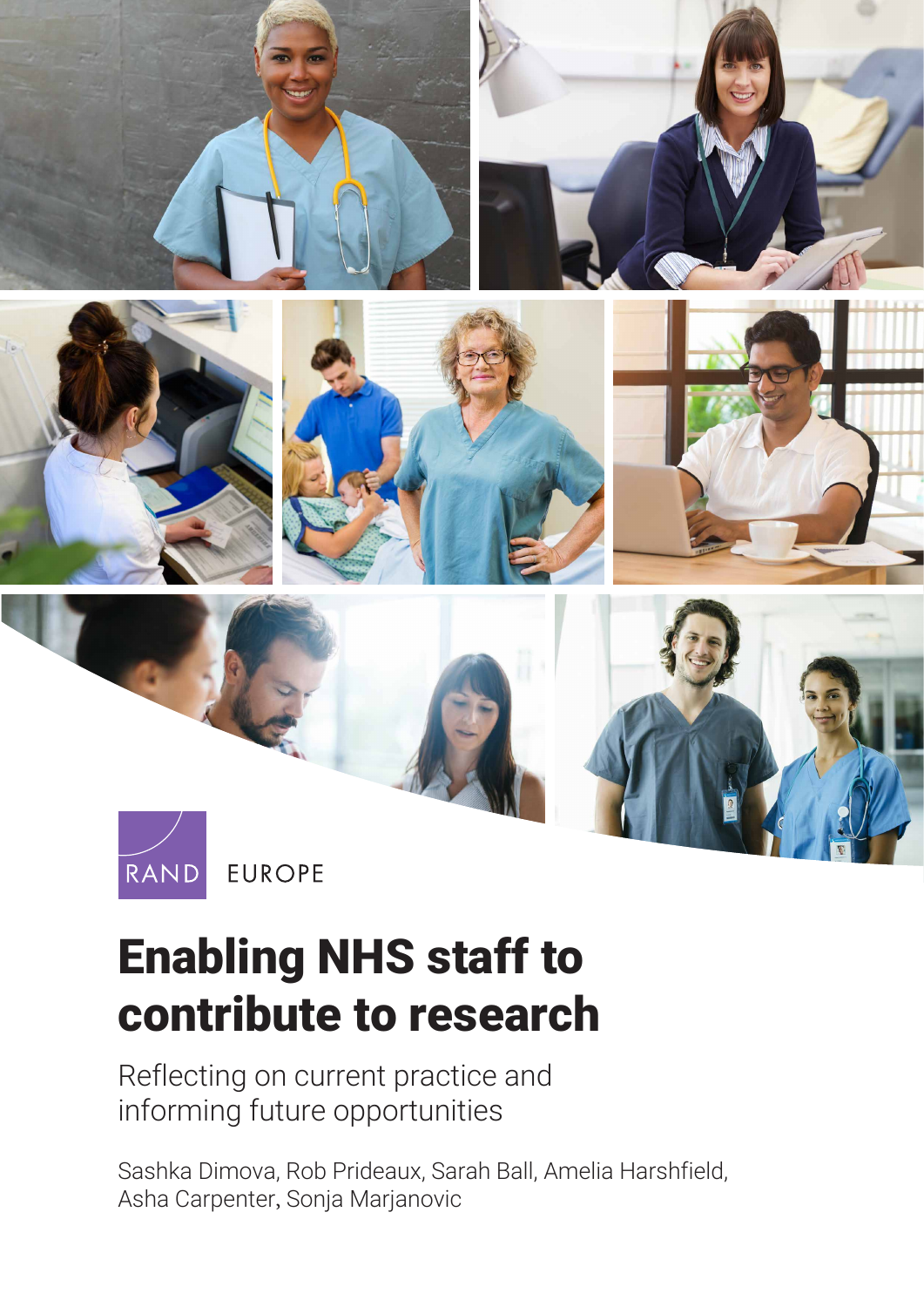RAND EUROPE

# Enabling NHS staff to contribute to research

Reflecting on current practice and informing future opportunities

Sashka Dimova, Rob Prideaux, Sarah Ball, Amelia Harshfield, Asha Carpenter, Sonja Marjanovic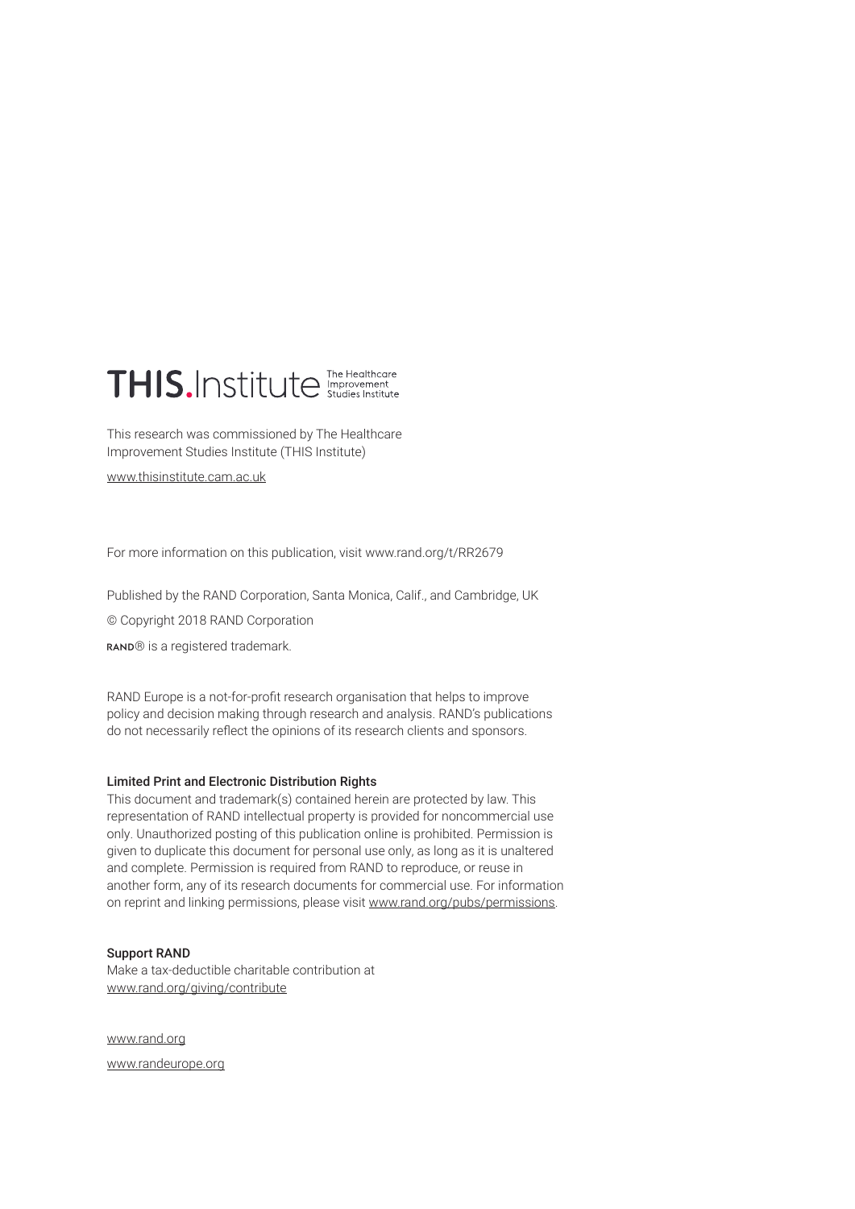THIS.Institute The Healthcare Improvement Studies Institute

This research was commissioned by The Healthcare Improvement Studies Institute (THIS Institute)

www.thisinstitute.cam.ac.uk

For more information on this publication, visit www.rand.org/t/RR2679

Published by the RAND Corporation, Santa Monica, Calif., and Cambridge, UK

© Copyright 2018 RAND Corporation

RAND® is a registered trademark.

RAND Europe is a not-for-profit research organisation that helps to improve policy and decision making through research and analysis. RAND's publications do not necessarily reflect the opinions of its research clients and sponsors.

**Limited Print and Electronic Distribution Rights**

This document and trademark(s) contained herein are protected by law. This representation of RAND intellectual property is provided for noncommercial use only. Unauthorized posting of this publication online is prohibited. Permission is given to duplicate this document for personal use only, as long as it is unaltered and complete. Permission is required from RAND to reproduce, or reuse in another form, any of its research documents for commercial use. For information on reprint and linking permissions, please visit www.rand.org/pubs/permissions.

**Support RAND**

Make a tax-deductible charitable contribution at www.rand.org/giving/contribute

www.rand.org

www.randeurope.org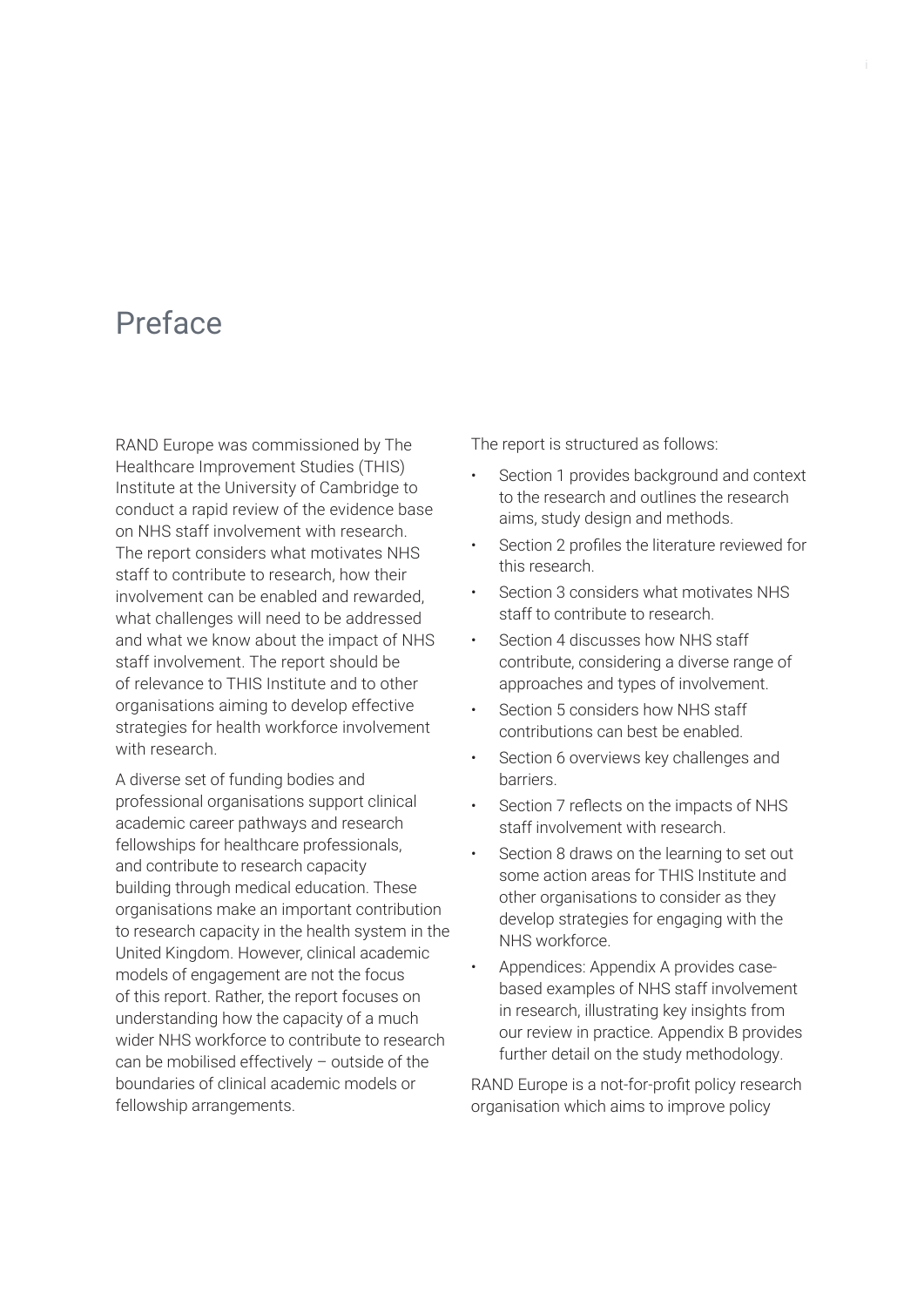# Preface

RAND Europe was commissioned by The Healthcare Improvement Studies (THIS) Institute at the University of Cambridge to conduct a rapid review of the evidence base on NHS staff involvement with research. The report considers what motivates NHS staff to contribute to research, how their involvement can be enabled and rewarded, what challenges will need to be addressed and what we know about the impact of NHS staff involvement. The report should be of relevance to THIS Institute and to other organisations aiming to develop effective strategies for health workforce involvement with research.

A diverse set of funding bodies and professional organisations support clinical academic career pathways and research fellowships for healthcare professionals, and contribute to research capacity building through medical education. These organisations make an important contribution to research capacity in the health system in the United Kingdom. However, clinical academic models of engagement are not the focus of this report. Rather, the report focuses on understanding how the capacity of a much wider NHS workforce to contribute to research can be mobilised effectively – outside of the boundaries of clinical academic models or fellowship arrangements.

The report is structured as follows:

- Section 1 provides background and context to the research and outlines the research aims, study design and methods.
- Section 2 profiles the literature reviewed for this research.
- Section 3 considers what motivates NHS staff to contribute to research.
- Section 4 discusses how NHS staff contribute, considering a diverse range of approaches and types of involvement.
- Section 5 considers how NHS staff contributions can best be enabled.
- Section 6 overviews key challenges and barriers.
- Section 7 reflects on the impacts of NHS staff involvement with research.
- Section 8 draws on the learning to set out some action areas for THIS Institute and other organisations to consider as they develop strategies for engaging with the NHS workforce.
- Appendices: Appendix A provides case-based examples of NHS staff involvement in research, illustrating key insights from our review in practice. Appendix B provides further detail on the study methodology.

RAND Europe is a not-for-profit policy research organisation which aims to improve policy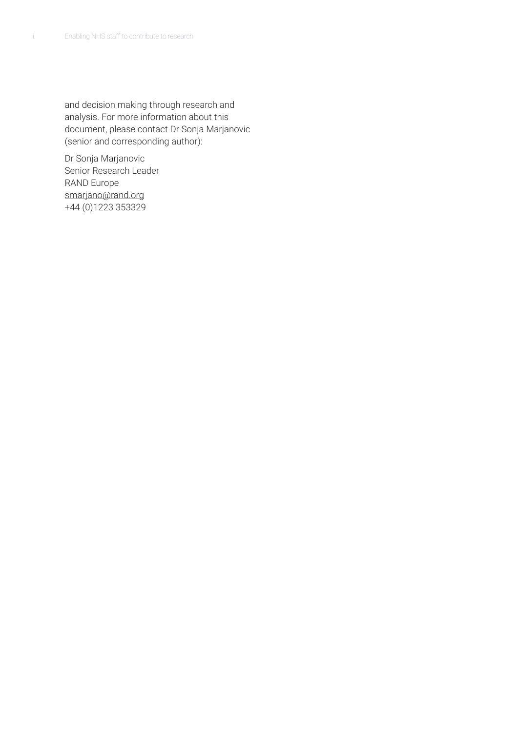and decision making through research and analysis. For more information about this document, please contact Dr Sonja Marjanovic (senior and corresponding author):

Dr Sonja Marjanovic  
Senior Research Leader  
RAND Europe  
smarjano@rand.org  
+44 (0)1223 353329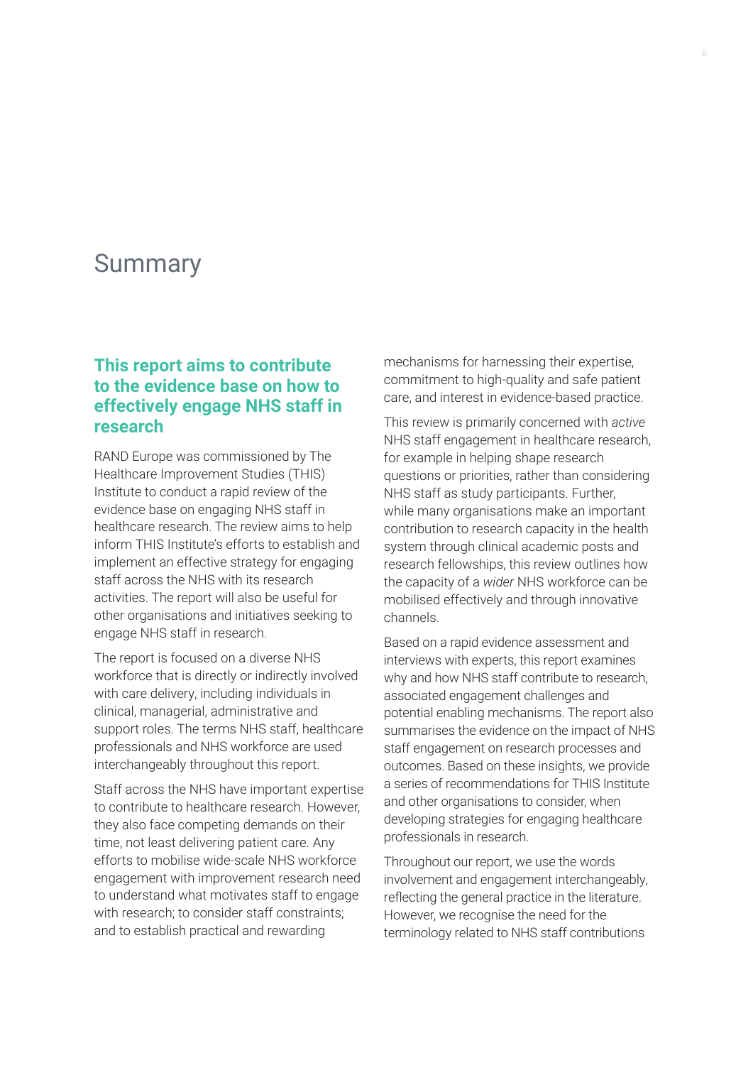# Summary

## This report aims to contribute to the evidence base on how to effectively engage NHS staff in research

RAND Europe was commissioned by The Healthcare Improvement Studies (THIS) Institute to conduct a rapid review of the evidence base on engaging NHS staff in healthcare research. The review aims to help inform THIS Institute's efforts to establish and implement an effective strategy for engaging staff across the NHS with its research activities. The report will also be useful for other organisations and initiatives seeking to engage NHS staff in research.

The report is focused on a diverse NHS workforce that is directly or indirectly involved with care delivery, including individuals in clinical, managerial, administrative and support roles. The terms NHS staff, healthcare professionals and NHS workforce are used interchangeably throughout this report.

Staff across the NHS have important expertise to contribute to healthcare research. However, they also face competing demands on their time, not least delivering patient care. Any efforts to mobilise wide-scale NHS workforce engagement with improvement research need to understand what motivates staff to engage with research; to consider staff constraints; and to establish practical and rewarding mechanisms for harnessing their expertise, commitment to high-quality and safe patient care, and interest in evidence-based practice.

This review is primarily concerned with *active* NHS staff engagement in healthcare research, for example in helping shape research questions or priorities, rather than considering NHS staff as study participants. Further, while many organisations make an important contribution to research capacity in the health system through clinical academic posts and research fellowships, this review outlines how the capacity of a *wider* NHS workforce can be mobilised effectively and through innovative channels.

Based on a rapid evidence assessment and interviews with experts, this report examines why and how NHS staff contribute to research, associated engagement challenges and potential enabling mechanisms. The report also summarises the evidence on the impact of NHS staff engagement on research processes and outcomes. Based on these insights, we provide a series of recommendations for THIS Institute and other organisations to consider, when developing strategies for engaging healthcare professionals in research.

Throughout our report, we use the words involvement and engagement interchangeably, reflecting the general practice in the literature. However, we recognise the need for the terminology related to NHS staff contributions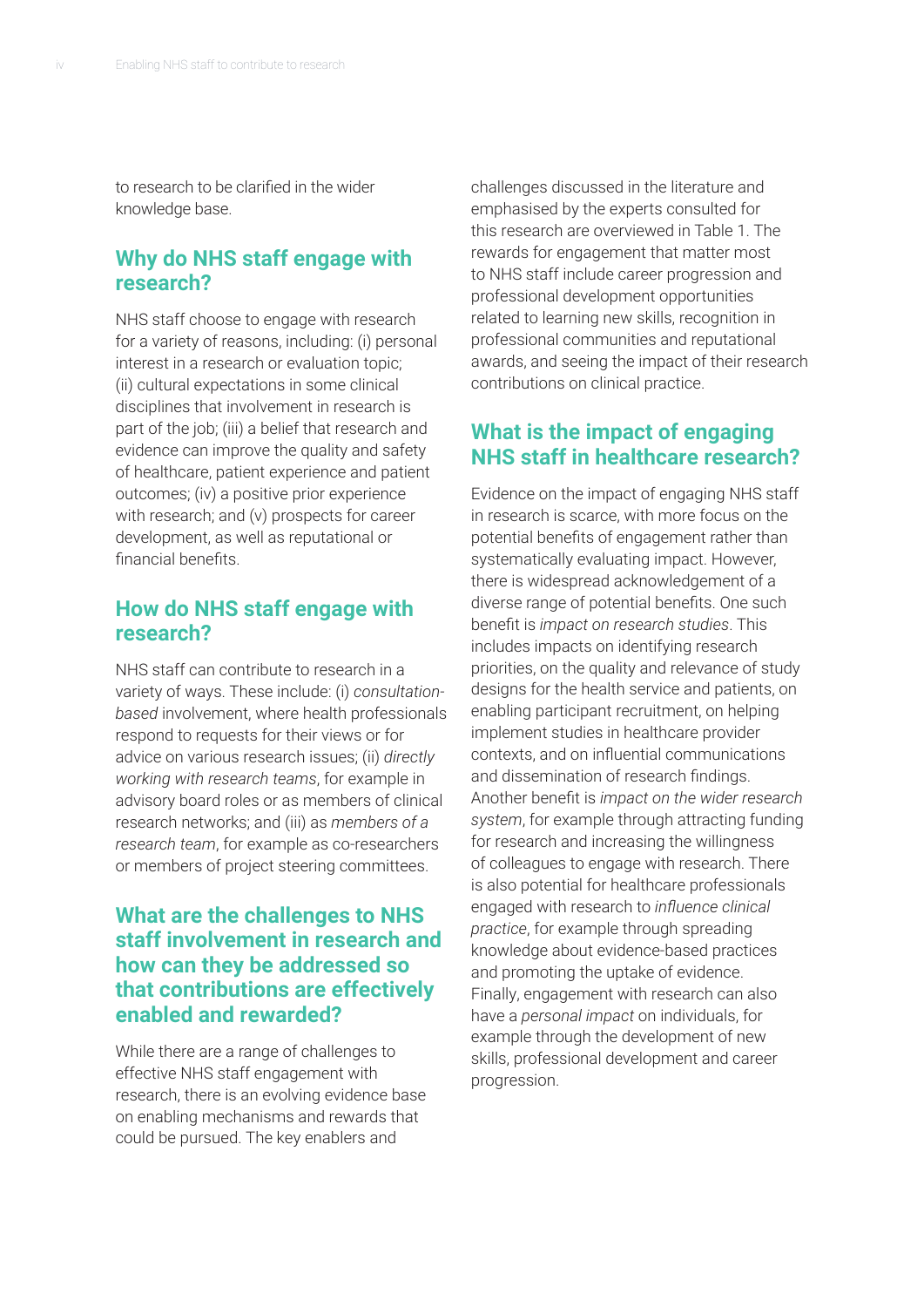to research to be clarified in the wider knowledge base.

## Why do NHS staff engage with research?

NHS staff choose to engage with research for a variety of reasons, including: (i) personal interest in a research or evaluation topic; (ii) cultural expectations in some clinical disciplines that involvement in research is part of the job; (iii) a belief that research and evidence can improve the quality and safety of healthcare, patient experience and patient outcomes; (iv) a positive prior experience with research; and (v) prospects for career development, as well as reputational or financial benefits.

## How do NHS staff engage with research?

NHS staff can contribute to research in a variety of ways. These include: (i) *consultation-based* involvement, where health professionals respond to requests for their views or for advice on various research issues; (ii) *directly working with research teams*, for example in advisory board roles or as members of clinical research networks; and (iii) as *members of a research team*, for example as co-researchers or members of project steering committees.

## What are the challenges to NHS staff involvement in research and how can they be addressed so that contributions are effectively enabled and rewarded?

While there are a range of challenges to effective NHS staff engagement with research, there is an evolving evidence base on enabling mechanisms and rewards that could be pursued. The key enablers and challenges discussed in the literature and emphasised by the experts consulted for this research are overviewed in Table 1. The rewards for engagement that matter most to NHS staff include career progression and professional development opportunities related to learning new skills, recognition in professional communities and reputational awards, and seeing the impact of their research contributions on clinical practice.

## What is the impact of engaging NHS staff in healthcare research?

Evidence on the impact of engaging NHS staff in research is scarce, with more focus on the potential benefits of engagement rather than systematically evaluating impact. However, there is widespread acknowledgement of a diverse range of potential benefits. One such benefit is *impact on research studies*. This includes impacts on identifying research priorities, on the quality and relevance of study designs for the health service and patients, on enabling participant recruitment, on helping implement studies in healthcare provider contexts, and on influential communications and dissemination of research findings. Another benefit is *impact on the wider research system*, for example through attracting funding for research and increasing the willingness of colleagues to engage with research. There is also potential for healthcare professionals engaged with research to *influence clinical practice*, for example through spreading knowledge about evidence-based practices and promoting the uptake of evidence. Finally, engagement with research can also have a *personal impact* on individuals, for example through the development of new skills, professional development and career progression.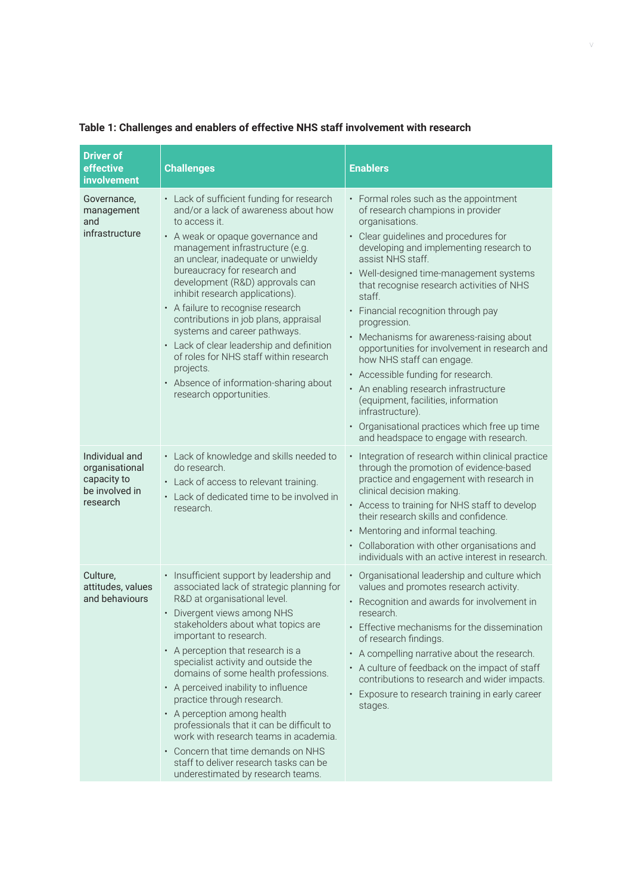**Table 1: Challenges and enablers of effective NHS staff involvement with research**

| Driver of effective involvement | Challenges | Enablers |
|---|---|---|
| Governance, management and infrastructure | • Lack of sufficient funding for research and/or a lack of awareness about how to access it.<br>• A weak or opaque governance and management infrastructure (e.g. an unclear, inadequate or unwieldy bureaucracy for research and development (R&D) approvals can inhibit research applications).<br>• A failure to recognise research contributions in job plans, appraisal systems and career pathways.<br>• Lack of clear leadership and definition of roles for NHS staff within research projects.<br>• Absence of information-sharing about research opportunities. | • Formal roles such as the appointment of research champions in provider organisations.<br>• Clear guidelines and procedures for developing and implementing research to assist NHS staff.<br>• Well-designed time-management systems that recognise research activities of NHS staff.<br>• Financial recognition through pay progression.<br>• Mechanisms for awareness-raising about opportunities for involvement in research and how NHS staff can engage.<br>• Accessible funding for research.<br>• An enabling research infrastructure (equipment, facilities, information infrastructure).<br>• Organisational practices which free up time and headspace to engage with research. |
| Individual and organisational capacity to be involved in research | • Lack of knowledge and skills needed to do research.<br>• Lack of access to relevant training.<br>• Lack of dedicated time to be involved in research. | • Integration of research within clinical practice through the promotion of evidence-based practice and engagement with research in clinical decision making.<br>• Access to training for NHS staff to develop their research skills and confidence.<br>• Mentoring and informal teaching.<br>• Collaboration with other organisations and individuals with an active interest in research. |
| Culture, attitudes, values and behaviours | • Insufficient support by leadership and associated lack of strategic planning for R&D at organisational level.<br>• Divergent views among NHS stakeholders about what topics are important to research.<br>• A perception that research is a specialist activity and outside the domains of some health professions.<br>• A perceived inability to influence practice through research.<br>• A perception among health professionals that it can be difficult to work with research teams in academia.<br>• Concern that time demands on NHS staff to deliver research tasks can be underestimated by research teams. | • Organisational leadership and culture which values and promotes research activity.<br>• Recognition and awards for involvement in research.<br>• Effective mechanisms for the dissemination of research findings.<br>• A compelling narrative about the research.<br>• A culture of feedback on the impact of staff contributions to research and wider impacts.<br>• Exposure to research training in early career stages. |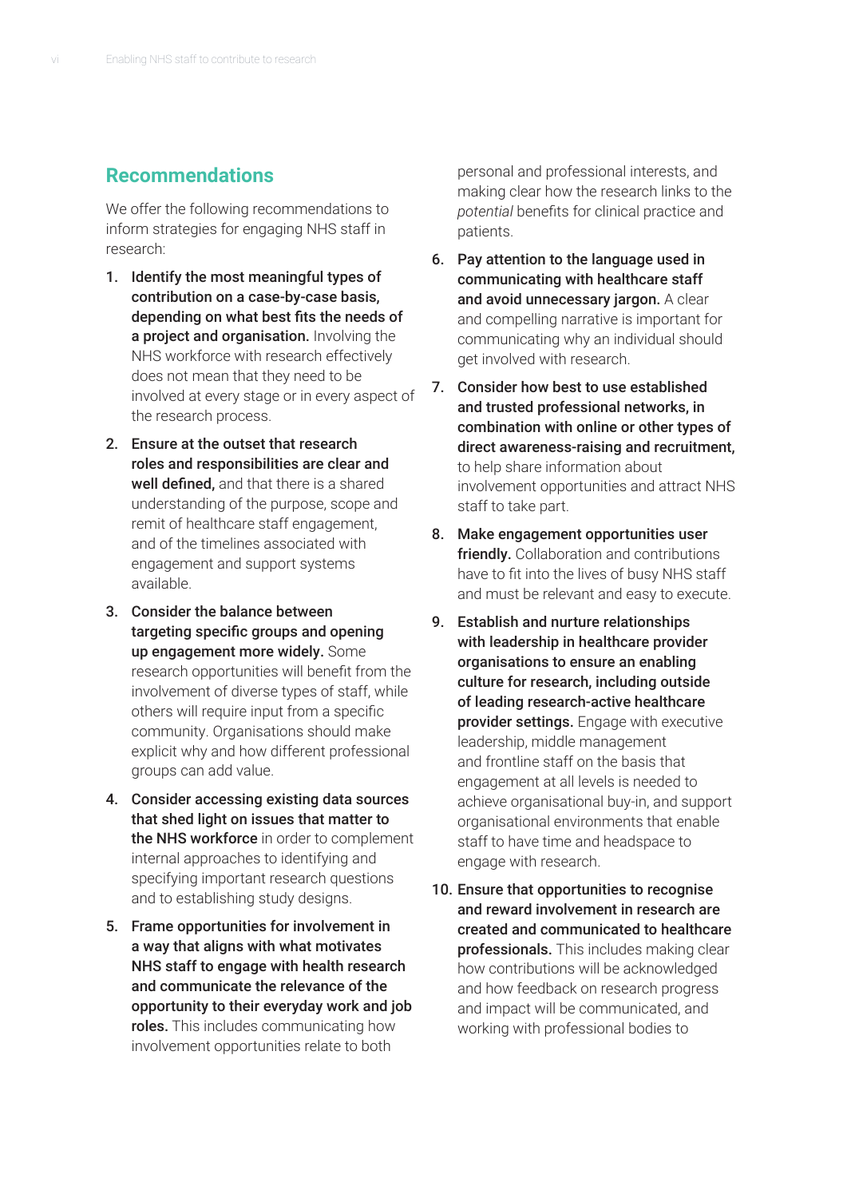## Recommendations

We offer the following recommendations to inform strategies for engaging NHS staff in research:

1. **Identify the most meaningful types of contribution on a case-by-case basis, depending on what best fits the needs of a project and organisation.** Involving the NHS workforce with research effectively does not mean that they need to be involved at every stage or in every aspect of the research process.
2. **Ensure at the outset that research roles and responsibilities are clear and well defined,** and that there is a shared understanding of the purpose, scope and remit of healthcare staff engagement, and of the timelines associated with engagement and support systems available.
3. **Consider the balance between targeting specific groups and opening up engagement more widely.** Some research opportunities will benefit from the involvement of diverse types of staff, while others will require input from a specific community. Organisations should make explicit why and how different professional groups can add value.
4. **Consider accessing existing data sources that shed light on issues that matter to the NHS workforce** in order to complement internal approaches to identifying and specifying important research questions and to establishing study designs.
5. **Frame opportunities for involvement in a way that aligns with what motivates NHS staff to engage with health research and communicate the relevance of the opportunity to their everyday work and job roles.** This includes communicating how involvement opportunities relate to both personal and professional interests, and making clear how the research links to the *potential* benefits for clinical practice and patients.
6. **Pay attention to the language used in communicating with healthcare staff and avoid unnecessary jargon.** A clear and compelling narrative is important for communicating why an individual should get involved with research.
7. **Consider how best to use established and trusted professional networks, in combination with online or other types of direct awareness-raising and recruitment,** to help share information about involvement opportunities and attract NHS staff to take part.
8. **Make engagement opportunities user friendly.** Collaboration and contributions have to fit into the lives of busy NHS staff and must be relevant and easy to execute.
9. **Establish and nurture relationships with leadership in healthcare provider organisations to ensure an enabling culture for research, including outside of leading research-active healthcare provider settings.** Engage with executive leadership, middle management and frontline staff on the basis that engagement at all levels is needed to achieve organisational buy-in, and support organisational environments that enable staff to have time and headspace to engage with research.
10. **Ensure that opportunities to recognise and reward involvement in research are created and communicated to healthcare professionals.** This includes making clear how contributions will be acknowledged and how feedback on research progress and impact will be communicated, and working with professional bodies to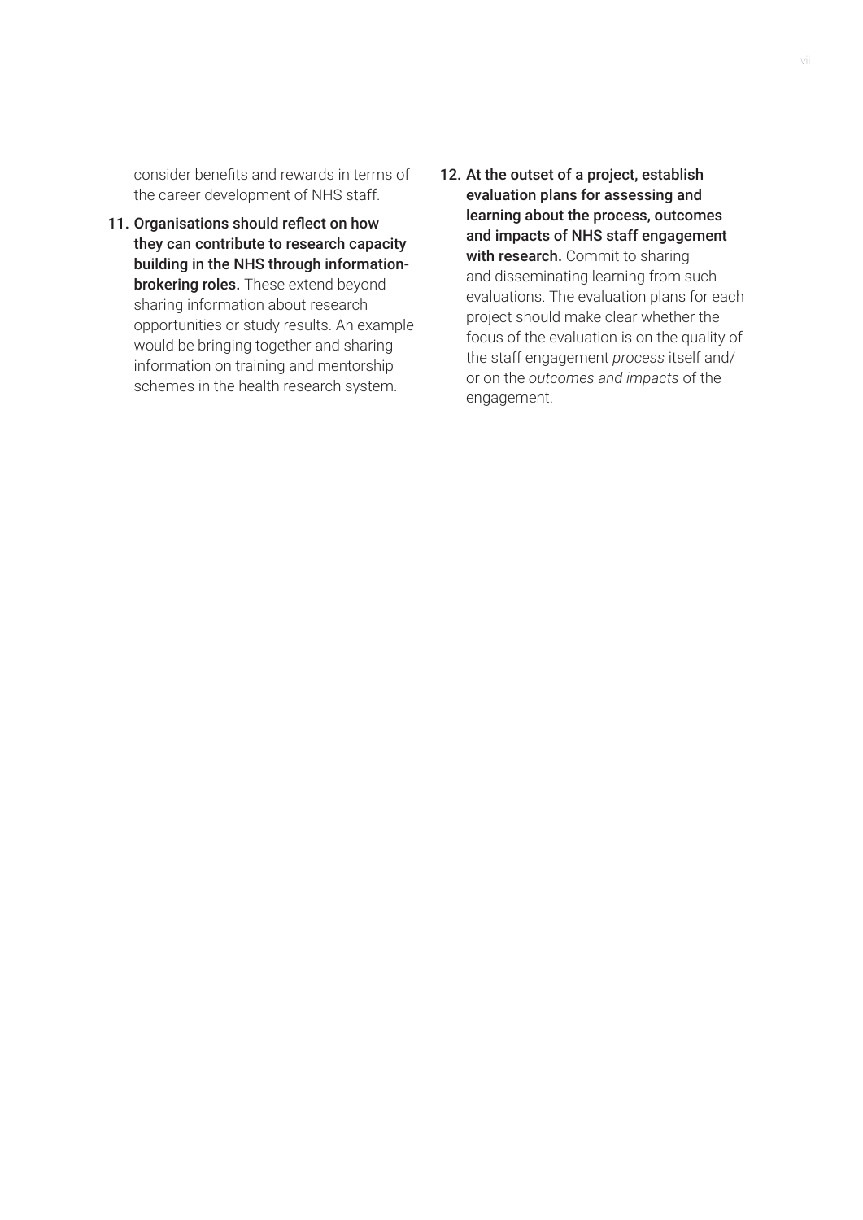consider benefits and rewards in terms of the career development of NHS staff.

11. **Organisations should reflect on how they can contribute to research capacity building in the NHS through information-brokering roles.** These extend beyond sharing information about research opportunities or study results. An example would be bringing together and sharing information on training and mentorship schemes in the health research system.

12. **At the outset of a project, establish evaluation plans for assessing and learning about the process, outcomes and impacts of NHS staff engagement with research.** Commit to sharing and disseminating learning from such evaluations. The evaluation plans for each project should make clear whether the focus of the evaluation is on the quality of the staff engagement *process* itself and/or on the *outcomes and impacts* of the engagement.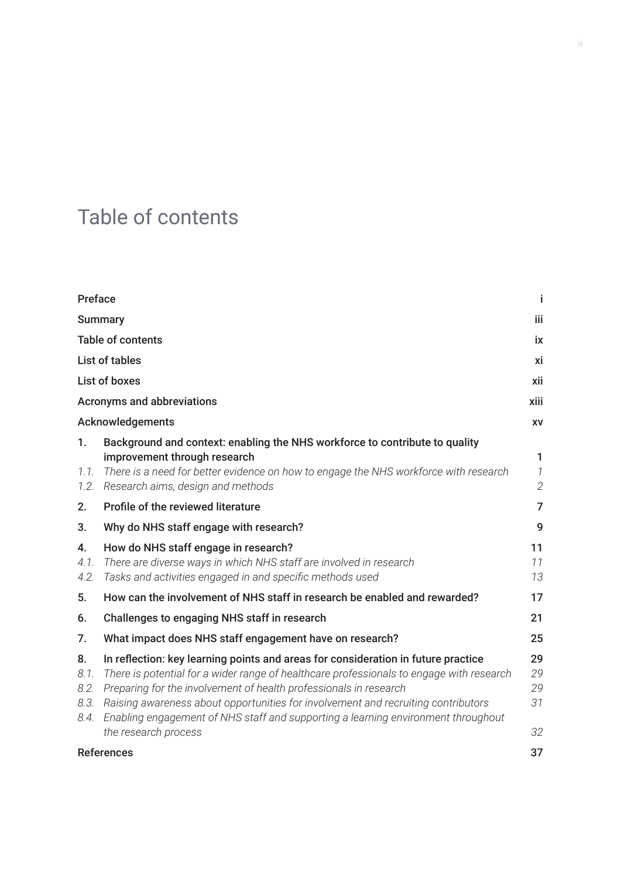# Table of contents

| | | |
|---|---|---|
| **Preface** | | **i** |
| **Summary** | | **iii** |
| **Table of contents** | | **ix** |
| **List of tables** | | **xi** |
| **List of boxes** | | **xii** |
| **Acronyms and abbreviations** | | **xiii** |
| **Acknowledgements** | | **xv** |
| **1.** | **Background and context: enabling the NHS workforce to contribute to quality improvement through research** | **1** |
| *1.1.* | *There is a need for better evidence on how to engage the NHS workforce with research* | *1* |
| *1.2.* | *Research aims, design and methods* | *2* |
| **2.** | **Profile of the reviewed literature** | **7** |
| **3.** | **Why do NHS staff engage with research?** | **9** |
| **4.** | **How do NHS staff engage in research?** | **11** |
| *4.1.* | *There are diverse ways in which NHS staff are involved in research* | *11* |
| *4.2.* | *Tasks and activities engaged in and specific methods used* | *13* |
| **5.** | **How can the involvement of NHS staff in research be enabled and rewarded?** | **17** |
| **6.** | **Challenges to engaging NHS staff in research** | **21** |
| **7.** | **What impact does NHS staff engagement have on research?** | **25** |
| **8.** | **In reflection: key learning points and areas for consideration in future practice** | **29** |
| *8.1.* | *There is potential for a wider range of healthcare professionals to engage with research* | *29* |
| *8.2.* | *Preparing for the involvement of health professionals in research* | *29* |
| *8.3.* | *Raising awareness about opportunities for involvement and recruiting contributors* | *31* |
| *8.4.* | *Enabling engagement of NHS staff and supporting a learning environment throughout the research process* | *32* |
| **References** | | **37** |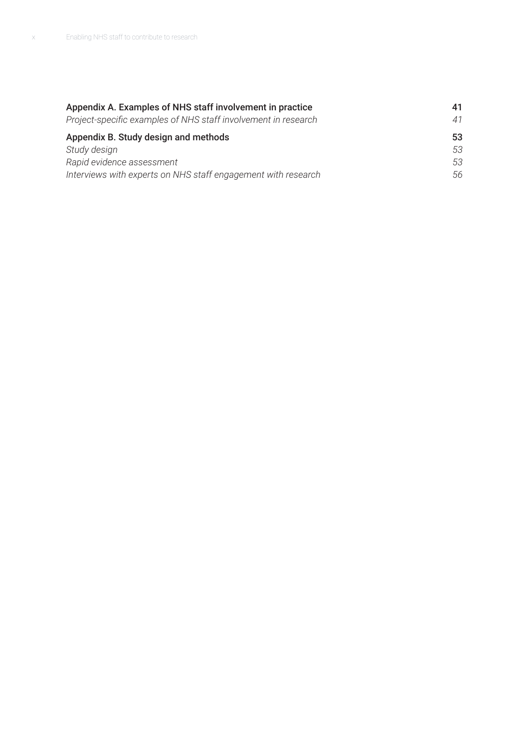**Appendix A. Examples of NHS staff involvement in practice** 41

*Project-specific examples of NHS staff involvement in research* 41

**Appendix B. Study design and methods** 53

*Study design* 53

*Rapid evidence assessment* 53

*Interviews with experts on NHS staff engagement with research* 56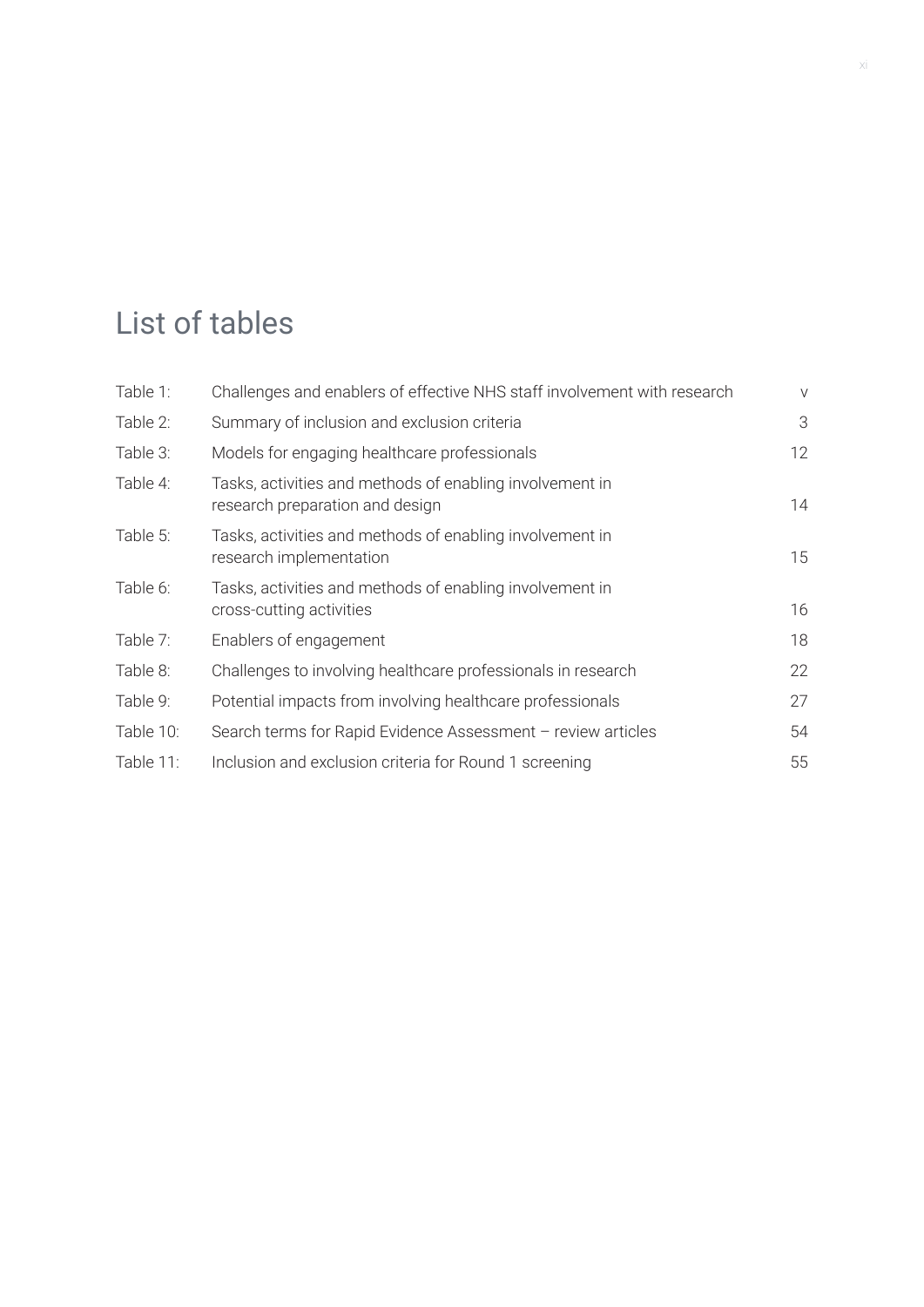# List of tables

| | | |
|---|---|---|
| Table 1: | Challenges and enablers of effective NHS staff involvement with research | v |
| Table 2: | Summary of inclusion and exclusion criteria | 3 |
| Table 3: | Models for engaging healthcare professionals | 12 |
| Table 4: | Tasks, activities and methods of enabling involvement in research preparation and design | 14 |
| Table 5: | Tasks, activities and methods of enabling involvement in research implementation | 15 |
| Table 6: | Tasks, activities and methods of enabling involvement in cross-cutting activities | 16 |
| Table 7: | Enablers of engagement | 18 |
| Table 8: | Challenges to involving healthcare professionals in research | 22 |
| Table 9: | Potential impacts from involving healthcare professionals | 27 |
| Table 10: | Search terms for Rapid Evidence Assessment – review articles | 54 |
| Table 11: | Inclusion and exclusion criteria for Round 1 screening | 55 |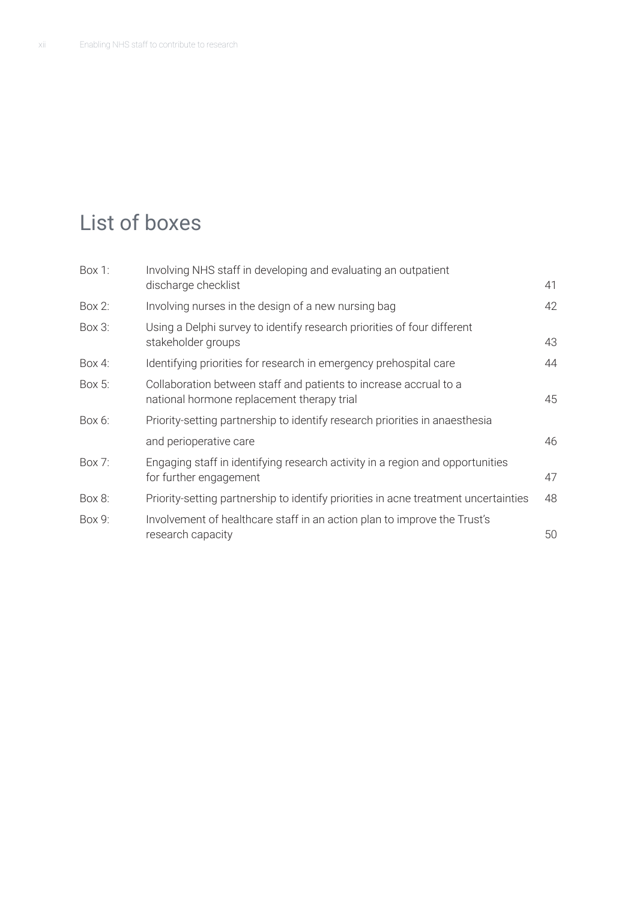# List of boxes

| | | |
|---|---|---|
| Box 1: | Involving NHS staff in developing and evaluating an outpatient discharge checklist | 41 |
| Box 2: | Involving nurses in the design of a new nursing bag | 42 |
| Box 3: | Using a Delphi survey to identify research priorities of four different stakeholder groups | 43 |
| Box 4: | Identifying priorities for research in emergency prehospital care | 44 |
| Box 5: | Collaboration between staff and patients to increase accrual to a national hormone replacement therapy trial | 45 |
| Box 6: | Priority-setting partnership to identify research priorities in anaesthesia and perioperative care | 46 |
| Box 7: | Engaging staff in identifying research activity in a region and opportunities for further engagement | 47 |
| Box 8: | Priority-setting partnership to identify priorities in acne treatment uncertainties | 48 |
| Box 9: | Involvement of healthcare staff in an action plan to improve the Trust's research capacity | 50 |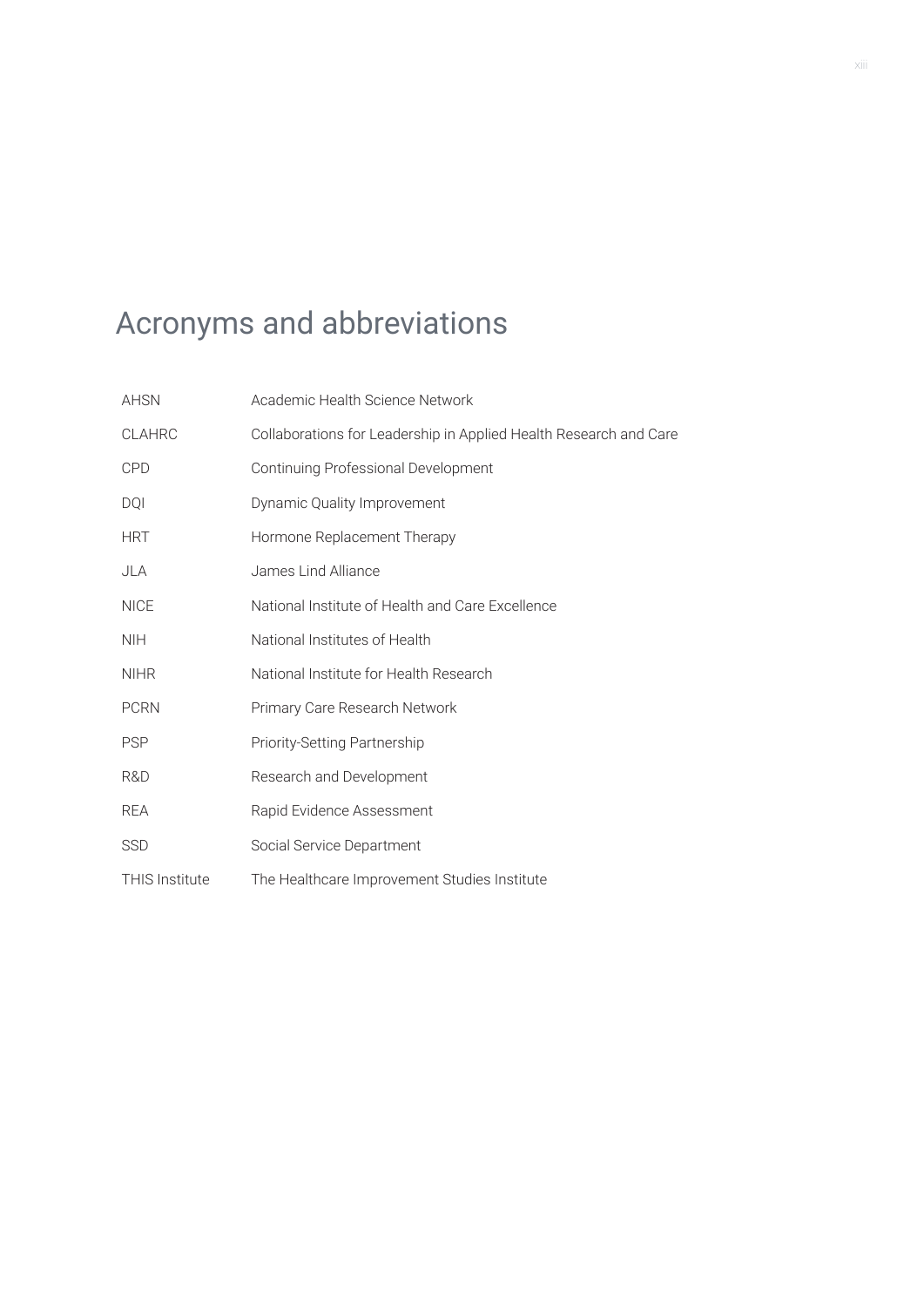# Acronyms and abbreviations

| | |
|---|---|
| AHSN | Academic Health Science Network |
| CLAHRC | Collaborations for Leadership in Applied Health Research and Care |
| CPD | Continuing Professional Development |
| DQI | Dynamic Quality Improvement |
| HRT | Hormone Replacement Therapy |
| JLA | James Lind Alliance |
| NICE | National Institute of Health and Care Excellence |
| NIH | National Institutes of Health |
| NIHR | National Institute for Health Research |
| PCRN | Primary Care Research Network |
| PSP | Priority-Setting Partnership |
| R&D | Research and Development |
| REA | Rapid Evidence Assessment |
| SSD | Social Service Department |
| THIS Institute | The Healthcare Improvement Studies Institute |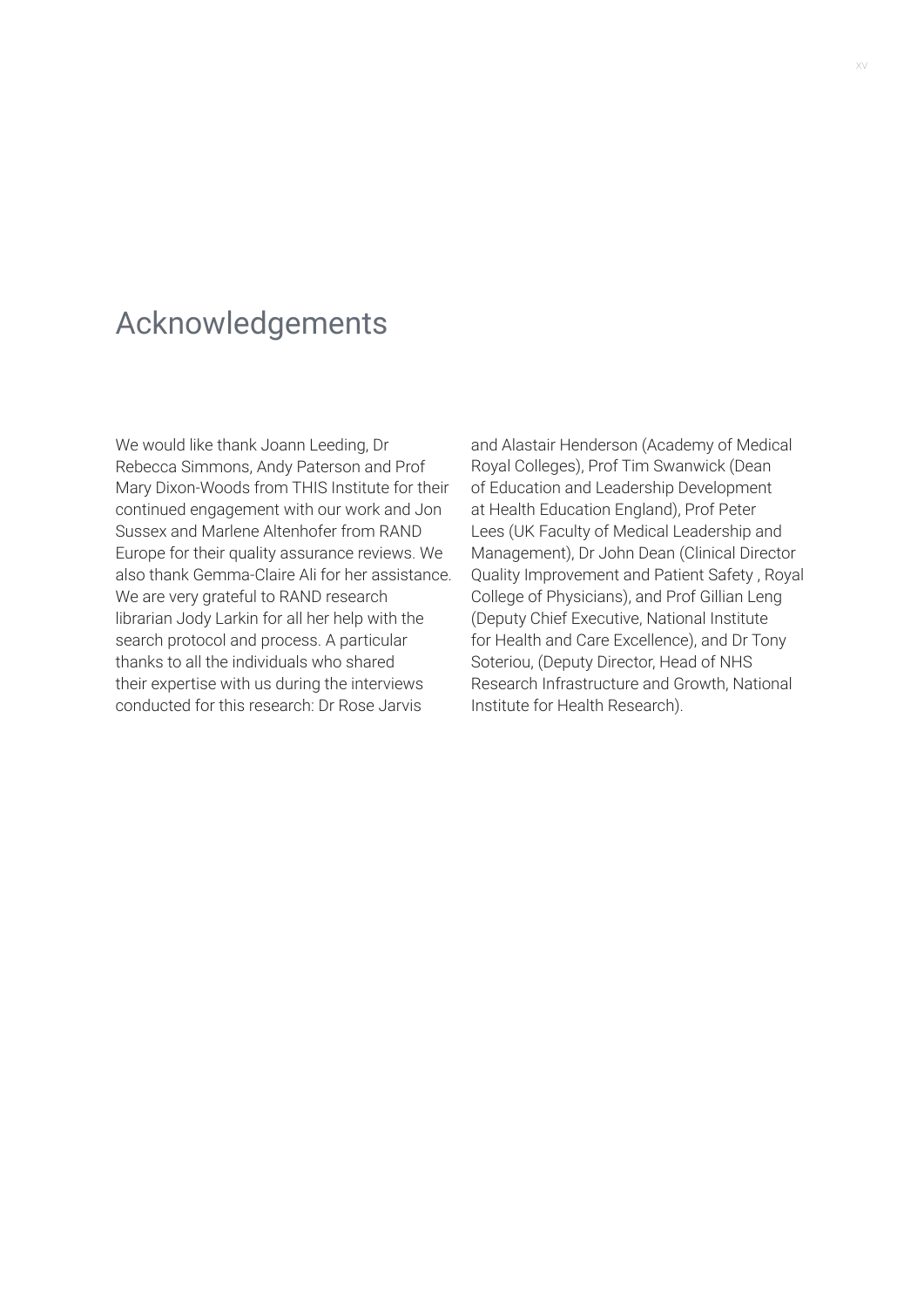# Acknowledgements

We would like thank Joann Leeding, Dr Rebecca Simmons, Andy Paterson and Prof Mary Dixon-Woods from THIS Institute for their continued engagement with our work and Jon Sussex and Marlene Altenhofer from RAND Europe for their quality assurance reviews. We also thank Gemma-Claire Ali for her assistance. We are very grateful to RAND research librarian Jody Larkin for all her help with the search protocol and process. A particular thanks to all the individuals who shared their expertise with us during the interviews conducted for this research: Dr Rose Jarvis and Alastair Henderson (Academy of Medical Royal Colleges), Prof Tim Swanwick (Dean of Education and Leadership Development at Health Education England), Prof Peter Lees (UK Faculty of Medical Leadership and Management), Dr John Dean (Clinical Director Quality Improvement and Patient Safety , Royal College of Physicians), and Prof Gillian Leng (Deputy Chief Executive, National Institute for Health and Care Excellence), and Dr Tony Soteriou, (Deputy Director, Head of NHS Research Infrastructure and Growth, National Institute for Health Research).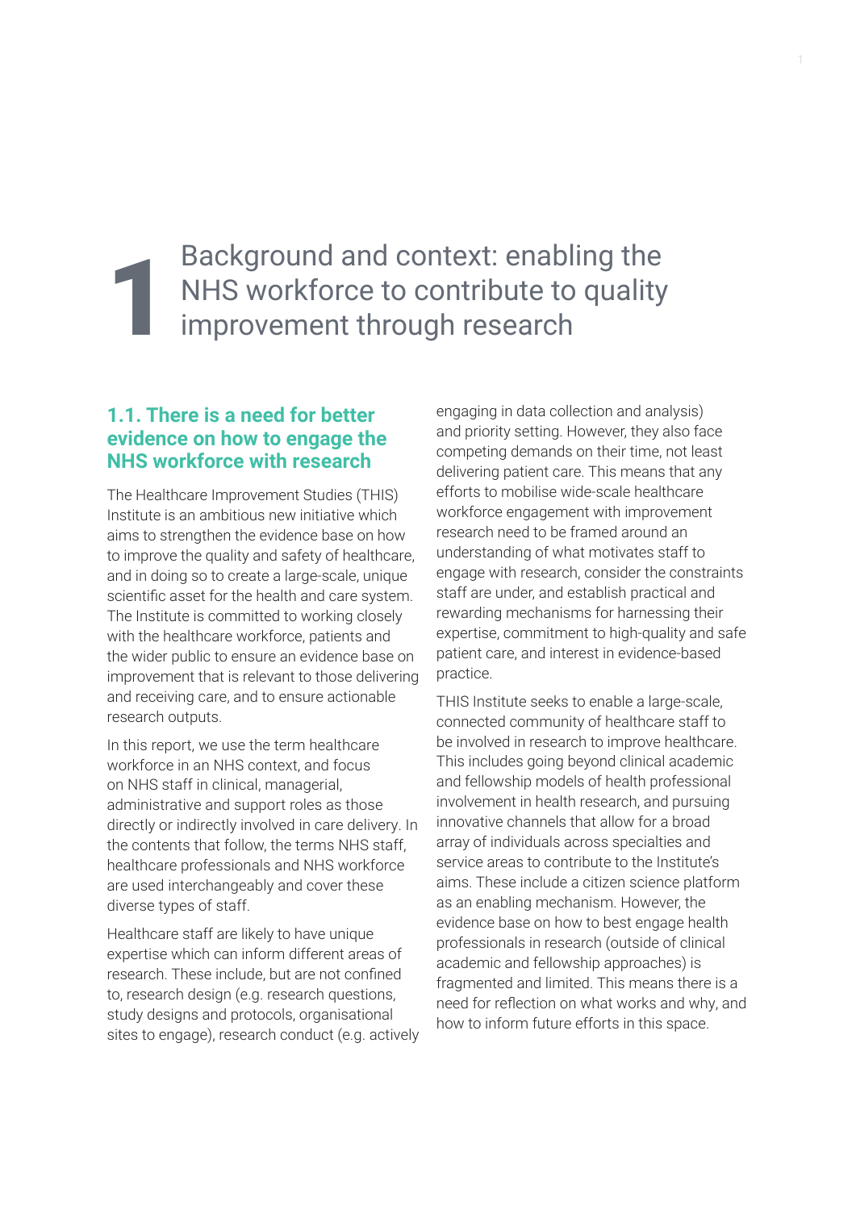# 1 Background and context: enabling the NHS workforce to contribute to quality improvement through research

## 1.1. There is a need for better evidence on how to engage the NHS workforce with research

The Healthcare Improvement Studies (THIS) Institute is an ambitious new initiative which aims to strengthen the evidence base on how to improve the quality and safety of healthcare, and in doing so to create a large-scale, unique scientific asset for the health and care system. The Institute is committed to working closely with the healthcare workforce, patients and the wider public to ensure an evidence base on improvement that is relevant to those delivering and receiving care, and to ensure actionable research outputs.

In this report, we use the term healthcare workforce in an NHS context, and focus on NHS staff in clinical, managerial, administrative and support roles as those directly or indirectly involved in care delivery. In the contents that follow, the terms NHS staff, healthcare professionals and NHS workforce are used interchangeably and cover these diverse types of staff.

Healthcare staff are likely to have unique expertise which can inform different areas of research. These include, but are not confined to, research design (e.g. research questions, study designs and protocols, organisational sites to engage), research conduct (e.g. actively engaging in data collection and analysis) and priority setting. However, they also face competing demands on their time, not least delivering patient care. This means that any efforts to mobilise wide-scale healthcare workforce engagement with improvement research need to be framed around an understanding of what motivates staff to engage with research, consider the constraints staff are under, and establish practical and rewarding mechanisms for harnessing their expertise, commitment to high-quality and safe patient care, and interest in evidence-based practice.

THIS Institute seeks to enable a large-scale, connected community of healthcare staff to be involved in research to improve healthcare. This includes going beyond clinical academic and fellowship models of health professional involvement in health research, and pursuing innovative channels that allow for a broad array of individuals across specialties and service areas to contribute to the Institute's aims. These include a citizen science platform as an enabling mechanism. However, the evidence base on how to best engage health professionals in research (outside of clinical academic and fellowship approaches) is fragmented and limited. This means there is a need for reflection on what works and why, and how to inform future efforts in this space.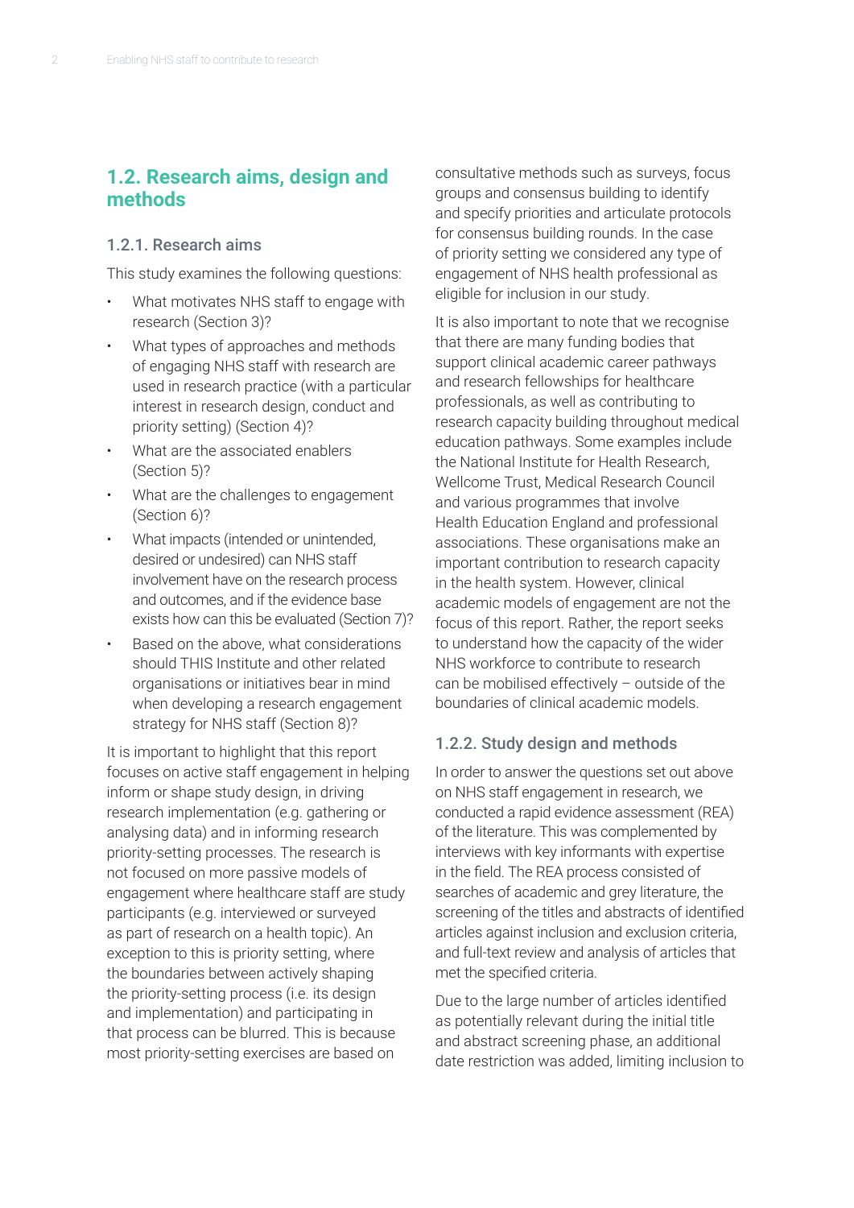## 1.2. Research aims, design and methods

### 1.2.1. Research aims

This study examines the following questions:

- What motivates NHS staff to engage with research (Section 3)?
- What types of approaches and methods of engaging NHS staff with research are used in research practice (with a particular interest in research design, conduct and priority setting) (Section 4)?
- What are the associated enablers (Section 5)?
- What are the challenges to engagement (Section 6)?
- What impacts (intended or unintended, desired or undesired) can NHS staff involvement have on the research process and outcomes, and if the evidence base exists how can this be evaluated (Section 7)?
- Based on the above, what considerations should THIS Institute and other related organisations or initiatives bear in mind when developing a research engagement strategy for NHS staff (Section 8)?

It is important to highlight that this report focuses on active staff engagement in helping inform or shape study design, in driving research implementation (e.g. gathering or analysing data) and in informing research priority-setting processes. The research is not focused on more passive models of engagement where healthcare staff are study participants (e.g. interviewed or surveyed as part of research on a health topic). An exception to this is priority setting, where the boundaries between actively shaping the priority-setting process (i.e. its design and implementation) and participating in that process can be blurred. This is because most priority-setting exercises are based on consultative methods such as surveys, focus groups and consensus building to identify and specify priorities and articulate protocols for consensus building rounds. In the case of priority setting we considered any type of engagement of NHS health professional as eligible for inclusion in our study.

It is also important to note that we recognise that there are many funding bodies that support clinical academic career pathways and research fellowships for healthcare professionals, as well as contributing to research capacity building throughout medical education pathways. Some examples include the National Institute for Health Research, Wellcome Trust, Medical Research Council and various programmes that involve Health Education England and professional associations. These organisations make an important contribution to research capacity in the health system. However, clinical academic models of engagement are not the focus of this report. Rather, the report seeks to understand how the capacity of the wider NHS workforce to contribute to research can be mobilised effectively – outside of the boundaries of clinical academic models.

### 1.2.2. Study design and methods

In order to answer the questions set out above on NHS staff engagement in research, we conducted a rapid evidence assessment (REA) of the literature. This was complemented by interviews with key informants with expertise in the field. The REA process consisted of searches of academic and grey literature, the screening of the titles and abstracts of identified articles against inclusion and exclusion criteria, and full-text review and analysis of articles that met the specified criteria.

Due to the large number of articles identified as potentially relevant during the initial title and abstract screening phase, an additional date restriction was added, limiting inclusion to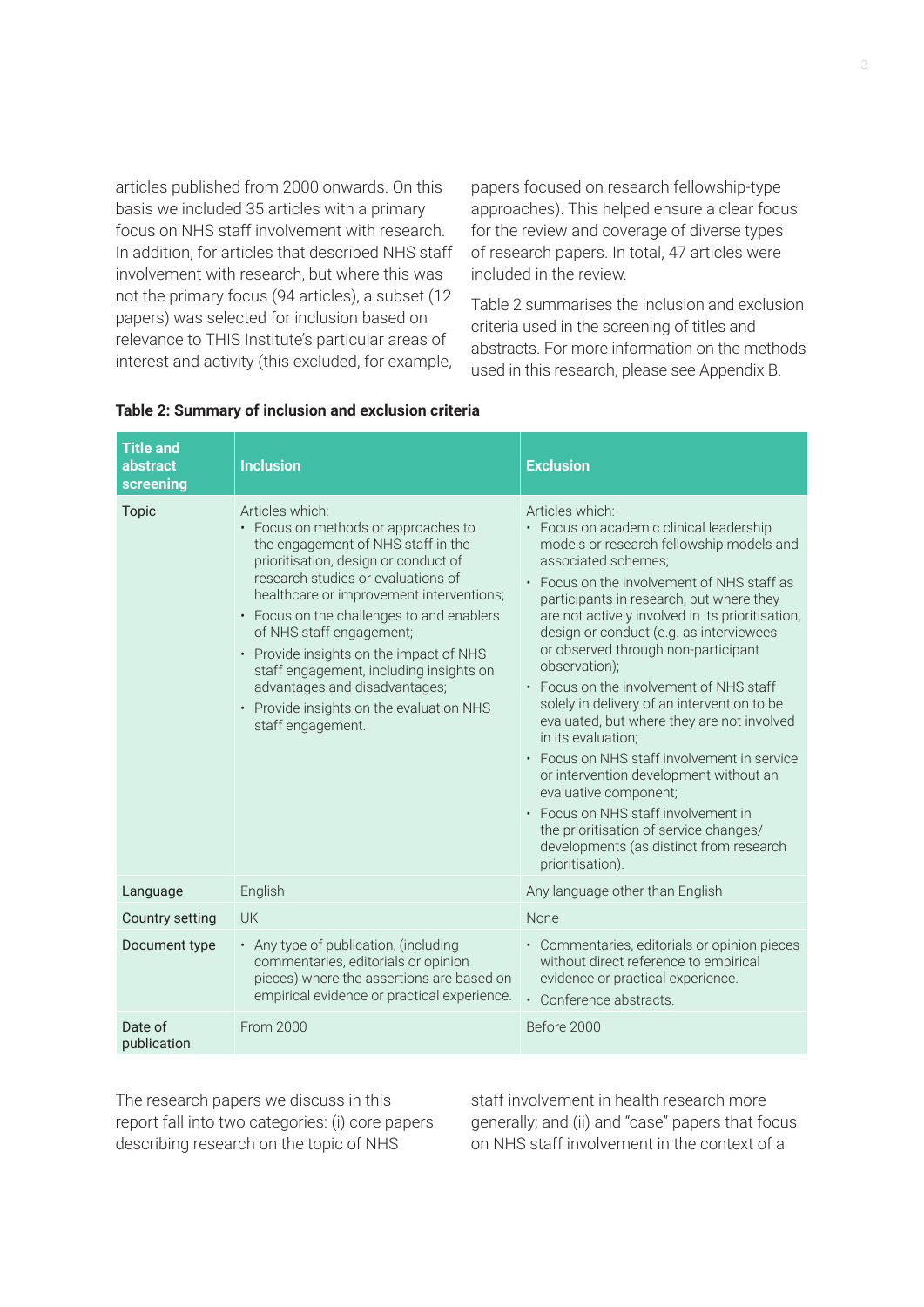articles published from 2000 onwards. On this basis we included 35 articles with a primary focus on NHS staff involvement with research. In addition, for articles that described NHS staff involvement with research, but where this was not the primary focus (94 articles), a subset (12 papers) was selected for inclusion based on relevance to THIS Institute's particular areas of interest and activity (this excluded, for example, papers focused on research fellowship-type approaches). This helped ensure a clear focus for the review and coverage of diverse types of research papers. In total, 47 articles were included in the review.

Table 2 summarises the inclusion and exclusion criteria used in the screening of titles and abstracts. For more information on the methods used in this research, please see Appendix B.

**Table 2: Summary of inclusion and exclusion criteria**

| Title and abstract screening | Inclusion | Exclusion |
|---|---|---|
| Topic | Articles which:<br>• Focus on methods or approaches to the engagement of NHS staff in the prioritisation, design or conduct of research studies or evaluations of healthcare or improvement interventions;<br>• Focus on the challenges to and enablers of NHS staff engagement;<br>• Provide insights on the impact of NHS staff engagement, including insights on advantages and disadvantages;<br>• Provide insights on the evaluation NHS staff engagement. | Articles which:<br>• Focus on academic clinical leadership models or research fellowship models and associated schemes;<br>• Focus on the involvement of NHS staff as participants in research, but where they are not actively involved in its prioritisation, design or conduct (e.g. as interviewees or observed through non-participant observation);<br>• Focus on the involvement of NHS staff solely in delivery of an intervention to be evaluated, but where they are not involved in its evaluation;<br>• Focus on NHS staff involvement in service or intervention development without an evaluative component;<br>• Focus on NHS staff involvement in the prioritisation of service changes/ developments (as distinct from research prioritisation). |
| Language | English | Any language other than English |
| Country setting | UK | None |
| Document type | • Any type of publication, (including commentaries, editorials or opinion pieces) where the assertions are based on empirical evidence or practical experience. | • Commentaries, editorials or opinion pieces without direct reference to empirical evidence or practical experience.<br>• Conference abstracts. |
| Date of publication | From 2000 | Before 2000 |

The research papers we discuss in this report fall into two categories: (i) core papers describing research on the topic of NHS staff involvement in health research more generally; and (ii) and "case" papers that focus on NHS staff involvement in the context of a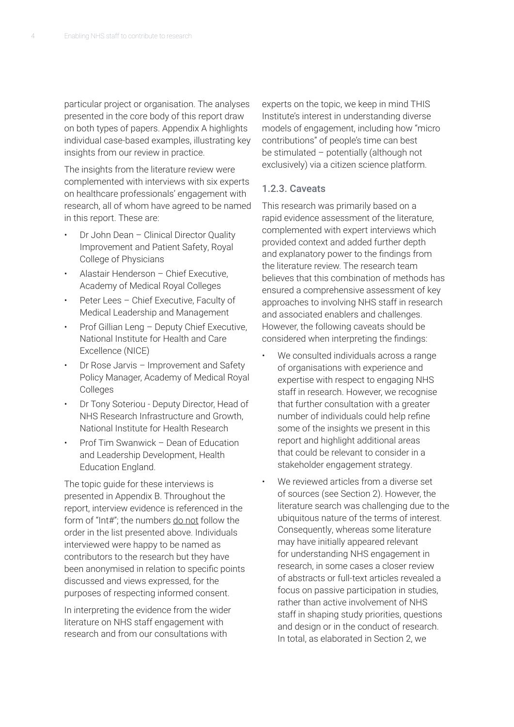particular project or organisation. The analyses presented in the core body of this report draw on both types of papers. Appendix A highlights individual case-based examples, illustrating key insights from our review in practice.

The insights from the literature review were complemented with interviews with six experts on healthcare professionals' engagement with research, all of whom have agreed to be named in this report. These are:

- Dr John Dean – Clinical Director Quality Improvement and Patient Safety, Royal College of Physicians
- Alastair Henderson – Chief Executive, Academy of Medical Royal Colleges
- Peter Lees – Chief Executive, Faculty of Medical Leadership and Management
- Prof Gillian Leng – Deputy Chief Executive, National Institute for Health and Care Excellence (NICE)
- Dr Rose Jarvis – Improvement and Safety Policy Manager, Academy of Medical Royal Colleges
- Dr Tony Soteriou - Deputy Director, Head of NHS Research Infrastructure and Growth, National Institute for Health Research
- Prof Tim Swanwick – Dean of Education and Leadership Development, Health Education England.

The topic guide for these interviews is presented in Appendix B. Throughout the report, interview evidence is referenced in the form of "Int#"; the numbers <u>do not</u> follow the order in the list presented above. Individuals interviewed were happy to be named as contributors to the research but they have been anonymised in relation to specific points discussed and views expressed, for the purposes of respecting informed consent.

In interpreting the evidence from the wider literature on NHS staff engagement with research and from our consultations with experts on the topic, we keep in mind THIS Institute's interest in understanding diverse models of engagement, including how "micro contributions" of people's time can best be stimulated – potentially (although not exclusively) via a citizen science platform.

### 1.2.3. Caveats

This research was primarily based on a rapid evidence assessment of the literature, complemented with expert interviews which provided context and added further depth and explanatory power to the findings from the literature review. The research team believes that this combination of methods has ensured a comprehensive assessment of key approaches to involving NHS staff in research and associated enablers and challenges. However, the following caveats should be considered when interpreting the findings:

- We consulted individuals across a range of organisations with experience and expertise with respect to engaging NHS staff in research. However, we recognise that further consultation with a greater number of individuals could help refine some of the insights we present in this report and highlight additional areas that could be relevant to consider in a stakeholder engagement strategy.
- We reviewed articles from a diverse set of sources (see Section 2). However, the literature search was challenging due to the ubiquitous nature of the terms of interest. Consequently, whereas some literature may have initially appeared relevant for understanding NHS engagement in research, in some cases a closer review of abstracts or full-text articles revealed a focus on passive participation in studies, rather than active involvement of NHS staff in shaping study priorities, questions and design or in the conduct of research. In total, as elaborated in Section 2, we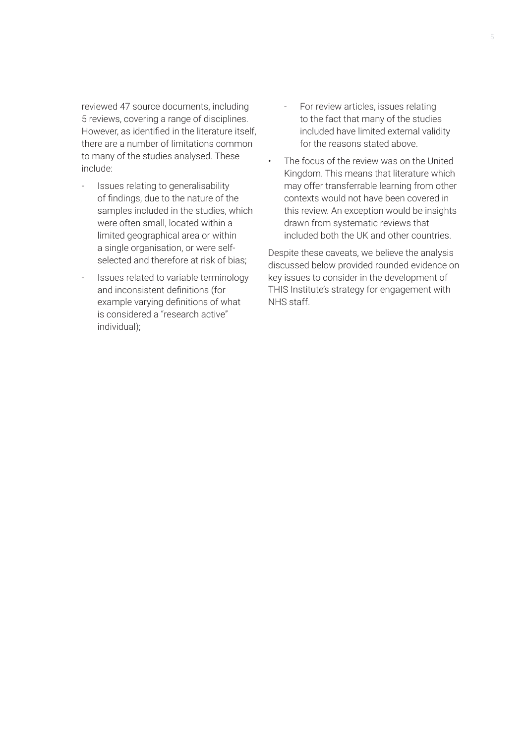reviewed 47 source documents, including 5 reviews, covering a range of disciplines. However, as identified in the literature itself, there are a number of limitations common to many of the studies analysed. These include:

- Issues relating to generalisability of findings, due to the nature of the samples included in the studies, which were often small, located within a limited geographical area or within a single organisation, or were self-selected and therefore at risk of bias;
- Issues related to variable terminology and inconsistent definitions (for example varying definitions of what is considered a "research active" individual);
- For review articles, issues relating to the fact that many of the studies included have limited external validity for the reasons stated above.

- The focus of the review was on the United Kingdom. This means that literature which may offer transferrable learning from other contexts would not have been covered in this review. An exception would be insights drawn from systematic reviews that included both the UK and other countries.

Despite these caveats, we believe the analysis discussed below provided rounded evidence on key issues to consider in the development of THIS Institute's strategy for engagement with NHS staff.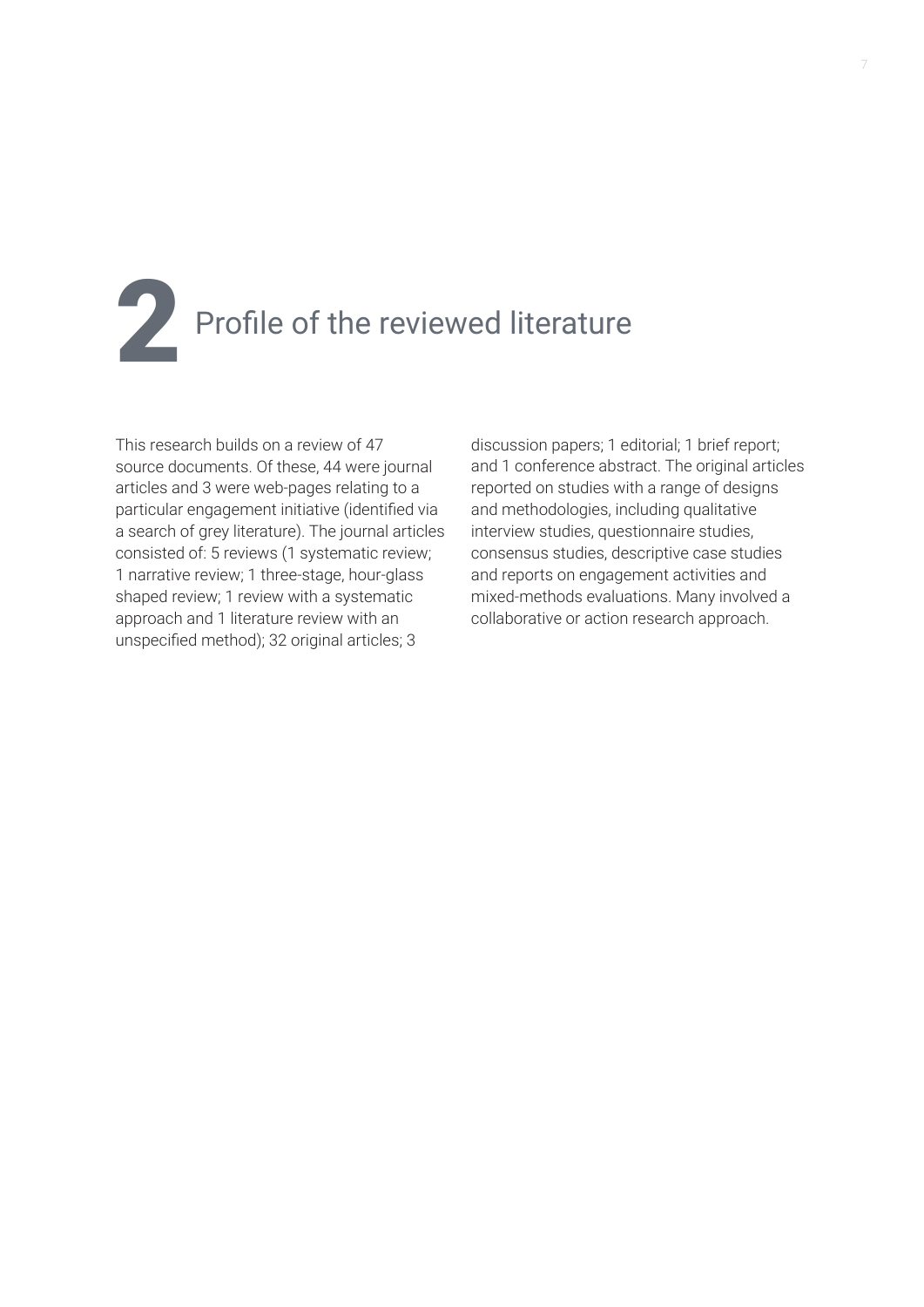# 2 Profile of the reviewed literature

This research builds on a review of 47 source documents. Of these, 44 were journal articles and 3 were web-pages relating to a particular engagement initiative (identified via a search of grey literature). The journal articles consisted of: 5 reviews (1 systematic review; 1 narrative review; 1 three-stage, hour-glass shaped review; 1 review with a systematic approach and 1 literature review with an unspecified method); 32 original articles; 3 discussion papers; 1 editorial; 1 brief report; and 1 conference abstract. The original articles reported on studies with a range of designs and methodologies, including qualitative interview studies, questionnaire studies, consensus studies, descriptive case studies and reports on engagement activities and mixed-methods evaluations. Many involved a collaborative or action research approach.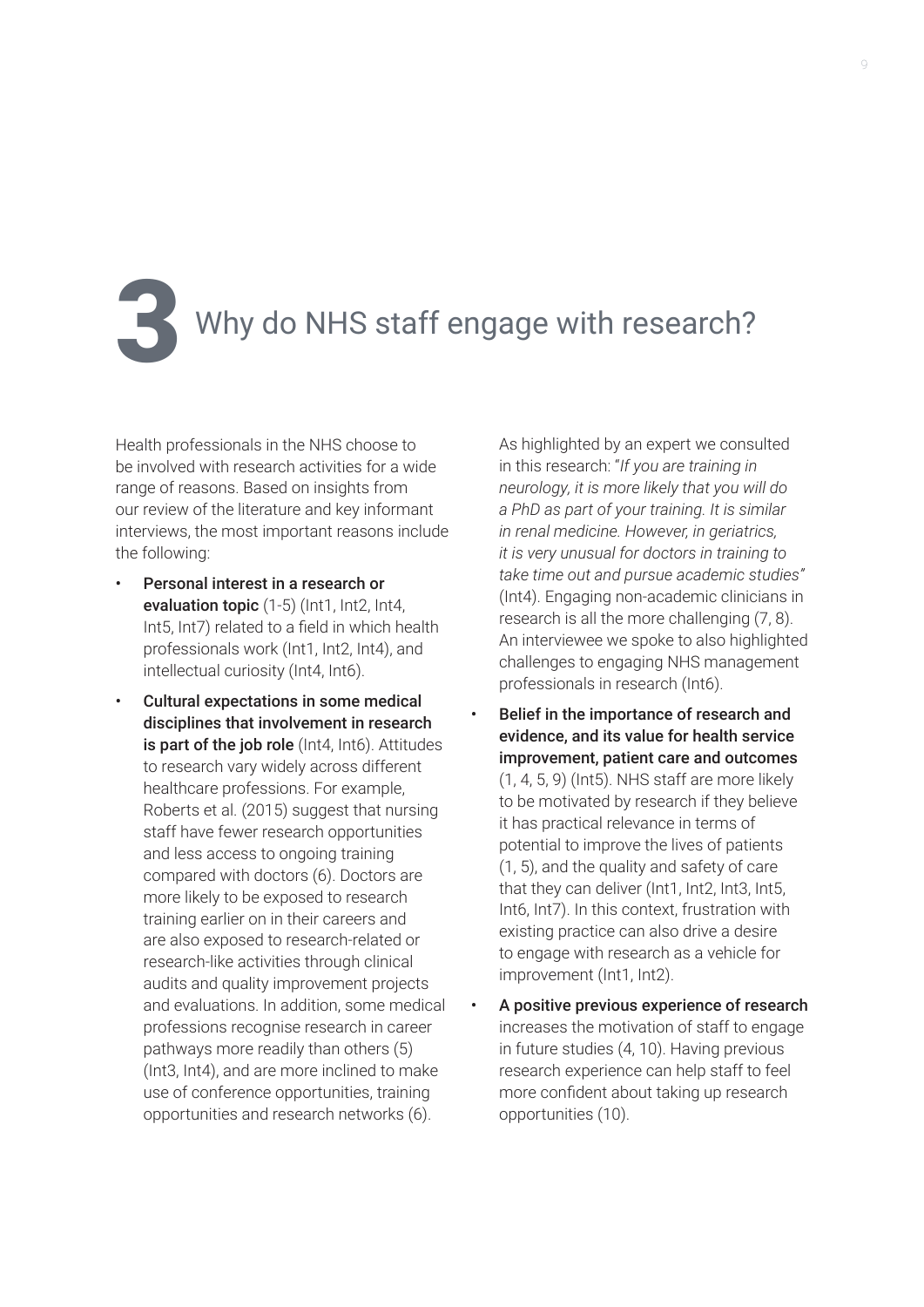# 3 Why do NHS staff engage with research?

Health professionals in the NHS choose to be involved with research activities for a wide range of reasons. Based on insights from our review of the literature and key informant interviews, the most important reasons include the following:

- **Personal interest in a research or evaluation topic** (1-5) (Int1, Int2, Int4, Int5, Int7) related to a field in which health professionals work (Int1, Int2, Int4), and intellectual curiosity (Int4, Int6).
- **Cultural expectations in some medical disciplines that involvement in research is part of the job role** (Int4, Int6). Attitudes to research vary widely across different healthcare professions. For example, Roberts et al. (2015) suggest that nursing staff have fewer research opportunities and less access to ongoing training compared with doctors (6). Doctors are more likely to be exposed to research training earlier on in their careers and are also exposed to research-related or research-like activities through clinical audits and quality improvement projects and evaluations. In addition, some medical professions recognise research in career pathways more readily than others (5) (Int3, Int4), and are more inclined to make use of conference opportunities, training opportunities and research networks (6).

  As highlighted by an expert we consulted in this research: "*If you are training in neurology, it is more likely that you will do a PhD as part of your training. It is similar in renal medicine. However, in geriatrics, it is very unusual for doctors in training to take time out and pursue academic studies*" (Int4). Engaging non-academic clinicians in research is all the more challenging (7, 8). An interviewee we spoke to also highlighted challenges to engaging NHS management professionals in research (Int6).
- **Belief in the importance of research and evidence, and its value for health service improvement, patient care and outcomes** (1, 4, 5, 9) (Int5). NHS staff are more likely to be motivated by research if they believe it has practical relevance in terms of potential to improve the lives of patients (1, 5), and the quality and safety of care that they can deliver (Int1, Int2, Int3, Int5, Int6, Int7). In this context, frustration with existing practice can also drive a desire to engage with research as a vehicle for improvement (Int1, Int2).
- **A positive previous experience of research** increases the motivation of staff to engage in future studies (4, 10). Having previous research experience can help staff to feel more confident about taking up research opportunities (10).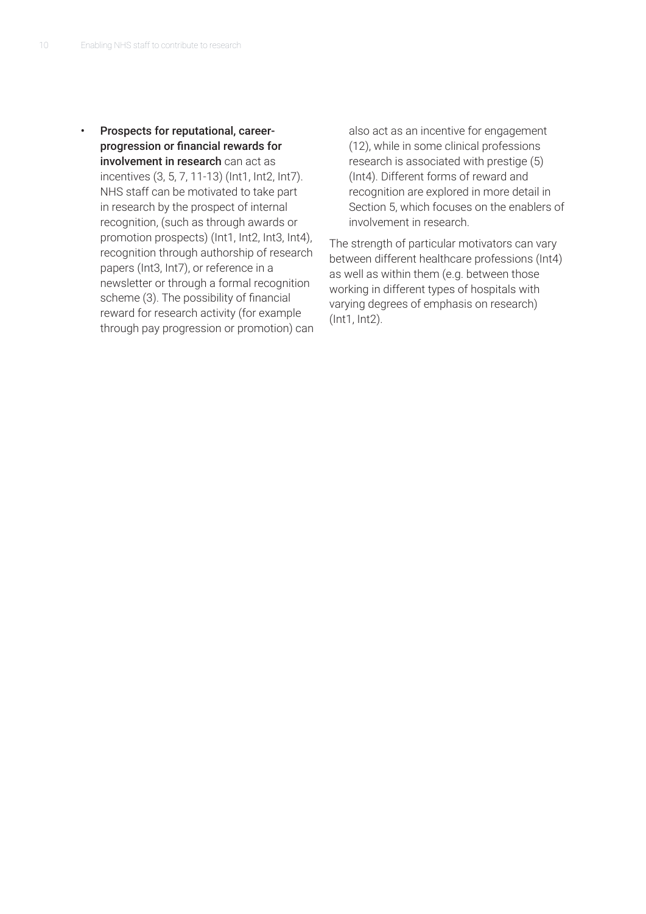- **Prospects for reputational, career-progression or financial rewards for involvement in research** can act as incentives (3, 5, 7, 11-13) (Int1, Int2, Int7). NHS staff can be motivated to take part in research by the prospect of internal recognition, (such as through awards or promotion prospects) (Int1, Int2, Int3, Int4), recognition through authorship of research papers (Int3, Int7), or reference in a newsletter or through a formal recognition scheme (3). The possibility of financial reward for research activity (for example through pay progression or promotion) can also act as an incentive for engagement (12), while in some clinical professions research is associated with prestige (5) (Int4). Different forms of reward and recognition are explored in more detail in Section 5, which focuses on the enablers of involvement in research.

The strength of particular motivators can vary between different healthcare professions (Int4) as well as within them (e.g. between those working in different types of hospitals with varying degrees of emphasis on research) (Int1, Int2).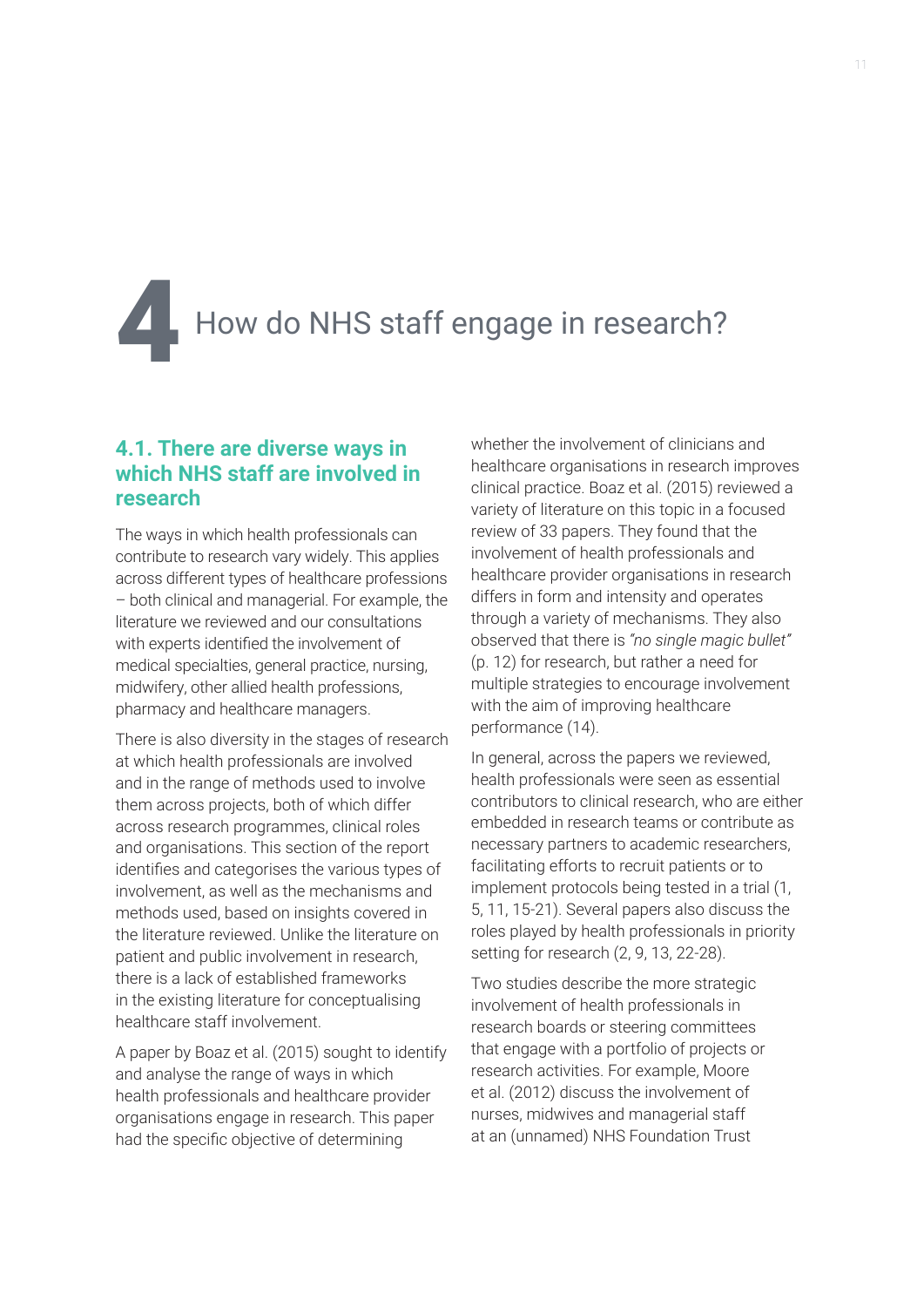# 4 How do NHS staff engage in research?

## 4.1. There are diverse ways in which NHS staff are involved in research

The ways in which health professionals can contribute to research vary widely. This applies across different types of healthcare professions – both clinical and managerial. For example, the literature we reviewed and our consultations with experts identified the involvement of medical specialties, general practice, nursing, midwifery, other allied health professions, pharmacy and healthcare managers.

There is also diversity in the stages of research at which health professionals are involved and in the range of methods used to involve them across projects, both of which differ across research programmes, clinical roles and organisations. This section of the report identifies and categorises the various types of involvement, as well as the mechanisms and methods used, based on insights covered in the literature reviewed. Unlike the literature on patient and public involvement in research, there is a lack of established frameworks in the existing literature for conceptualising healthcare staff involvement.

A paper by Boaz et al. (2015) sought to identify and analyse the range of ways in which health professionals and healthcare provider organisations engage in research. This paper had the specific objective of determining whether the involvement of clinicians and healthcare organisations in research improves clinical practice. Boaz et al. (2015) reviewed a variety of literature on this topic in a focused review of 33 papers. They found that the involvement of health professionals and healthcare provider organisations in research differs in form and intensity and operates through a variety of mechanisms. They also observed that there is *"no single magic bullet"* (p. 12) for research, but rather a need for multiple strategies to encourage involvement with the aim of improving healthcare performance (14).

In general, across the papers we reviewed, health professionals were seen as essential contributors to clinical research, who are either embedded in research teams or contribute as necessary partners to academic researchers, facilitating efforts to recruit patients or to implement protocols being tested in a trial (1, 5, 11, 15-21). Several papers also discuss the roles played by health professionals in priority setting for research (2, 9, 13, 22-28).

Two studies describe the more strategic involvement of health professionals in research boards or steering committees that engage with a portfolio of projects or research activities. For example, Moore et al. (2012) discuss the involvement of nurses, midwives and managerial staff at an (unnamed) NHS Foundation Trust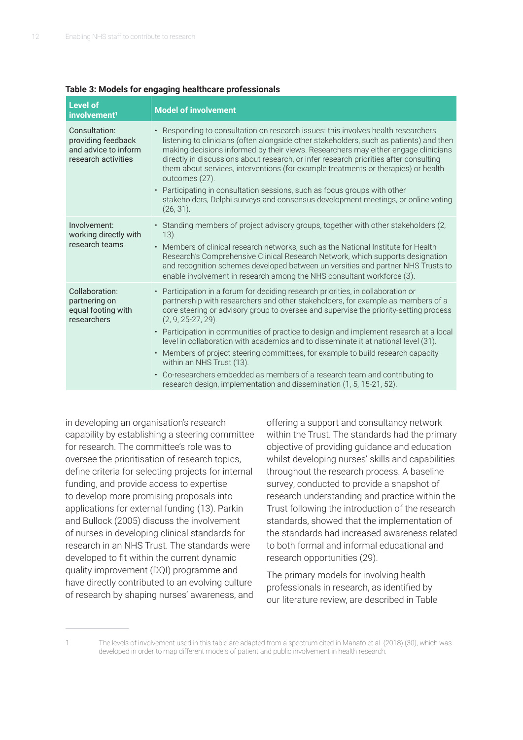**Table 3: Models for engaging healthcare professionals**

| Level of involvement[1] | Model of involvement |
|---|---|
| Consultation: providing feedback and advice to inform research activities | • Responding to consultation on research issues: this involves health researchers listening to clinicians (often alongside other stakeholders, such as patients) and then making decisions informed by their views. Researchers may either engage clinicians directly in discussions about research, or infer research priorities after consulting them about services, interventions (for example treatments or therapies) or health outcomes (27).<br>• Participating in consultation sessions, such as focus groups with other stakeholders, Delphi surveys and consensus development meetings, or online voting (26, 31). |
| Involvement: working directly with research teams | • Standing members of project advisory groups, together with other stakeholders (2, 13).<br>• Members of clinical research networks, such as the National Institute for Health Research's Comprehensive Clinical Research Network, which supports designation and recognition schemes developed between universities and partner NHS Trusts to enable involvement in research among the NHS consultant workforce (3). |
| Collaboration: partnering on equal footing with researchers | • Participation in a forum for deciding research priorities, in collaboration or partnership with researchers and other stakeholders, for example as members of a core steering or advisory group to oversee and supervise the priority-setting process (2, 9, 25-27, 29).<br>• Participation in communities of practice to design and implement research at a local level in collaboration with academics and to disseminate it at national level (31).<br>• Members of project steering committees, for example to build research capacity within an NHS Trust (13).<br>• Co-researchers embedded as members of a research team and contributing to research design, implementation and dissemination (1, 5, 15-21, 52). |

in developing an organisation's research capability by establishing a steering committee for research. The committee's role was to oversee the prioritisation of research topics, define criteria for selecting projects for internal funding, and provide access to expertise to develop more promising proposals into applications for external funding (13). Parkin and Bullock (2005) discuss the involvement of nurses in developing clinical standards for research in an NHS Trust. The standards were developed to fit within the current dynamic quality improvement (DQI) programme and have directly contributed to an evolving culture of research by shaping nurses' awareness, and offering a support and consultancy network within the Trust. The standards had the primary objective of providing guidance and education whilst developing nurses' skills and capabilities throughout the research process. A baseline survey, conducted to provide a snapshot of research understanding and practice within the Trust following the introduction of the research standards, showed that the implementation of the standards had increased awareness related to both formal and informal educational and research opportunities (29).

The primary models for involving health professionals in research, as identified by our literature review, are described in Table

[1] The levels of involvement used in this table are adapted from a spectrum cited in Manafo et al. (2018) (30), which was developed in order to map different models of patient and public involvement in health research.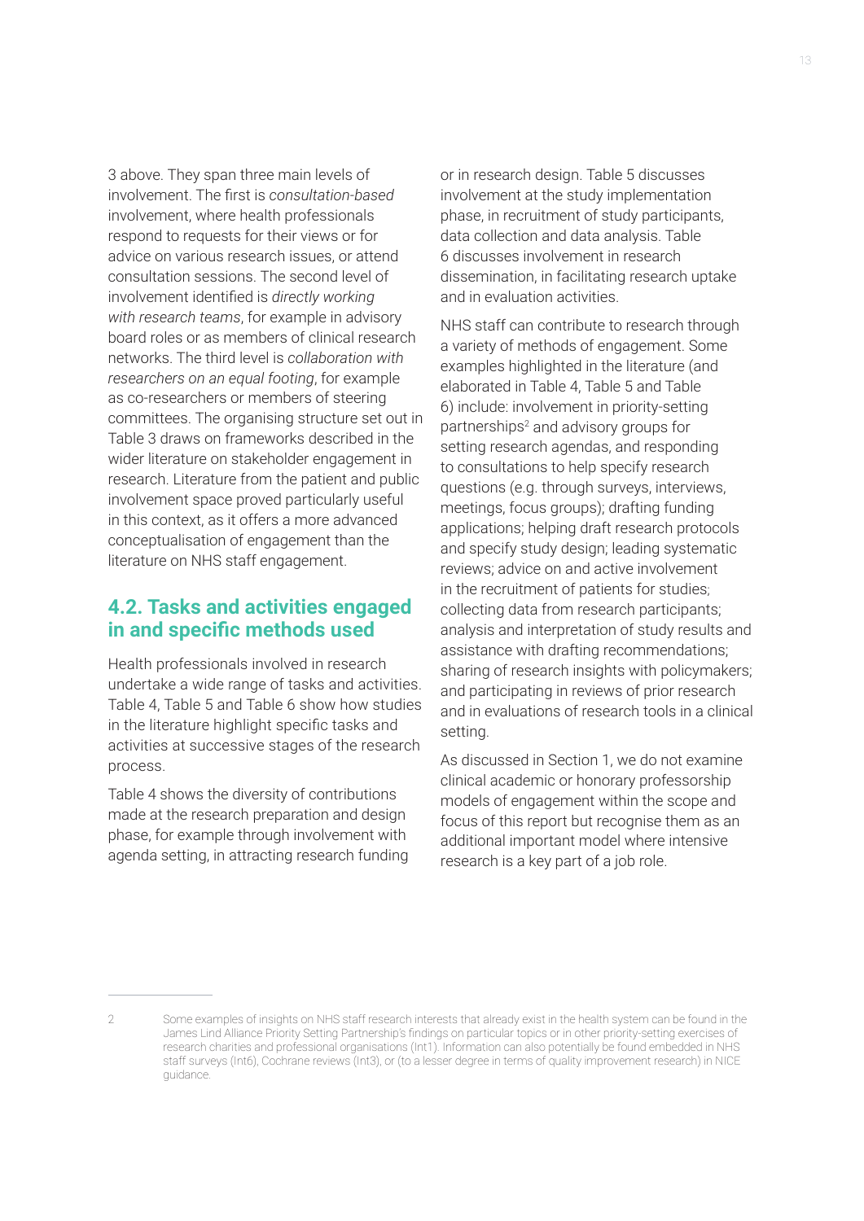3 above. They span three main levels of involvement. The first is *consultation-based* involvement, where health professionals respond to requests for their views or for advice on various research issues, or attend consultation sessions. The second level of involvement identified is *directly working with research teams*, for example in advisory board roles or as members of clinical research networks. The third level is *collaboration with researchers on an equal footing*, for example as co-researchers or members of steering committees. The organising structure set out in Table 3 draws on frameworks described in the wider literature on stakeholder engagement in research. Literature from the patient and public involvement space proved particularly useful in this context, as it offers a more advanced conceptualisation of engagement than the literature on NHS staff engagement.

## 4.2. Tasks and activities engaged in and specific methods used

Health professionals involved in research undertake a wide range of tasks and activities. Table 4, Table 5 and Table 6 show how studies in the literature highlight specific tasks and activities at successive stages of the research process.

Table 4 shows the diversity of contributions made at the research preparation and design phase, for example through involvement with agenda setting, in attracting research funding or in research design. Table 5 discusses involvement at the study implementation phase, in recruitment of study participants, data collection and data analysis. Table 6 discusses involvement in research dissemination, in facilitating research uptake and in evaluation activities.

NHS staff can contribute to research through a variety of methods of engagement. Some examples highlighted in the literature (and elaborated in Table 4, Table 5 and Table 6) include: involvement in priority-setting partnerships[2] and advisory groups for setting research agendas, and responding to consultations to help specify research questions (e.g. through surveys, interviews, meetings, focus groups); drafting funding applications; helping draft research protocols and specify study design; leading systematic reviews; advice on and active involvement in the recruitment of patients for studies; collecting data from research participants; analysis and interpretation of study results and assistance with drafting recommendations; sharing of research insights with policymakers; and participating in reviews of prior research and in evaluations of research tools in a clinical setting.

As discussed in Section 1, we do not examine clinical academic or honorary professorship models of engagement within the scope and focus of this report but recognise them as an additional important model where intensive research is a key part of a job role.

---

2 Some examples of insights on NHS staff research interests that already exist in the health system can be found in the James Lind Alliance Priority Setting Partnership's findings on particular topics or in other priority-setting exercises of research charities and professional organisations (Int1). Information can also potentially be found embedded in NHS staff surveys (Int6), Cochrane reviews (Int3), or (to a lesser degree in terms of quality improvement research) in NICE guidance.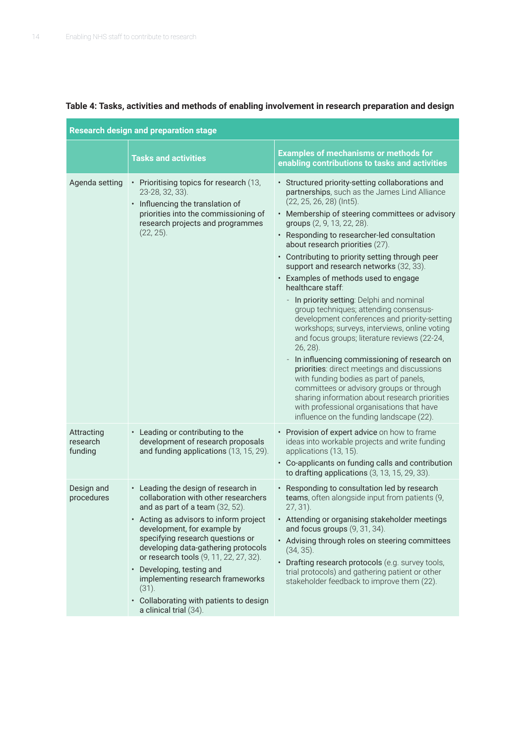**Table 4: Tasks, activities and methods of enabling involvement in research preparation and design**

| Research design and preparation stage | | |
|---|---|---|
| | **Tasks and activities** | **Examples of mechanisms or methods for enabling contributions to tasks and activities** |
| Agenda setting | • Prioritising topics for research (13, 23-28, 32, 33).<br>• Influencing the translation of priorities into the commissioning of research projects and programmes (22, 25). | • Structured priority-setting collaborations and partnerships, such as the James Lind Alliance (22, 25, 26, 28) (Int5).<br>• Membership of steering committees or advisory groups (2, 9, 13, 22, 28).<br>• Responding to researcher-led consultation about research priorities (27).<br>• Contributing to priority setting through peer support and research networks (32, 33).<br>• Examples of methods used to engage healthcare staff:<br>- In priority setting: Delphi and nominal group techniques; attending consensus-development conferences and priority-setting workshops; surveys, interviews, online voting and focus groups; literature reviews (22-24, 26, 28).<br>- In influencing commissioning of research on priorities: direct meetings and discussions with funding bodies as part of panels, committees or advisory groups or through sharing information about research priorities with professional organisations that have influence on the funding landscape (22). |
| Attracting research funding | • Leading or contributing to the development of research proposals and funding applications (13, 15, 29). | • Provision of expert advice on how to frame ideas into workable projects and write funding applications (13, 15).<br>• Co-applicants on funding calls and contribution to drafting applications (3, 13, 15, 29, 33). |
| Design and procedures | • Leading the design of research in collaboration with other researchers and as part of a team (32, 52).<br>• Acting as advisors to inform project development, for example by specifying research questions or developing data-gathering protocols or research tools (9, 11, 22, 27, 32).<br>• Developing, testing and implementing research frameworks (31).<br>• Collaborating with patients to design a clinical trial (34). | • Responding to consultation led by research teams, often alongside input from patients (9, 27, 31).<br>• Attending or organising stakeholder meetings and focus groups (9, 31, 34).<br>• Advising through roles on steering committees (34, 35).<br>• Drafting research protocols (e.g. survey tools, trial protocols) and gathering patient or other stakeholder feedback to improve them (22). |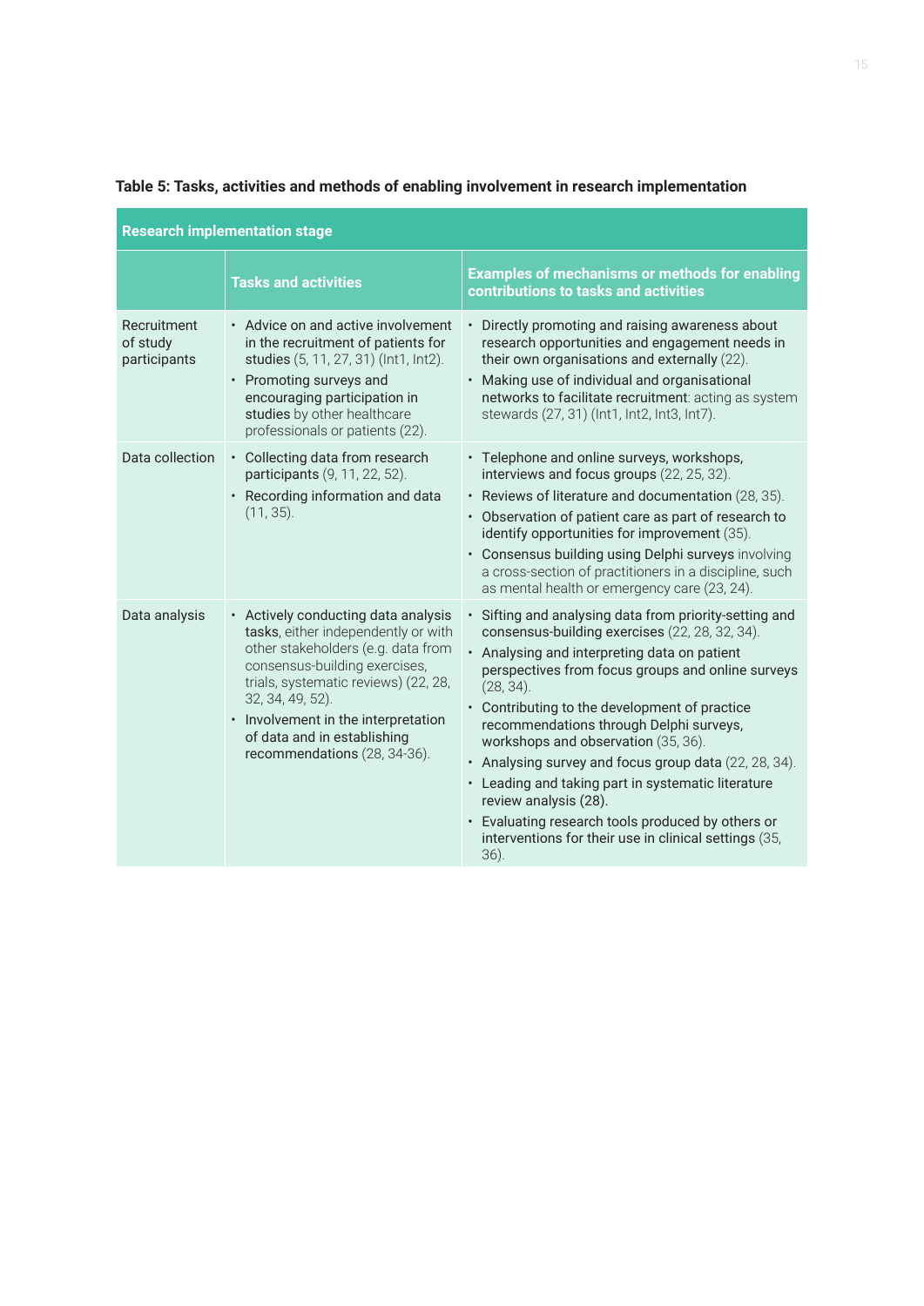**Table 5: Tasks, activities and methods of enabling involvement in research implementation**

| Research implementation stage | | |
|---|---|---|
| | **Tasks and activities** | **Examples of mechanisms or methods for enabling contributions to tasks and activities** |
| Recruitment of study participants | • Advice on and active involvement in the recruitment of patients for studies (5, 11, 27, 31) (Int1, Int2).<br>• Promoting surveys and encouraging participation in studies by other healthcare professionals or patients (22). | • Directly promoting and raising awareness about research opportunities and engagement needs in their own organisations and externally (22).<br>• Making use of individual and organisational networks to facilitate recruitment: acting as system stewards (27, 31) (Int1, Int2, Int3, Int7). |
| Data collection | • Collecting data from research participants (9, 11, 22, 52).<br>• Recording information and data (11, 35). | • Telephone and online surveys, workshops, interviews and focus groups (22, 25, 32).<br>• Reviews of literature and documentation (28, 35).<br>• Observation of patient care as part of research to identify opportunities for improvement (35).<br>• Consensus building using Delphi surveys involving a cross-section of practitioners in a discipline, such as mental health or emergency care (23, 24). |
| Data analysis | • Actively conducting data analysis tasks, either independently or with other stakeholders (e.g. data from consensus-building exercises, trials, systematic reviews) (22, 28, 32, 34, 49, 52).<br>• Involvement in the interpretation of data and in establishing recommendations (28, 34-36). | • Sifting and analysing data from priority-setting and consensus-building exercises (22, 28, 32, 34).<br>• Analysing and interpreting data on patient perspectives from focus groups and online surveys (28, 34).<br>• Contributing to the development of practice recommendations through Delphi surveys, workshops and observation (35, 36).<br>• Analysing survey and focus group data (22, 28, 34).<br>• Leading and taking part in systematic literature review analysis (28).<br>• Evaluating research tools produced by others or interventions for their use in clinical settings (35, 36). |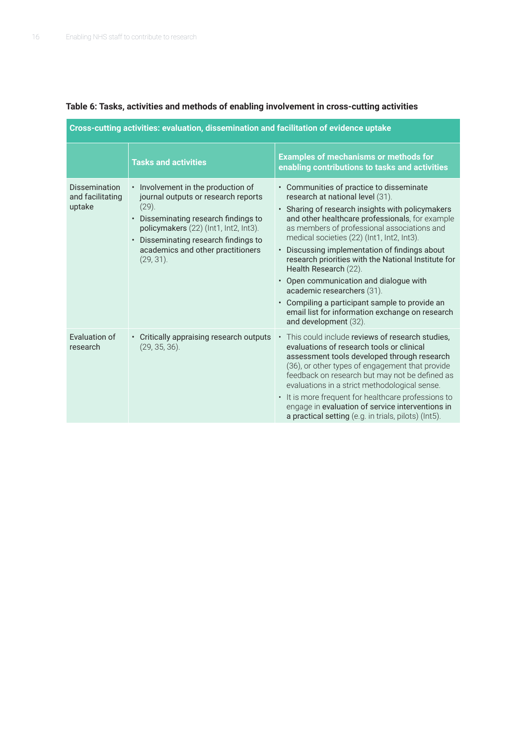**Table 6: Tasks, activities and methods of enabling involvement in cross-cutting activities**

| Cross-cutting activities: evaluation, dissemination and facilitation of evidence uptake | | |
|---|---|---|
| | **Tasks and activities** | **Examples of mechanisms or methods for enabling contributions to tasks and activities** |
| Dissemination and facilitating uptake | • Involvement in the production of journal outputs or research reports (29).<br>• Disseminating research findings to policymakers (22) (Int1, Int2, Int3).<br>• Disseminating research findings to academics and other practitioners (29, 31). | • Communities of practice to disseminate research at national level (31).<br>• Sharing of research insights with policymakers and other healthcare professionals, for example as members of professional associations and medical societies (22) (Int1, Int2, Int3).<br>• Discussing implementation of findings about research priorities with the National Institute for Health Research (22).<br>• Open communication and dialogue with academic researchers (31).<br>• Compiling a participant sample to provide an email list for information exchange on research and development (32). |
| Evaluation of research | • Critically appraising research outputs (29, 35, 36). | • This could include reviews of research studies, evaluations of research tools or clinical assessment tools developed through research (36), or other types of engagement that provide feedback on research but may not be defined as evaluations in a strict methodological sense.<br>• It is more frequent for healthcare professions to engage in evaluation of service interventions in a practical setting (e.g. in trials, pilots) (Int5). |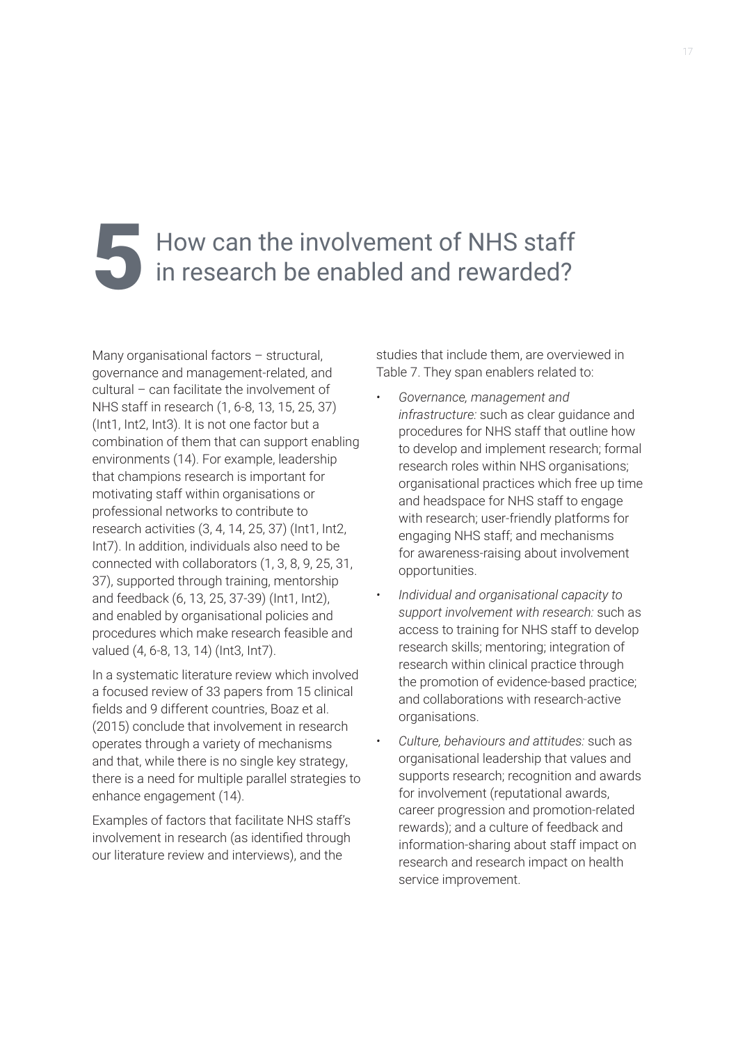# 5 How can the involvement of NHS staff in research be enabled and rewarded?

Many organisational factors – structural, governance and management-related, and cultural – can facilitate the involvement of NHS staff in research (1, 6-8, 13, 15, 25, 37) (Int1, Int2, Int3). It is not one factor but a combination of them that can support enabling environments (14). For example, leadership that champions research is important for motivating staff within organisations or professional networks to contribute to research activities (3, 4, 14, 25, 37) (Int1, Int2, Int7). In addition, individuals also need to be connected with collaborators (1, 3, 8, 9, 25, 31, 37), supported through training, mentorship and feedback (6, 13, 25, 37-39) (Int1, Int2), and enabled by organisational policies and procedures which make research feasible and valued (4, 6-8, 13, 14) (Int3, Int7).

In a systematic literature review which involved a focused review of 33 papers from 15 clinical fields and 9 different countries, Boaz et al. (2015) conclude that involvement in research operates through a variety of mechanisms and that, while there is no single key strategy, there is a need for multiple parallel strategies to enhance engagement (14).

Examples of factors that facilitate NHS staff's involvement in research (as identified through our literature review and interviews), and the studies that include them, are overviewed in Table 7. They span enablers related to:

- *Governance, management and infrastructure:* such as clear guidance and procedures for NHS staff that outline how to develop and implement research; formal research roles within NHS organisations; organisational practices which free up time and headspace for NHS staff to engage with research; user-friendly platforms for engaging NHS staff; and mechanisms for awareness-raising about involvement opportunities.
- *Individual and organisational capacity to support involvement with research:* such as access to training for NHS staff to develop research skills; mentoring; integration of research within clinical practice through the promotion of evidence-based practice; and collaborations with research-active organisations.
- *Culture, behaviours and attitudes:* such as organisational leadership that values and supports research; recognition and awards for involvement (reputational awards, career progression and promotion-related rewards); and a culture of feedback and information-sharing about staff impact on research and research impact on health service improvement.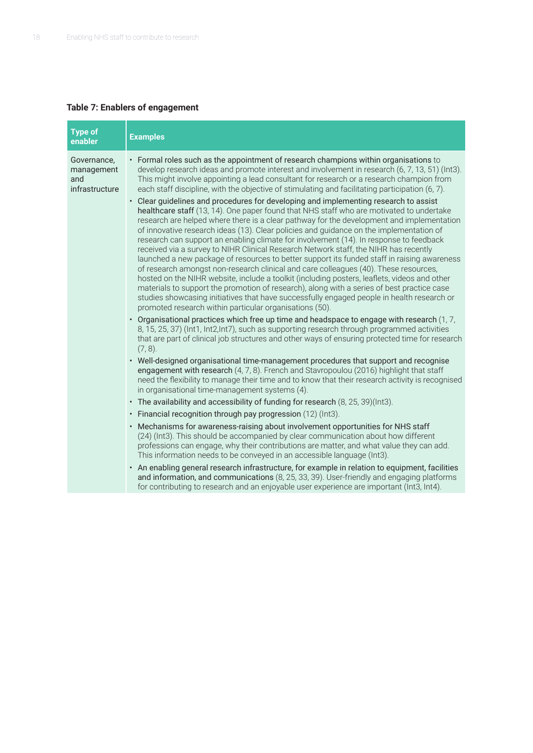**Table 7: Enablers of engagement**

| Type of enabler | Examples |
| --- | --- |
| Governance, management and infrastructure | • **Formal roles such as the appointment of research champions within organisations** to develop research ideas and promote interest and involvement in research (6, 7, 13, 51) (Int3). This might involve appointing a lead consultant for research or a research champion from each staff discipline, with the objective of stimulating and facilitating participation (6, 7).<br>• **Clear guidelines and procedures for developing and implementing research to assist healthcare staff** (13, 14). One paper found that NHS staff who are motivated to undertake research are helped where there is a clear pathway for the development and implementation of innovative research ideas (13). Clear policies and guidance on the implementation of research can support an enabling climate for involvement (14). In response to feedback received via a survey to NIHR Clinical Research Network staff, the NIHR has recently launched a new package of resources to better support its funded staff in raising awareness of research amongst non-research clinical and care colleagues (40). These resources, hosted on the NIHR website, include a toolkit (including posters, leaflets, videos and other materials to support the promotion of research), along with a series of best practice case studies showcasing initiatives that have successfully engaged people in health research or promoted research within particular organisations (50).<br>• **Organisational practices which free up time and headspace to engage with research** (1, 7, 8, 15, 25, 37) (Int1, Int2,Int7), such as supporting research through programmed activities that are part of clinical job structures and other ways of ensuring protected time for research (7, 8).<br>• **Well-designed organisational time-management procedures that support and recognise engagement with research** (4, 7, 8). French and Stavropoulou (2016) highlight that staff need the flexibility to manage their time and to know that their research activity is recognised in organisational time-management systems (4).<br>• **The availability and accessibility of funding for research** (8, 25, 39)(Int3).<br>• **Financial recognition through pay progression** (12) (Int3).<br>• **Mechanisms for awareness-raising about involvement opportunities for NHS staff** (24) (Int3). This should be accompanied by clear communication about how different professions can engage, why their contributions are matter, and what value they can add. This information needs to be conveyed in an accessible language (Int3).<br>• **An enabling general research infrastructure, for example in relation to equipment, facilities and information, and communications** (8, 25, 33, 39). User-friendly and engaging platforms for contributing to research and an enjoyable user experience are important (Int3, Int4). |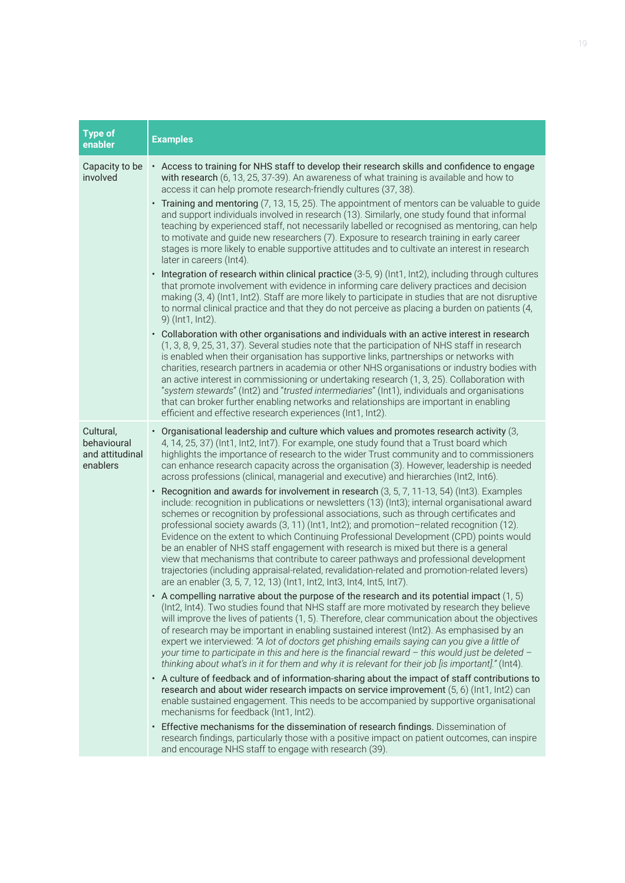| Type of enabler | Examples |
| --- | --- |
| Capacity to be involved | • **Access to training for NHS staff to develop their research skills and confidence to engage with research** (6, 13, 25, 37-39). An awareness of what training is available and how to access it can help promote research-friendly cultures (37, 38).<br>• **Training and mentoring** (7, 13, 15, 25). The appointment of mentors can be valuable to guide and support individuals involved in research (13). Similarly, one study found that informal teaching by experienced staff, not necessarily labelled or recognised as mentoring, can help to motivate and guide new researchers (7). Exposure to research training in early career stages is more likely to enable supportive attitudes and to cultivate an interest in research later in careers (Int4).<br>• **Integration of research within clinical practice** (3-5, 9) (Int1, Int2), including through cultures that promote involvement with evidence in informing care delivery practices and decision making (3, 4) (Int1, Int2). Staff are more likely to participate in studies that are not disruptive to normal clinical practice and that they do not perceive as placing a burden on patients (4, 9) (Int1, Int2).<br>• **Collaboration with other organisations and individuals with an active interest in research** (1, 3, 8, 9, 25, 31, 37). Several studies note that the participation of NHS staff in research is enabled when their organisation has supportive links, partnerships or networks with charities, research partners in academia or other NHS organisations or industry bodies with an active interest in commissioning or undertaking research (1, 3, 25). Collaboration with "*system stewards*" (Int2) and "*trusted intermediaries*" (Int1), individuals and organisations that can broker further enabling networks and relationships are important in enabling efficient and effective research experiences (Int1, Int2). |
| Cultural, behavioural and attitudinal enablers | • **Organisational leadership and culture which values and promotes research activity** (3, 4, 14, 25, 37) (Int1, Int2, Int7). For example, one study found that a Trust board which highlights the importance of research to the wider Trust community and to commissioners can enhance research capacity across the organisation (3). However, leadership is needed across professions (clinical, managerial and executive) and hierarchies (Int2, Int6).<br>• **Recognition and awards for involvement in research** (3, 5, 7, 11-13, 54) (Int3). Examples include: recognition in publications or newsletters (13) (Int3); internal organisational award schemes or recognition by professional associations, such as through certificates and professional society awards (3, 11) (Int1, Int2); and promotion–related recognition (12). Evidence on the extent to which Continuing Professional Development (CPD) points would be an enabler of NHS staff engagement with research is mixed but there is a general view that mechanisms that contribute to career pathways and professional development trajectories (including appraisal-related, revalidation-related and promotion-related levers) are an enabler (3, 5, 7, 12, 13) (Int1, Int2, Int3, Int4, Int5, Int7).<br>• **A compelling narrative about the purpose of the research and its potential impact** (1, 5) (Int2, Int4). Two studies found that NHS staff are more motivated by research they believe will improve the lives of patients (1, 5). Therefore, clear communication about the objectives of research may be important in enabling sustained interest (Int2). As emphasised by an expert we interviewed: *"A lot of doctors get phishing emails saying can you give a little of your time to participate in this and here is the financial reward – this would just be deleted – thinking about what's in it for them and why it is relevant for their job [is important]."* (Int4).<br>• **A culture of feedback and of information-sharing about the impact of staff contributions to research and about wider research impacts on service improvement** (5, 6) (Int1, Int2) can enable sustained engagement. This needs to be accompanied by supportive organisational mechanisms for feedback (Int1, Int2).<br>• **Effective mechanisms for the dissemination of research findings.** Dissemination of research findings, particularly those with a positive impact on patient outcomes, can inspire and encourage NHS staff to engage with research (39). |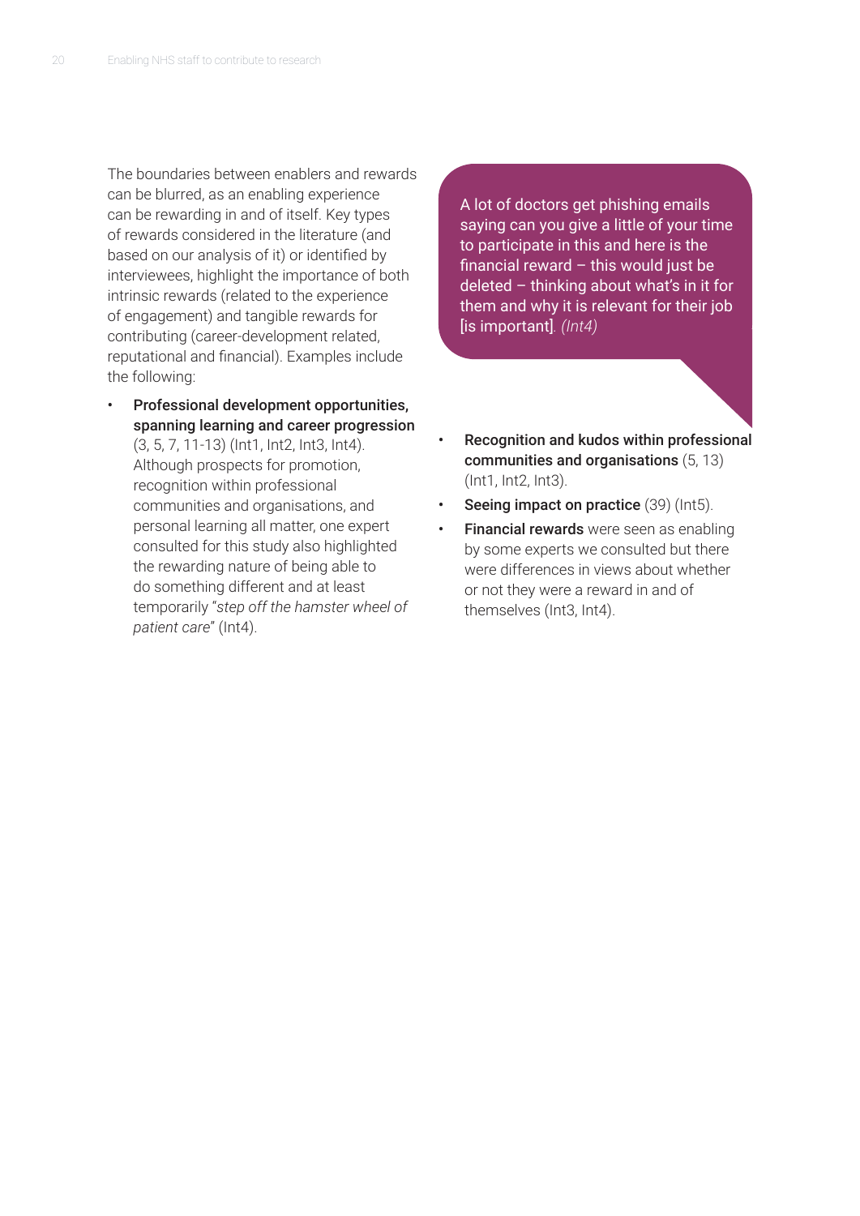The boundaries between enablers and rewards can be blurred, as an enabling experience can be rewarding in and of itself. Key types of rewards considered in the literature (and based on our analysis of it) or identified by interviewees, highlight the importance of both intrinsic rewards (related to the experience of engagement) and tangible rewards for contributing (career-development related, reputational and financial). Examples include the following:

- **Professional development opportunities, spanning learning and career progression** (3, 5, 7, 11-13) (Int1, Int2, Int3, Int4). Although prospects for promotion, recognition within professional communities and organisations, and personal learning all matter, one expert consulted for this study also highlighted the rewarding nature of being able to do something different and at least temporarily "*step off the hamster wheel of patient care*" (Int4).

> A lot of doctors get phishing emails saying can you give a little of your time to participate in this and here is the financial reward – this would just be deleted – thinking about what's in it for them and why it is relevant for their job [is important]. *(Int4)*

- **Recognition and kudos within professional communities and organisations** (5, 13) (Int1, Int2, Int3).
- **Seeing impact on practice** (39) (Int5).
- **Financial rewards** were seen as enabling by some experts we consulted but there were differences in views about whether or not they were a reward in and of themselves (Int3, Int4).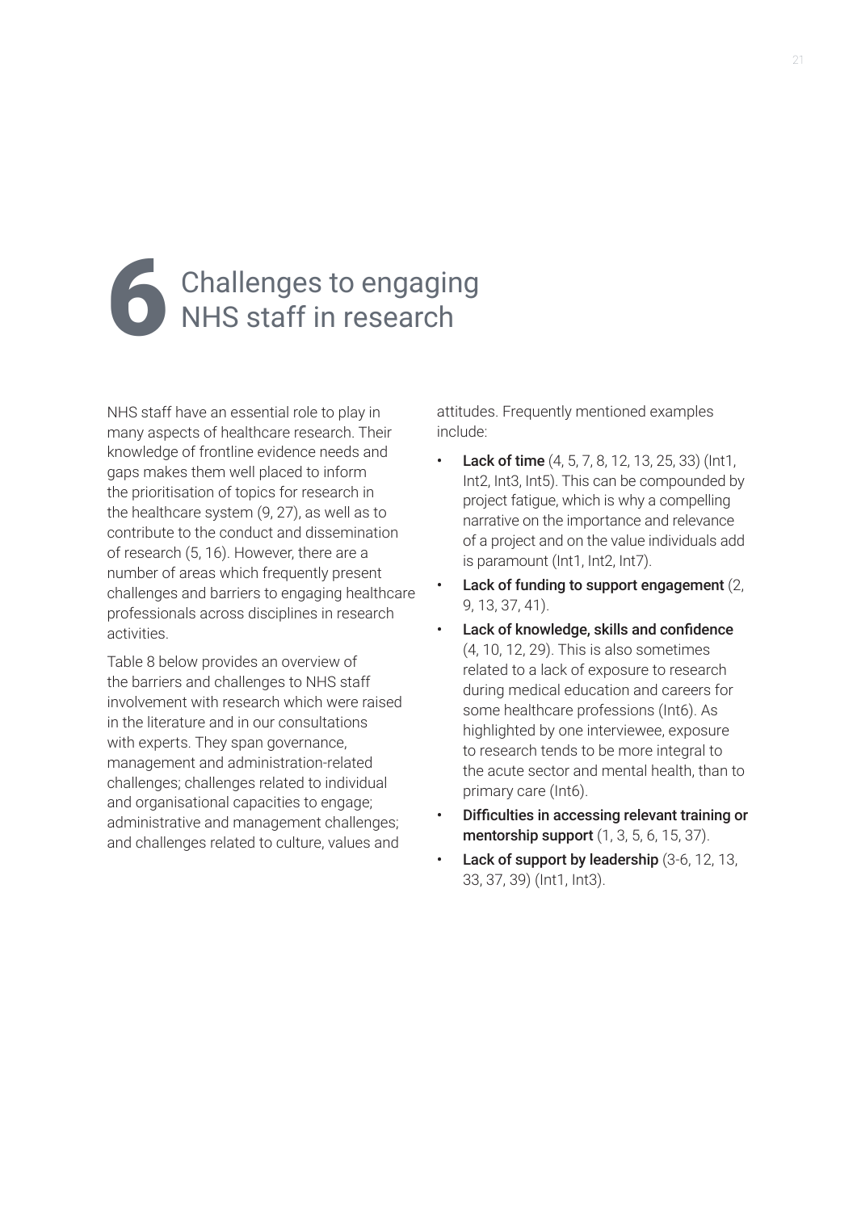# 6 Challenges to engaging NHS staff in research

NHS staff have an essential role to play in many aspects of healthcare research. Their knowledge of frontline evidence needs and gaps makes them well placed to inform the prioritisation of topics for research in the healthcare system (9, 27), as well as to contribute to the conduct and dissemination of research (5, 16). However, there are a number of areas which frequently present challenges and barriers to engaging healthcare professionals across disciplines in research activities.

Table 8 below provides an overview of the barriers and challenges to NHS staff involvement with research which were raised in the literature and in our consultations with experts. They span governance, management and administration-related challenges; challenges related to individual and organisational capacities to engage; administrative and management challenges; and challenges related to culture, values and attitudes. Frequently mentioned examples include:

- **Lack of time** (4, 5, 7, 8, 12, 13, 25, 33) (Int1, Int2, Int3, Int5). This can be compounded by project fatigue, which is why a compelling narrative on the importance and relevance of a project and on the value individuals add is paramount (Int1, Int2, Int7).
- **Lack of funding to support engagement** (2, 9, 13, 37, 41).
- **Lack of knowledge, skills and confidence** (4, 10, 12, 29). This is also sometimes related to a lack of exposure to research during medical education and careers for some healthcare professions (Int6). As highlighted by one interviewee, exposure to research tends to be more integral to the acute sector and mental health, than to primary care (Int6).
- **Difficulties in accessing relevant training or mentorship support** (1, 3, 5, 6, 15, 37).
- **Lack of support by leadership** (3-6, 12, 13, 33, 37, 39) (Int1, Int3).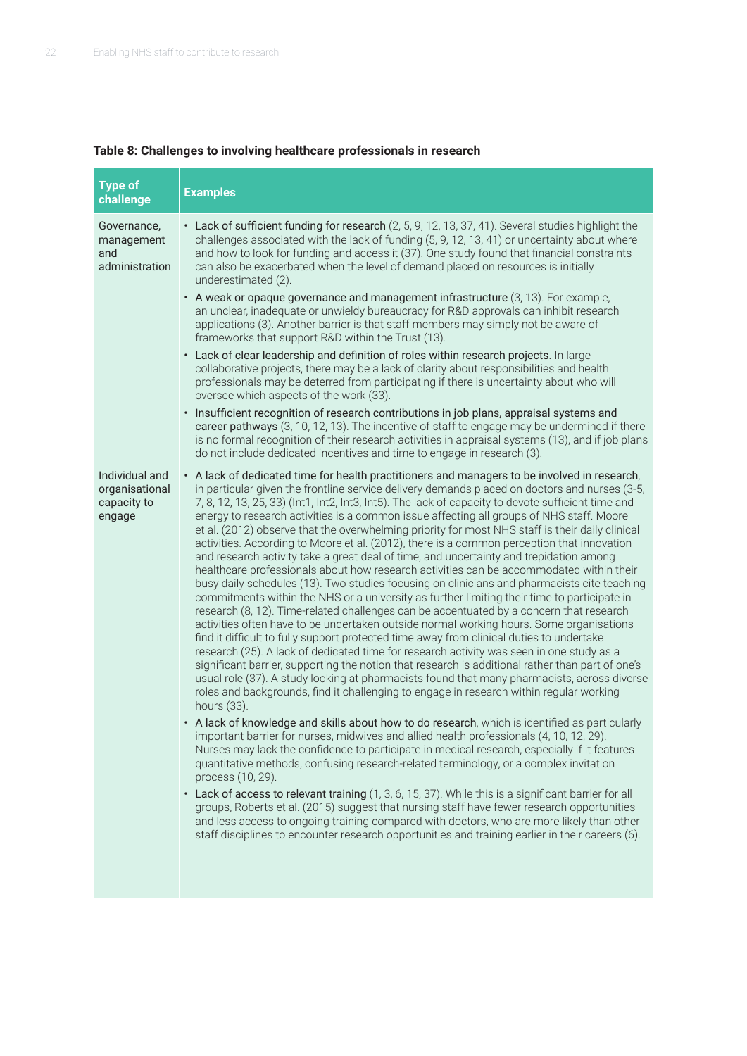**Table 8: Challenges to involving healthcare professionals in research**

| Type of challenge | Examples |
|---|---|
| Governance, management and administration | • Lack of sufficient funding for research (2, 5, 9, 12, 13, 37, 41). Several studies highlight the challenges associated with the lack of funding (5, 9, 12, 13, 41) or uncertainty about where and how to look for funding and access it (37). One study found that financial constraints can also be exacerbated when the level of demand placed on resources is initially underestimated (2).<br>• A weak or opaque governance and management infrastructure (3, 13). For example, an unclear, inadequate or unwieldy bureaucracy for R&D approvals can inhibit research applications (3). Another barrier is that staff members may simply not be aware of frameworks that support R&D within the Trust (13).<br>• Lack of clear leadership and definition of roles within research projects. In large collaborative projects, there may be a lack of clarity about responsibilities and health professionals may be deterred from participating if there is uncertainty about who will oversee which aspects of the work (33).<br>• Insufficient recognition of research contributions in job plans, appraisal systems and career pathways (3, 10, 12, 13). The incentive of staff to engage may be undermined if there is no formal recognition of their research activities in appraisal systems (13), and if job plans do not include dedicated incentives and time to engage in research (3). |
| Individual and organisational capacity to engage | • A lack of dedicated time for health practitioners and managers to be involved in research, in particular given the frontline service delivery demands placed on doctors and nurses (3-5, 7, 8, 12, 13, 25, 33) (Int1, Int2, Int3, Int5). The lack of capacity to devote sufficient time and energy to research activities is a common issue affecting all groups of NHS staff. Moore et al. (2012) observe that the overwhelming priority for most NHS staff is their daily clinical activities. According to Moore et al. (2012), there is a common perception that innovation and research activity take a great deal of time, and uncertainty and trepidation among healthcare professionals about how research activities can be accommodated within their busy daily schedules (13). Two studies focusing on clinicians and pharmacists cite teaching commitments within the NHS or a university as further limiting their time to participate in research (8, 12). Time-related challenges can be accentuated by a concern that research activities often have to be undertaken outside normal working hours. Some organisations find it difficult to fully support protected time away from clinical duties to undertake research (25). A lack of dedicated time for research activity was seen in one study as a significant barrier, supporting the notion that research is additional rather than part of one's usual role (37). A study looking at pharmacists found that many pharmacists, across diverse roles and backgrounds, find it challenging to engage in research within regular working hours (33).<br>• A lack of knowledge and skills about how to do research, which is identified as particularly important barrier for nurses, midwives and allied health professionals (4, 10, 12, 29). Nurses may lack the confidence to participate in medical research, especially if it features quantitative methods, confusing research-related terminology, or a complex invitation process (10, 29).<br>• Lack of access to relevant training (1, 3, 6, 15, 37). While this is a significant barrier for all groups, Roberts et al. (2015) suggest that nursing staff have fewer research opportunities and less access to ongoing training compared with doctors, who are more likely than other staff disciplines to encounter research opportunities and training earlier in their careers (6). |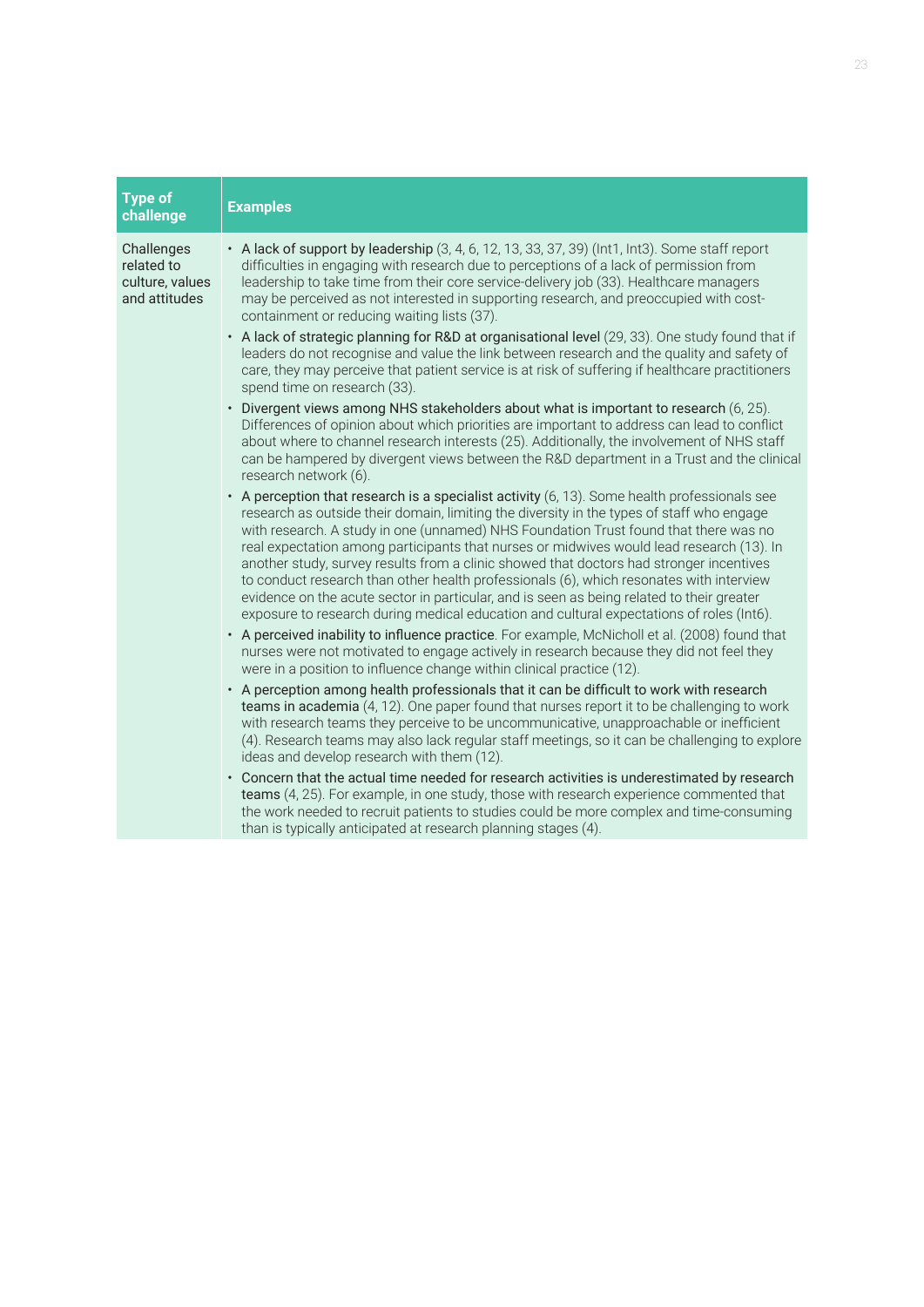| Type of challenge | Examples |
|---|---|
| Challenges related to culture, values and attitudes | • A lack of support by leadership (3, 4, 6, 12, 13, 33, 37, 39) (Int1, Int3). Some staff report difficulties in engaging with research due to perceptions of a lack of permission from leadership to take time from their core service-delivery job (33). Healthcare managers may be perceived as not interested in supporting research, and preoccupied with cost-containment or reducing waiting lists (37).<br>• A lack of strategic planning for R&D at organisational level (29, 33). One study found that if leaders do not recognise and value the link between research and the quality and safety of care, they may perceive that patient service is at risk of suffering if healthcare practitioners spend time on research (33).<br>• Divergent views among NHS stakeholders about what is important to research (6, 25). Differences of opinion about which priorities are important to address can lead to conflict about where to channel research interests (25). Additionally, the involvement of NHS staff can be hampered by divergent views between the R&D department in a Trust and the clinical research network (6).<br>• A perception that research is a specialist activity (6, 13). Some health professionals see research as outside their domain, limiting the diversity in the types of staff who engage with research. A study in one (unnamed) NHS Foundation Trust found that there was no real expectation among participants that nurses or midwives would lead research (13). In another study, survey results from a clinic showed that doctors had stronger incentives to conduct research than other health professionals (6), which resonates with interview evidence on the acute sector in particular, and is seen as being related to their greater exposure to research during medical education and cultural expectations of roles (Int6).<br>• A perceived inability to influence practice. For example, McNicholl et al. (2008) found that nurses were not motivated to engage actively in research because they did not feel they were in a position to influence change within clinical practice (12).<br>• A perception among health professionals that it can be difficult to work with research teams in academia (4, 12). One paper found that nurses report it to be challenging to work with research teams they perceive to be uncommunicative, unapproachable or inefficient (4). Research teams may also lack regular staff meetings, so it can be challenging to explore ideas and develop research with them (12).<br>• Concern that the actual time needed for research activities is underestimated by research teams (4, 25). For example, in one study, those with research experience commented that the work needed to recruit patients to studies could be more complex and time-consuming than is typically anticipated at research planning stages (4). |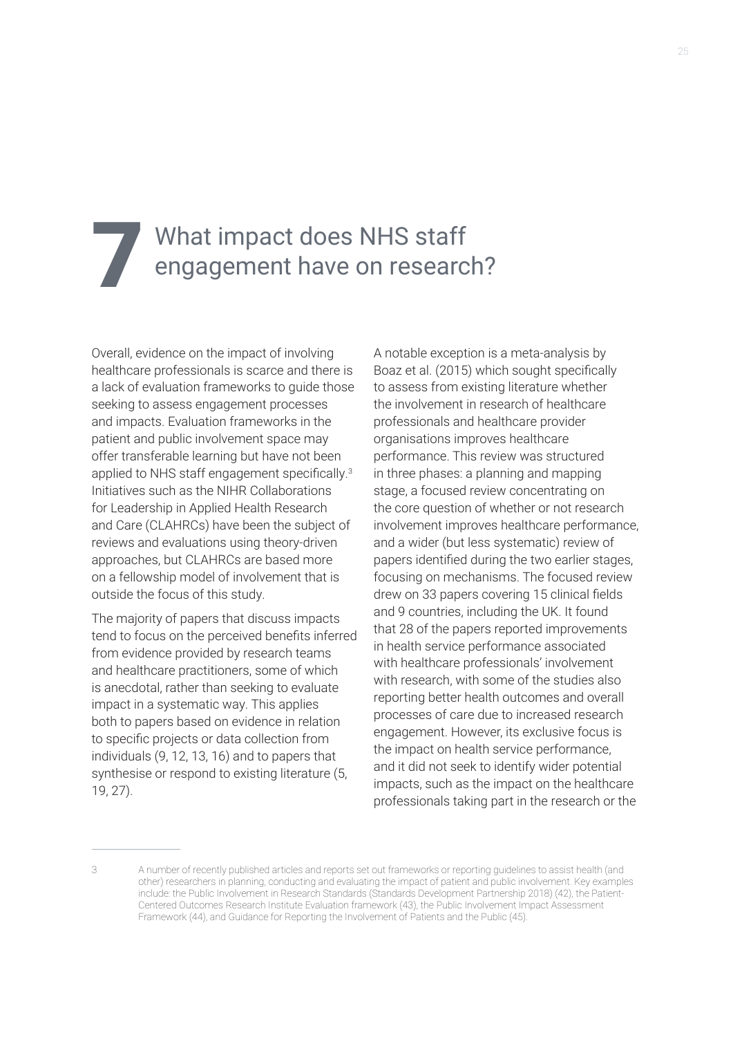# 7 What impact does NHS staff engagement have on research?

Overall, evidence on the impact of involving healthcare professionals is scarce and there is a lack of evaluation frameworks to guide those seeking to assess engagement processes and impacts. Evaluation frameworks in the patient and public involvement space may offer transferable learning but have not been applied to NHS staff engagement specifically.[3] Initiatives such as the NIHR Collaborations for Leadership in Applied Health Research and Care (CLAHRCs) have been the subject of reviews and evaluations using theory-driven approaches, but CLAHRCs are based more on a fellowship model of involvement that is outside the focus of this study.

The majority of papers that discuss impacts tend to focus on the perceived benefits inferred from evidence provided by research teams and healthcare practitioners, some of which is anecdotal, rather than seeking to evaluate impact in a systematic way. This applies both to papers based on evidence in relation to specific projects or data collection from individuals (9, 12, 13, 16) and to papers that synthesise or respond to existing literature (5, 19, 27).

A notable exception is a meta-analysis by Boaz et al. (2015) which sought specifically to assess from existing literature whether the involvement in research of healthcare professionals and healthcare provider organisations improves healthcare performance. This review was structured in three phases: a planning and mapping stage, a focused review concentrating on the core question of whether or not research involvement improves healthcare performance, and a wider (but less systematic) review of papers identified during the two earlier stages, focusing on mechanisms. The focused review drew on 33 papers covering 15 clinical fields and 9 countries, including the UK. It found that 28 of the papers reported improvements in health service performance associated with healthcare professionals' involvement with research, with some of the studies also reporting better health outcomes and overall processes of care due to increased research engagement. However, its exclusive focus is the impact on health service performance, and it did not seek to identify wider potential impacts, such as the impact on the healthcare professionals taking part in the research or the

---

3 A number of recently published articles and reports set out frameworks or reporting guidelines to assist health (and other) researchers in planning, conducting and evaluating the impact of patient and public involvement. Key examples include: the Public Involvement in Research Standards (Standards Development Partnership 2018) (42), the Patient-Centered Outcomes Research Institute Evaluation framework (43), the Public Involvement Impact Assessment Framework (44), and Guidance for Reporting the Involvement of Patients and the Public (45).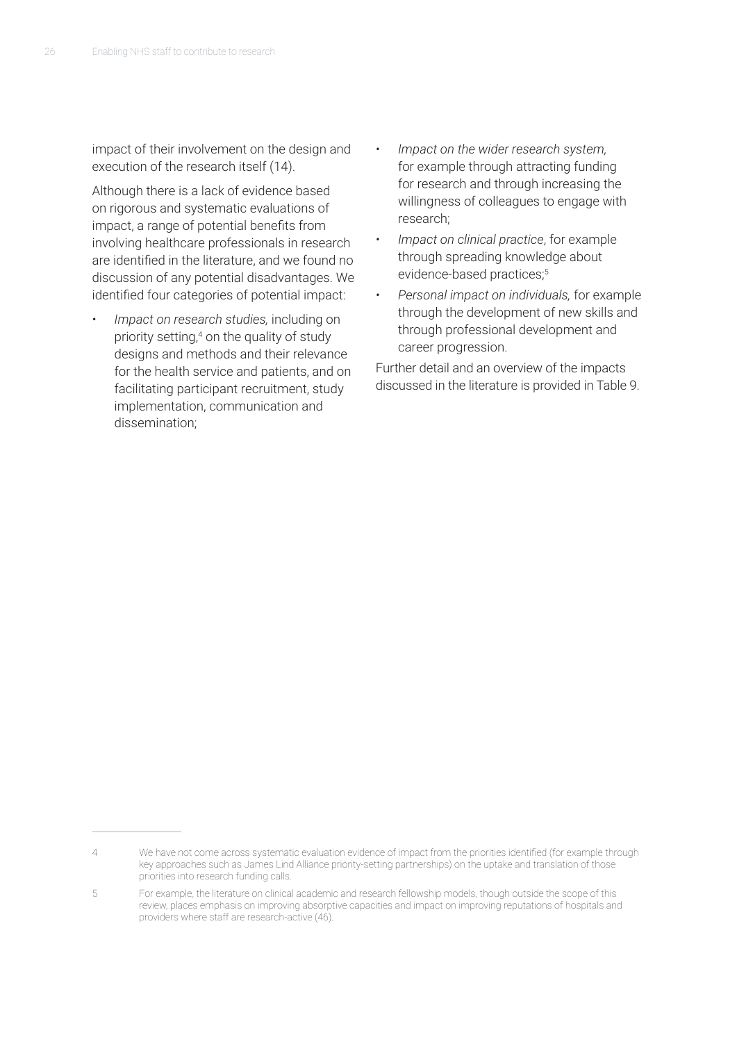impact of their involvement on the design and execution of the research itself (14).

Although there is a lack of evidence based on rigorous and systematic evaluations of impact, a range of potential benefits from involving healthcare professionals in research are identified in the literature, and we found no discussion of any potential disadvantages. We identified four categories of potential impact:

- *Impact on research studies,* including on priority setting,[4] on the quality of study designs and methods and their relevance for the health service and patients, and on facilitating participant recruitment, study implementation, communication and dissemination;
- *Impact on the wider research system,* for example through attracting funding for research and through increasing the willingness of colleagues to engage with research;
- *Impact on clinical practice*, for example through spreading knowledge about evidence-based practices;[5]
- *Personal impact on individuals,* for example through the development of new skills and through professional development and career progression.

Further detail and an overview of the impacts discussed in the literature is provided in Table 9.

---

4 We have not come across systematic evaluation evidence of impact from the priorities identified (for example through key approaches such as James Lind Alliance priority-setting partnerships) on the uptake and translation of those priorities into research funding calls.

5 For example, the literature on clinical academic and research fellowship models, though outside the scope of this review, places emphasis on improving absorptive capacities and impact on improving reputations of hospitals and providers where staff are research-active (46).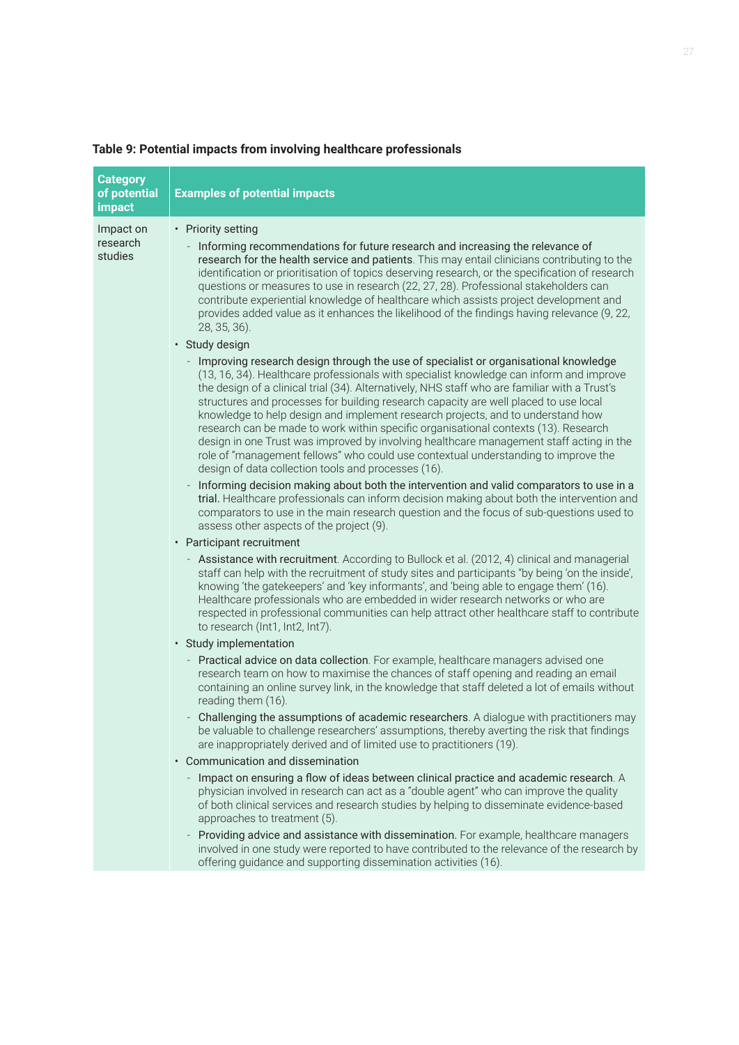**Table 9: Potential impacts from involving healthcare professionals**

| Category of potential impact | Examples of potential impacts |
|---|---|
| Impact on research studies | • Priority setting<br>- Informing recommendations for future research and increasing the relevance of research for the health service and patients. This may entail clinicians contributing to the identification or prioritisation of topics deserving research, or the specification of research questions or measures to use in research (22, 27, 28). Professional stakeholders can contribute experiential knowledge of healthcare which assists project development and provides added value as it enhances the likelihood of the findings having relevance (9, 22, 28, 35, 36).<br>• Study design<br>- Improving research design through the use of specialist or organisational knowledge (13, 16, 34). Healthcare professionals with specialist knowledge can inform and improve the design of a clinical trial (34). Alternatively, NHS staff who are familiar with a Trust's structures and processes for building research capacity are well placed to use local knowledge to help design and implement research projects, and to understand how research can be made to work within specific organisational contexts (13). Research design in one Trust was improved by involving healthcare management staff acting in the role of "management fellows" who could use contextual understanding to improve the design of data collection tools and processes (16).<br>- Informing decision making about both the intervention and valid comparators to use in a trial. Healthcare professionals can inform decision making about both the intervention and comparators to use in the main research question and the focus of sub-questions used to assess other aspects of the project (9).<br>• Participant recruitment<br>- Assistance with recruitment. According to Bullock et al. (2012, 4) clinical and managerial staff can help with the recruitment of study sites and participants "by being 'on the inside', knowing 'the gatekeepers' and 'key informants', and 'being able to engage them' (16). Healthcare professionals who are embedded in wider research networks or who are respected in professional communities can help attract other healthcare staff to contribute to research (Int1, Int2, Int7).<br>• Study implementation<br>- Practical advice on data collection. For example, healthcare managers advised one research team on how to maximise the chances of staff opening and reading an email containing an online survey link, in the knowledge that staff deleted a lot of emails without reading them (16).<br>- Challenging the assumptions of academic researchers. A dialogue with practitioners may be valuable to challenge researchers' assumptions, thereby averting the risk that findings are inappropriately derived and of limited use to practitioners (19).<br>• Communication and dissemination<br>- Impact on ensuring a flow of ideas between clinical practice and academic research. A physician involved in research can act as a "double agent" who can improve the quality of both clinical services and research studies by helping to disseminate evidence-based approaches to treatment (5).<br>- Providing advice and assistance with dissemination. For example, healthcare managers involved in one study were reported to have contributed to the relevance of the research by offering guidance and supporting dissemination activities (16). |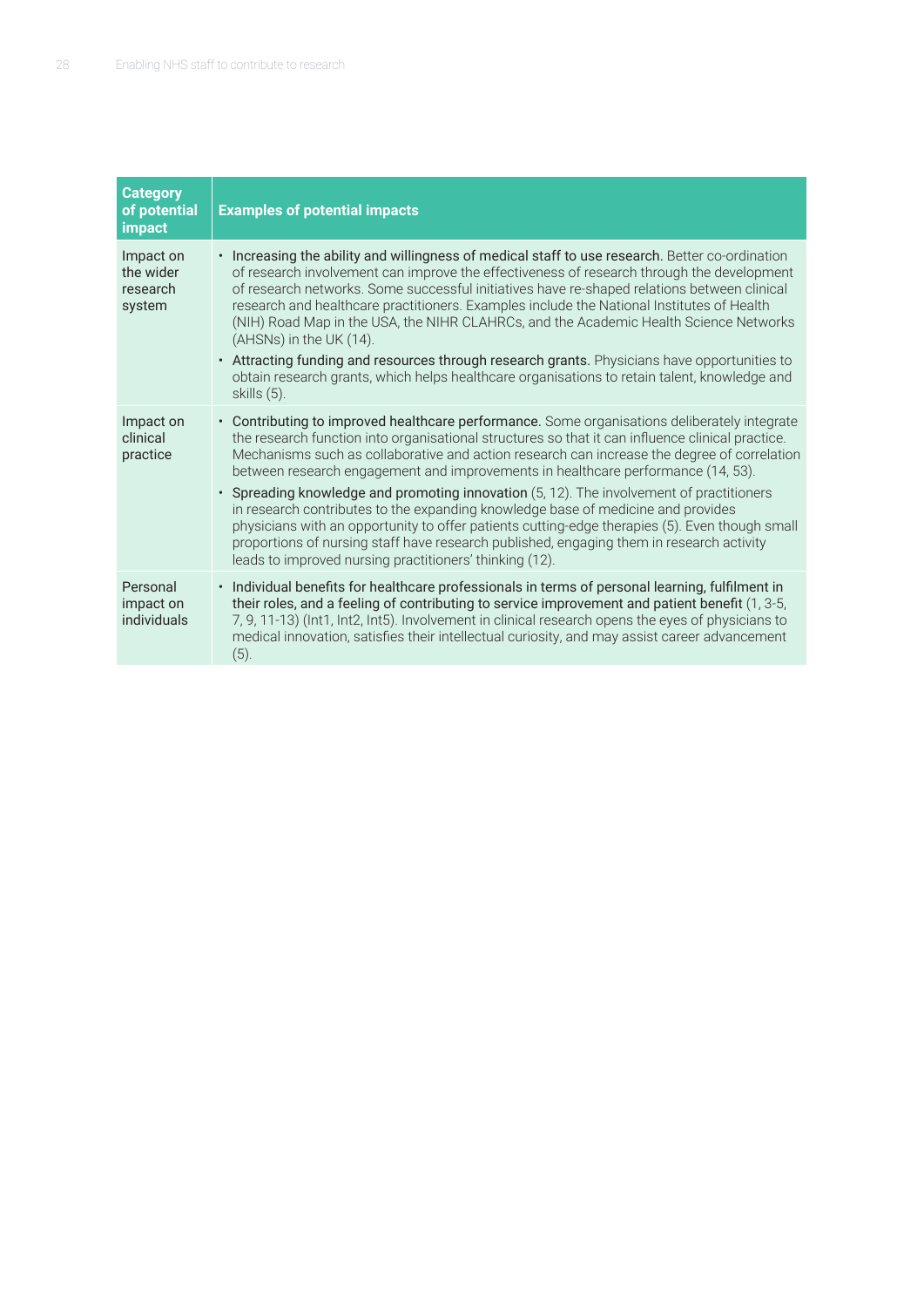| Category of potential impact | Examples of potential impacts |
|---|---|
| Impact on the wider research system | • **Increasing the ability and willingness of medical staff to use research.** Better co-ordination of research involvement can improve the effectiveness of research through the development of research networks. Some successful initiatives have re-shaped relations between clinical research and healthcare practitioners. Examples include the National Institutes of Health (NIH) Road Map in the USA, the NIHR CLAHRCs, and the Academic Health Science Networks (AHSNs) in the UK (14).<br>• **Attracting funding and resources through research grants.** Physicians have opportunities to obtain research grants, which helps healthcare organisations to retain talent, knowledge and skills (5). |
| Impact on clinical practice | • **Contributing to improved healthcare performance.** Some organisations deliberately integrate the research function into organisational structures so that it can influence clinical practice. Mechanisms such as collaborative and action research can increase the degree of correlation between research engagement and improvements in healthcare performance (14, 53).<br>• **Spreading knowledge and promoting innovation** (5, 12). The involvement of practitioners in research contributes to the expanding knowledge base of medicine and provides physicians with an opportunity to offer patients cutting-edge therapies (5). Even though small proportions of nursing staff have research published, engaging them in research activity leads to improved nursing practitioners' thinking (12). |
| Personal impact on individuals | • **Individual benefits for healthcare professionals in terms of personal learning, fulfilment in their roles, and a feeling of contributing to service improvement and patient benefit** (1, 3-5, 7, 9, 11-13) (Int1, Int2, Int5). Involvement in clinical research opens the eyes of physicians to medical innovation, satisfies their intellectual curiosity, and may assist career advancement (5). |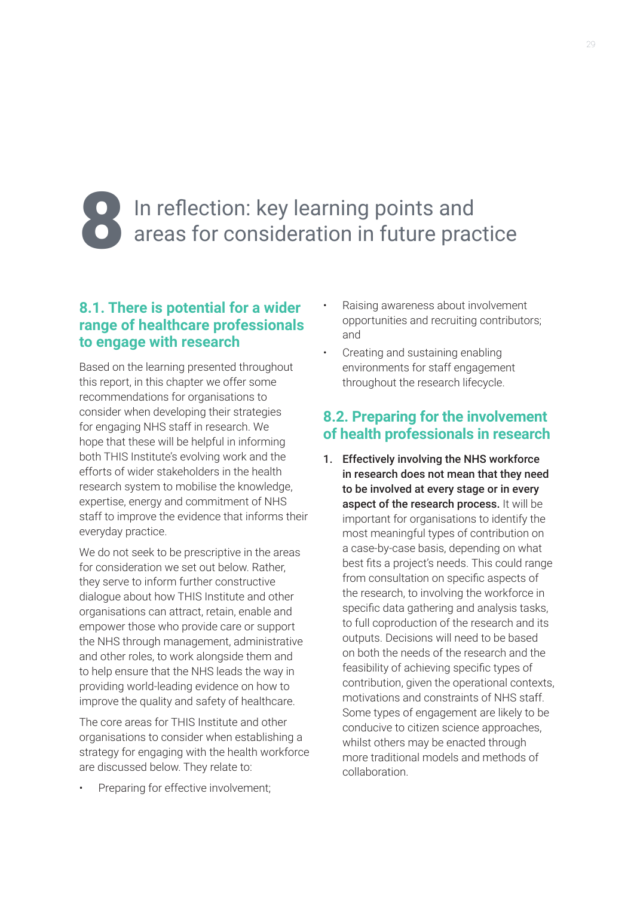# 8 In reflection: key learning points and areas for consideration in future practice

## 8.1. There is potential for a wider range of healthcare professionals to engage with research

Based on the learning presented throughout this report, in this chapter we offer some recommendations for organisations to consider when developing their strategies for engaging NHS staff in research. We hope that these will be helpful in informing both THIS Institute's evolving work and the efforts of wider stakeholders in the health research system to mobilise the knowledge, expertise, energy and commitment of NHS staff to improve the evidence that informs their everyday practice.

We do not seek to be prescriptive in the areas for consideration we set out below. Rather, they serve to inform further constructive dialogue about how THIS Institute and other organisations can attract, retain, enable and empower those who provide care or support the NHS through management, administrative and other roles, to work alongside them and to help ensure that the NHS leads the way in providing world-leading evidence on how to improve the quality and safety of healthcare.

The core areas for THIS Institute and other organisations to consider when establishing a strategy for engaging with the health workforce are discussed below. They relate to:

- Preparing for effective involvement;
- Raising awareness about involvement opportunities and recruiting contributors; and
- Creating and sustaining enabling environments for staff engagement throughout the research lifecycle.

## 8.2. Preparing for the involvement of health professionals in research

1. **Effectively involving the NHS workforce in research does not mean that they need to be involved at every stage or in every aspect of the research process.** It will be important for organisations to identify the most meaningful types of contribution on a case-by-case basis, depending on what best fits a project's needs. This could range from consultation on specific aspects of the research, to involving the workforce in specific data gathering and analysis tasks, to full coproduction of the research and its outputs. Decisions will need to be based on both the needs of the research and the feasibility of achieving specific types of contribution, given the operational contexts, motivations and constraints of NHS staff. Some types of engagement are likely to be conducive to citizen science approaches, whilst others may be enacted through more traditional models and methods of collaboration.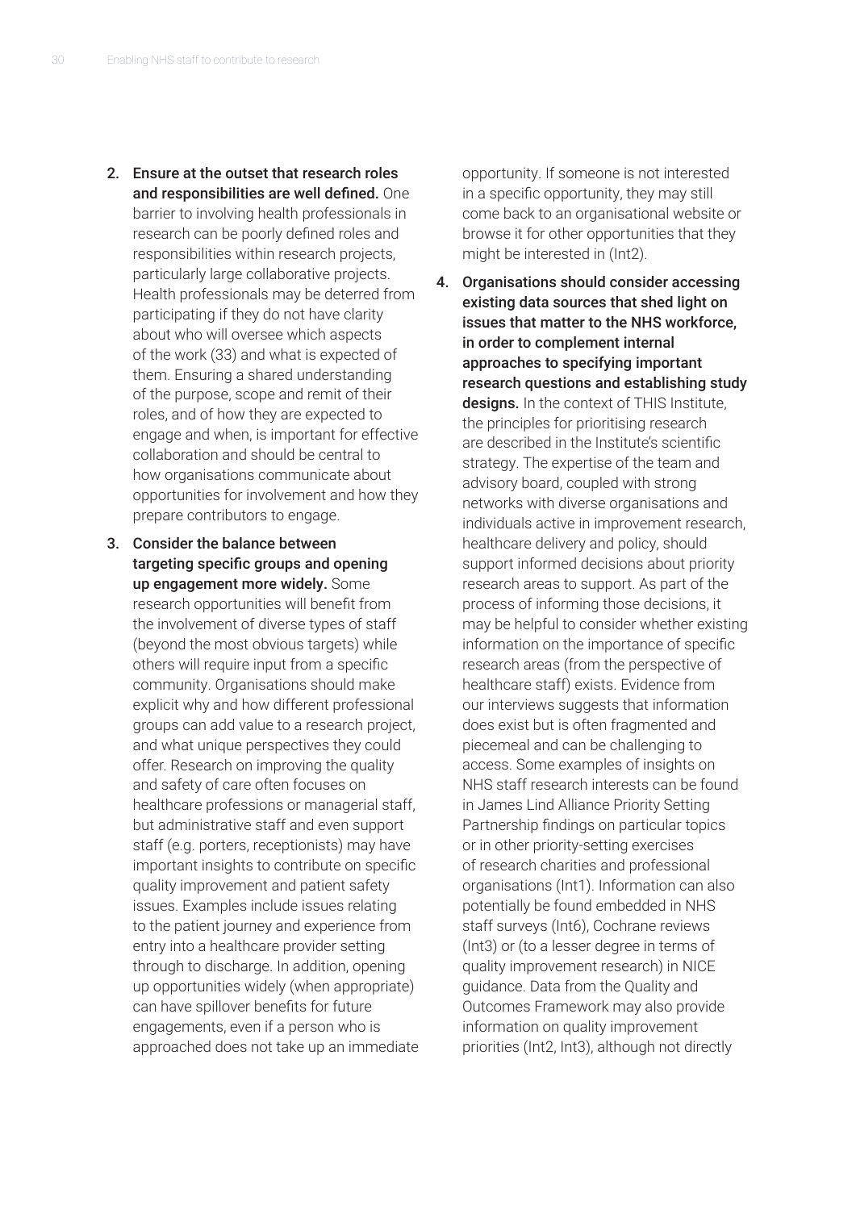2. **Ensure at the outset that research roles and responsibilities are well defined.** One barrier to involving health professionals in research can be poorly defined roles and responsibilities within research projects, particularly large collaborative projects. Health professionals may be deterred from participating if they do not have clarity about who will oversee which aspects of the work (33) and what is expected of them. Ensuring a shared understanding of the purpose, scope and remit of their roles, and of how they are expected to engage and when, is important for effective collaboration and should be central to how organisations communicate about opportunities for involvement and how they prepare contributors to engage.

3. **Consider the balance between targeting specific groups and opening up engagement more widely.** Some research opportunities will benefit from the involvement of diverse types of staff (beyond the most obvious targets) while others will require input from a specific community. Organisations should make explicit why and how different professional groups can add value to a research project, and what unique perspectives they could offer. Research on improving the quality and safety of care often focuses on healthcare professions or managerial staff, but administrative staff and even support staff (e.g. porters, receptionists) may have important insights to contribute on specific quality improvement and patient safety issues. Examples include issues relating to the patient journey and experience from entry into a healthcare provider setting through to discharge. In addition, opening up opportunities widely (when appropriate) can have spillover benefits for future engagements, even if a person who is approached does not take up an immediate opportunity. If someone is not interested in a specific opportunity, they may still come back to an organisational website or browse it for other opportunities that they might be interested in (Int2).

4. **Organisations should consider accessing existing data sources that shed light on issues that matter to the NHS workforce, in order to complement internal approaches to specifying important research questions and establishing study designs.** In the context of THIS Institute, the principles for prioritising research are described in the Institute's scientific strategy. The expertise of the team and advisory board, coupled with strong networks with diverse organisations and individuals active in improvement research, healthcare delivery and policy, should support informed decisions about priority research areas to support. As part of the process of informing those decisions, it may be helpful to consider whether existing information on the importance of specific research areas (from the perspective of healthcare staff) exists. Evidence from our interviews suggests that information does exist but is often fragmented and piecemeal and can be challenging to access. Some examples of insights on NHS staff research interests can be found in James Lind Alliance Priority Setting Partnership findings on particular topics or in other priority-setting exercises of research charities and professional organisations (Int1). Information can also potentially be found embedded in NHS staff surveys (Int6), Cochrane reviews (Int3) or (to a lesser degree in terms of quality improvement research) in NICE guidance. Data from the Quality and Outcomes Framework may also provide information on quality improvement priorities (Int2, Int3), although not directly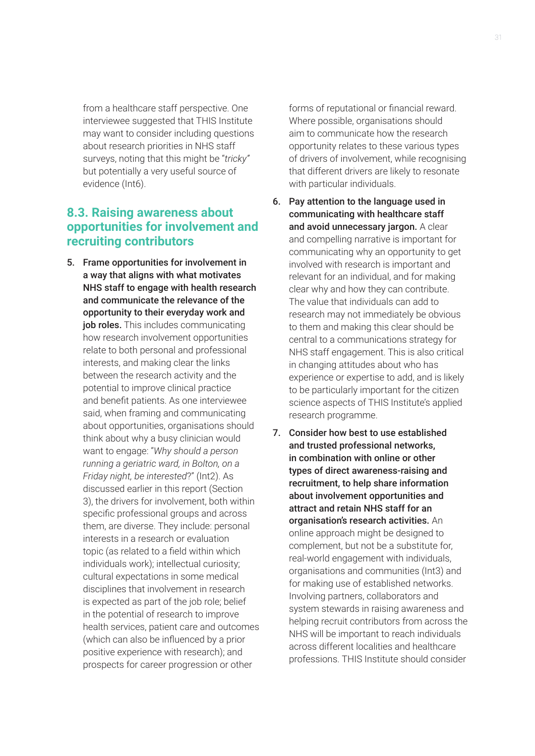from a healthcare staff perspective. One interviewee suggested that THIS Institute may want to consider including questions about research priorities in NHS staff surveys, noting that this might be "*tricky*" but potentially a very useful source of evidence (Int6).

## 8.3. Raising awareness about opportunities for involvement and recruiting contributors

5. **Frame opportunities for involvement in a way that aligns with what motivates NHS staff to engage with health research and communicate the relevance of the opportunity to their everyday work and job roles.** This includes communicating how research involvement opportunities relate to both personal and professional interests, and making clear the links between the research activity and the potential to improve clinical practice and benefit patients. As one interviewee said, when framing and communicating about opportunities, organisations should think about why a busy clinician would want to engage: "*Why should a person running a geriatric ward, in Bolton, on a Friday night, be interested*?" (Int2). As discussed earlier in this report (Section 3), the drivers for involvement, both within specific professional groups and across them, are diverse. They include: personal interests in a research or evaluation topic (as related to a field within which individuals work); intellectual curiosity; cultural expectations in some medical disciplines that involvement in research is expected as part of the job role; belief in the potential of research to improve health services, patient care and outcomes (which can also be influenced by a prior positive experience with research); and prospects for career progression or other forms of reputational or financial reward. Where possible, organisations should aim to communicate how the research opportunity relates to these various types of drivers of involvement, while recognising that different drivers are likely to resonate with particular individuals.

6. **Pay attention to the language used in communicating with healthcare staff and avoid unnecessary jargon.** A clear and compelling narrative is important for communicating why an opportunity to get involved with research is important and relevant for an individual, and for making clear why and how they can contribute. The value that individuals can add to research may not immediately be obvious to them and making this clear should be central to a communications strategy for NHS staff engagement. This is also critical in changing attitudes about who has experience or expertise to add, and is likely to be particularly important for the citizen science aspects of THIS Institute's applied research programme.

7. **Consider how best to use established and trusted professional networks, in combination with online or other types of direct awareness-raising and recruitment, to help share information about involvement opportunities and attract and retain NHS staff for an organisation's research activities.** An online approach might be designed to complement, but not be a substitute for, real-world engagement with individuals, organisations and communities (Int3) and for making use of established networks. Involving partners, collaborators and system stewards in raising awareness and helping recruit contributors from across the NHS will be important to reach individuals across different localities and healthcare professions. THIS Institute should consider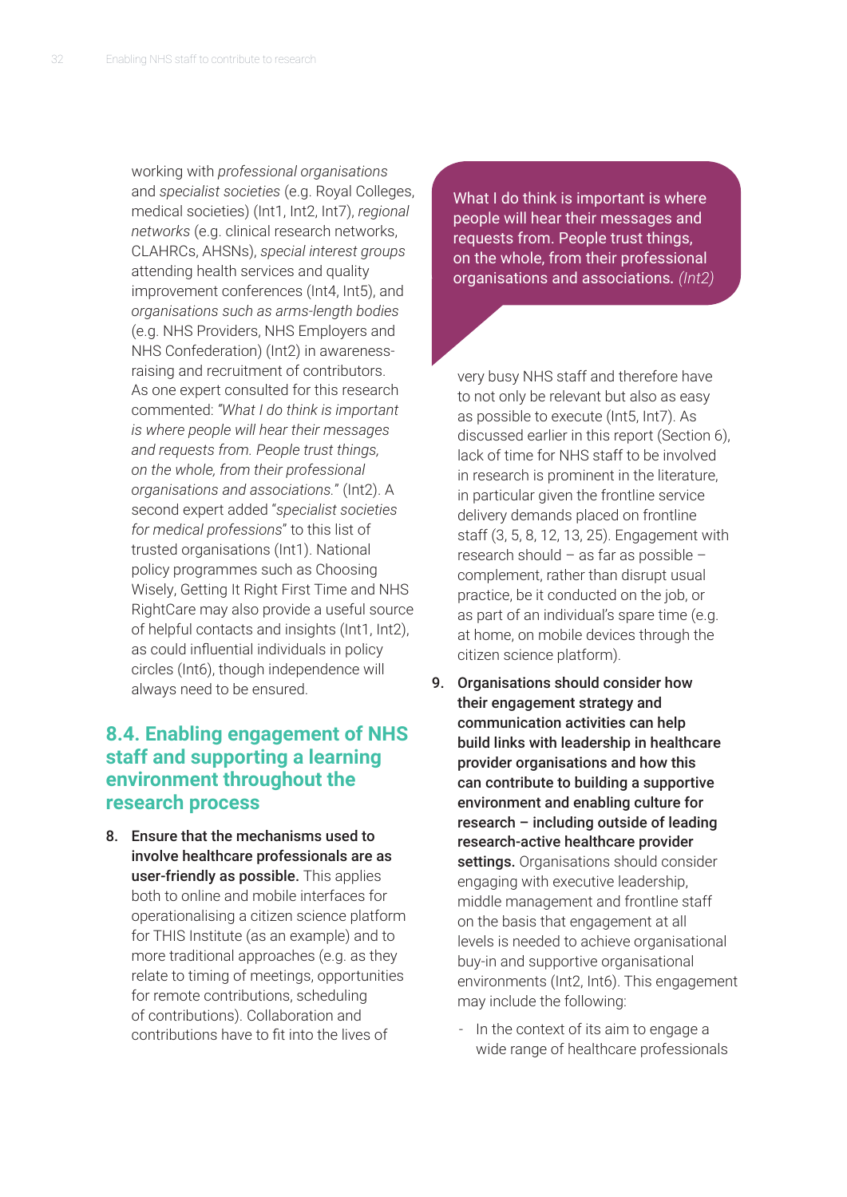working with *professional organisations* and *specialist societies* (e.g. Royal Colleges, medical societies) (Int1, Int2, Int7), *regional networks* (e.g. clinical research networks, CLAHRCs, AHSNs), *special interest groups* attending health services and quality improvement conferences (Int4, Int5), and *organisations such as arms-length bodies* (e.g. NHS Providers, NHS Employers and NHS Confederation) (Int2) in awareness-raising and recruitment of contributors. As one expert consulted for this research commented: *"What I do think is important is where people will hear their messages and requests from. People trust things, on the whole, from their professional organisations and associations."* (Int2). A second expert added "*specialist societies for medical professions*" to this list of trusted organisations (Int1). National policy programmes such as Choosing Wisely, Getting It Right First Time and NHS RightCare may also provide a useful source of helpful contacts and insights (Int1, Int2), as could influential individuals in policy circles (Int6), though independence will always need to be ensured.

> What I do think is important is where people will hear their messages and requests from. People trust things, on the whole, from their professional organisations and associations. *(Int2)*

## 8.4. Enabling engagement of NHS staff and supporting a learning environment throughout the research process

8. **Ensure that the mechanisms used to involve healthcare professionals are as user-friendly as possible.** This applies both to online and mobile interfaces for operationalising a citizen science platform for THIS Institute (as an example) and to more traditional approaches (e.g. as they relate to timing of meetings, opportunities for remote contributions, scheduling of contributions). Collaboration and contributions have to fit into the lives of very busy NHS staff and therefore have to not only be relevant but also as easy as possible to execute (Int5, Int7). As discussed earlier in this report (Section 6), lack of time for NHS staff to be involved in research is prominent in the literature, in particular given the frontline service delivery demands placed on frontline staff (3, 5, 8, 12, 13, 25). Engagement with research should – as far as possible – complement, rather than disrupt usual practice, be it conducted on the job, or as part of an individual's spare time (e.g. at home, on mobile devices through the citizen science platform).

9. **Organisations should consider how their engagement strategy and communication activities can help build links with leadership in healthcare provider organisations and how this can contribute to building a supportive environment and enabling culture for research – including outside of leading research-active healthcare provider settings.** Organisations should consider engaging with executive leadership, middle management and frontline staff on the basis that engagement at all levels is needed to achieve organisational buy-in and supportive organisational environments (Int2, Int6). This engagement may include the following:

   - In the context of its aim to engage a wide range of healthcare professionals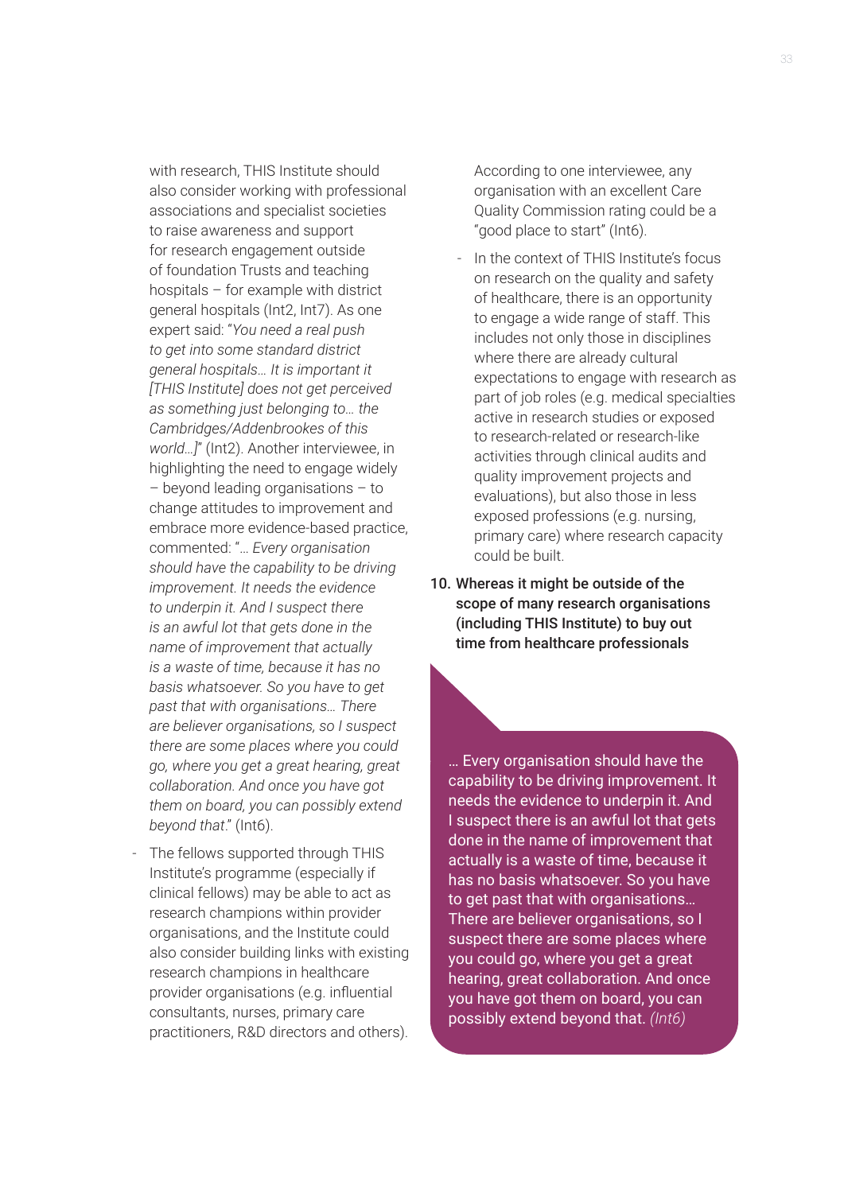with research, THIS Institute should also consider working with professional associations and specialist societies to raise awareness and support for research engagement outside of foundation Trusts and teaching hospitals – for example with district general hospitals (Int2, Int7). As one expert said: "*You need a real push to get into some standard district general hospitals… It is important it [THIS Institute] does not get perceived as something just belonging to… the Cambridges/Addenbrookes of this world…]*" (Int2). Another interviewee, in highlighting the need to engage widely – beyond leading organisations – to change attitudes to improvement and embrace more evidence-based practice, commented: "*… Every organisation should have the capability to be driving improvement. It needs the evidence to underpin it. And I suspect there is an awful lot that gets done in the name of improvement that actually is a waste of time, because it has no basis whatsoever. So you have to get past that with organisations… There are believer organisations, so I suspect there are some places where you could go, where you get a great hearing, great collaboration. And once you have got them on board, you can possibly extend beyond that*." (Int6).

- The fellows supported through THIS Institute's programme (especially if clinical fellows) may be able to act as research champions within provider organisations, and the Institute could also consider building links with existing research champions in healthcare provider organisations (e.g. influential consultants, nurses, primary care practitioners, R&D directors and others). According to one interviewee, any organisation with an excellent Care Quality Commission rating could be a "good place to start" (Int6).
- In the context of THIS Institute's focus on research on the quality and safety of healthcare, there is an opportunity to engage a wide range of staff. This includes not only those in disciplines where there are already cultural expectations to engage with research as part of job roles (e.g. medical specialties active in research studies or exposed to research-related or research-like activities through clinical audits and quality improvement projects and evaluations), but also those in less exposed professions (e.g. nursing, primary care) where research capacity could be built.

10. **Whereas it might be outside of the scope of many research organisations (including THIS Institute) to buy out time from healthcare professionals**

… Every organisation should have the capability to be driving improvement. It needs the evidence to underpin it. And I suspect there is an awful lot that gets done in the name of improvement that actually is a waste of time, because it has no basis whatsoever. So you have to get past that with organisations… There are believer organisations, so I suspect there are some places where you could go, where you get a great hearing, great collaboration. And once you have got them on board, you can possibly extend beyond that. *(Int6)*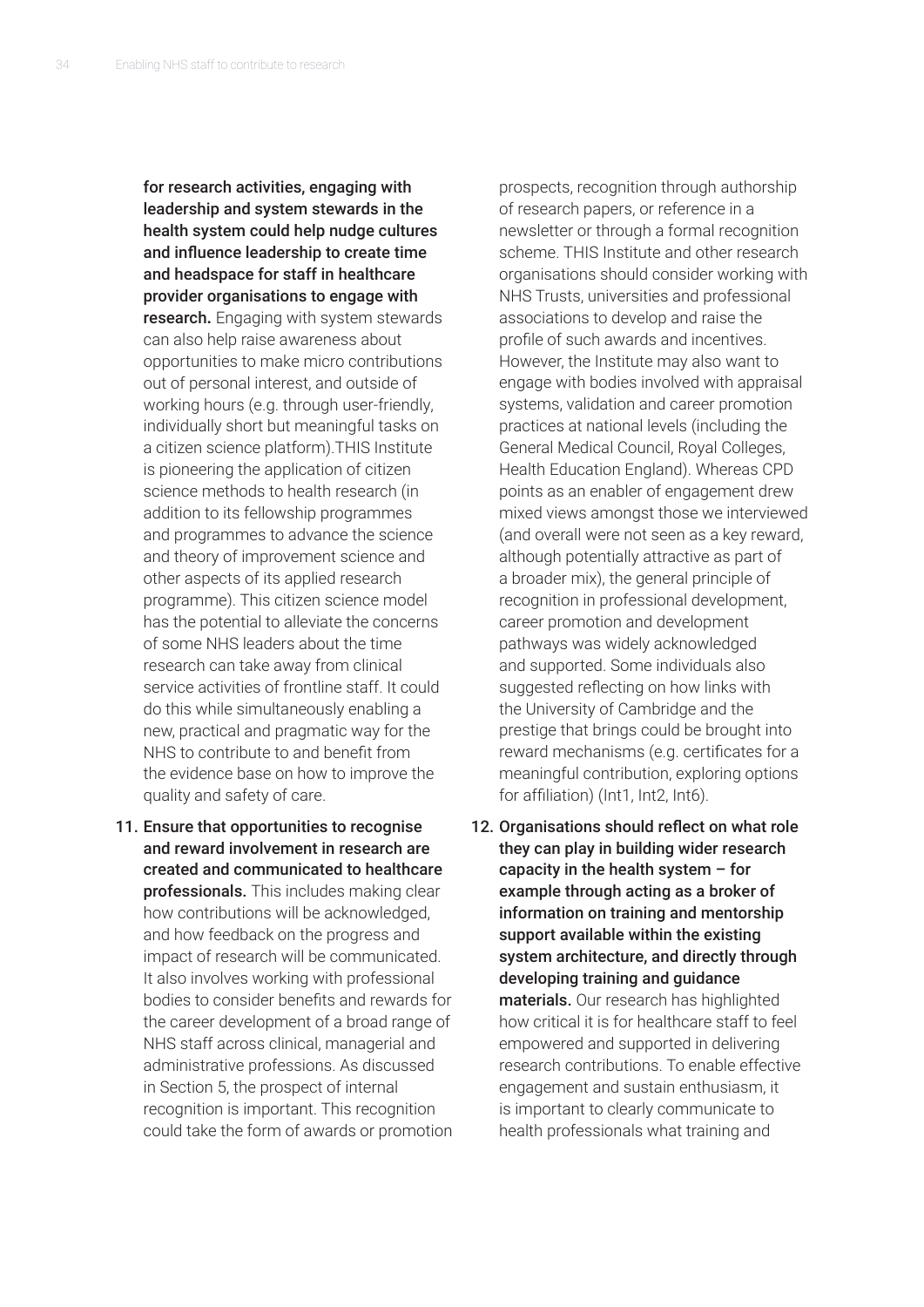**for research activities, engaging with leadership and system stewards in the health system could help nudge cultures and influence leadership to create time and headspace for staff in healthcare provider organisations to engage with research.** Engaging with system stewards can also help raise awareness about opportunities to make micro contributions out of personal interest, and outside of working hours (e.g. through user-friendly, individually short but meaningful tasks on a citizen science platform).THIS Institute is pioneering the application of citizen science methods to health research (in addition to its fellowship programmes and programmes to advance the science and theory of improvement science and other aspects of its applied research programme). This citizen science model has the potential to alleviate the concerns of some NHS leaders about the time research can take away from clinical service activities of frontline staff. It could do this while simultaneously enabling a new, practical and pragmatic way for the NHS to contribute to and benefit from the evidence base on how to improve the quality and safety of care.

11. **Ensure that opportunities to recognise and reward involvement in research are created and communicated to healthcare professionals.** This includes making clear how contributions will be acknowledged, and how feedback on the progress and impact of research will be communicated. It also involves working with professional bodies to consider benefits and rewards for the career development of a broad range of NHS staff across clinical, managerial and administrative professions. As discussed in Section 5, the prospect of internal recognition is important. This recognition could take the form of awards or promotion prospects, recognition through authorship of research papers, or reference in a newsletter or through a formal recognition scheme. THIS Institute and other research organisations should consider working with NHS Trusts, universities and professional associations to develop and raise the profile of such awards and incentives. However, the Institute may also want to engage with bodies involved with appraisal systems, validation and career promotion practices at national levels (including the General Medical Council, Royal Colleges, Health Education England). Whereas CPD points as an enabler of engagement drew mixed views amongst those we interviewed (and overall were not seen as a key reward, although potentially attractive as part of a broader mix), the general principle of recognition in professional development, career promotion and development pathways was widely acknowledged and supported. Some individuals also suggested reflecting on how links with the University of Cambridge and the prestige that brings could be brought into reward mechanisms (e.g. certificates for a meaningful contribution, exploring options for affiliation) (Int1, Int2, Int6).

12. **Organisations should reflect on what role they can play in building wider research capacity in the health system – for example through acting as a broker of information on training and mentorship support available within the existing system architecture, and directly through developing training and guidance materials.** Our research has highlighted how critical it is for healthcare staff to feel empowered and supported in delivering research contributions. To enable effective engagement and sustain enthusiasm, it is important to clearly communicate to health professionals what training and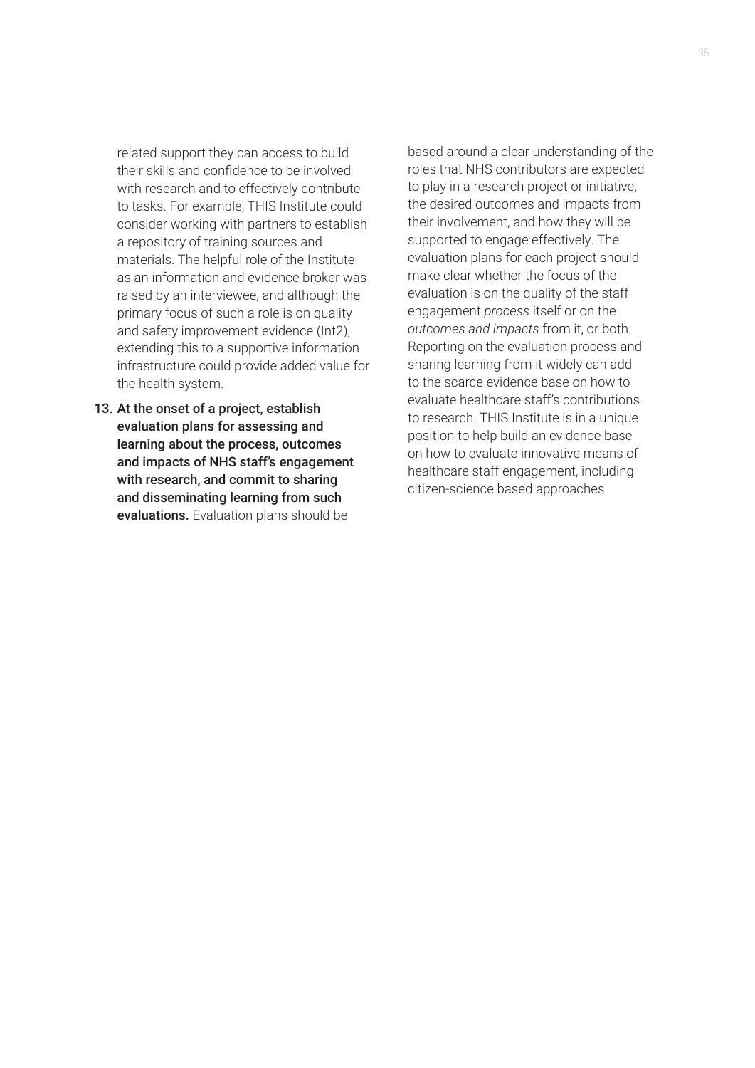related support they can access to build their skills and confidence to be involved with research and to effectively contribute to tasks. For example, THIS Institute could consider working with partners to establish a repository of training sources and materials. The helpful role of the Institute as an information and evidence broker was raised by an interviewee, and although the primary focus of such a role is on quality and safety improvement evidence (Int2), extending this to a supportive information infrastructure could provide added value for the health system.

13. **At the onset of a project, establish evaluation plans for assessing and learning about the process, outcomes and impacts of NHS staff's engagement with research, and commit to sharing and disseminating learning from such evaluations.** Evaluation plans should be based around a clear understanding of the roles that NHS contributors are expected to play in a research project or initiative, the desired outcomes and impacts from their involvement, and how they will be supported to engage effectively. The evaluation plans for each project should make clear whether the focus of the evaluation is on the quality of the staff engagement *process* itself or on the *outcomes and impacts* from it, or both. Reporting on the evaluation process and sharing learning from it widely can add to the scarce evidence base on how to evaluate healthcare staff's contributions to research. THIS Institute is in a unique position to help build an evidence base on how to evaluate innovative means of healthcare staff engagement, including citizen-science based approaches.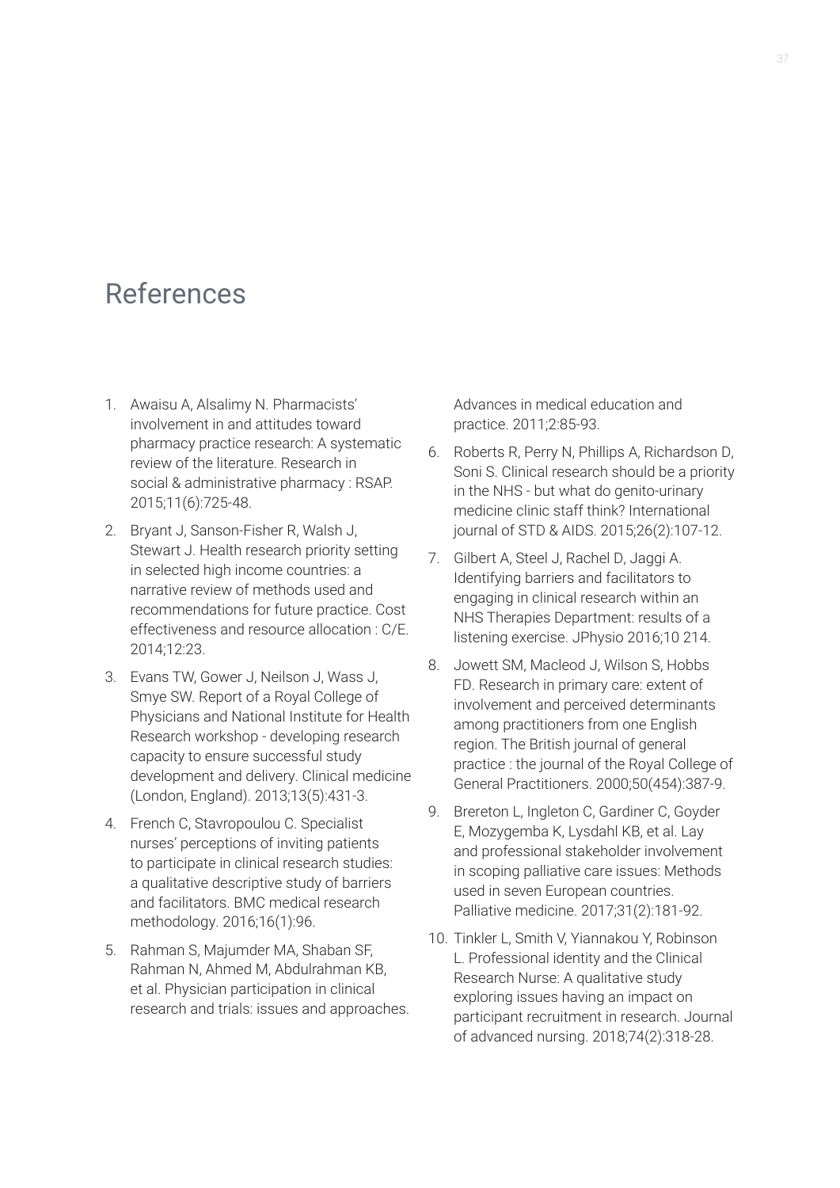# References

1. Awaisu A, Alsalimy N. Pharmacists' involvement in and attitudes toward pharmacy practice research: A systematic review of the literature. Research in social & administrative pharmacy : RSAP. 2015;11(6):725-48.
2. Bryant J, Sanson-Fisher R, Walsh J, Stewart J. Health research priority setting in selected high income countries: a narrative review of methods used and recommendations for future practice. Cost effectiveness and resource allocation : C/E. 2014;12:23.
3. Evans TW, Gower J, Neilson J, Wass J, Smye SW. Report of a Royal College of Physicians and National Institute for Health Research workshop - developing research capacity to ensure successful study development and delivery. Clinical medicine (London, England). 2013;13(5):431-3.
4. French C, Stavropoulou C. Specialist nurses' perceptions of inviting patients to participate in clinical research studies: a qualitative descriptive study of barriers and facilitators. BMC medical research methodology. 2016;16(1):96.
5. Rahman S, Majumder MA, Shaban SF, Rahman N, Ahmed M, Abdulrahman KB, et al. Physician participation in clinical research and trials: issues and approaches. Advances in medical education and practice. 2011;2:85-93.
6. Roberts R, Perry N, Phillips A, Richardson D, Soni S. Clinical research should be a priority in the NHS - but what do genito-urinary medicine clinic staff think? International journal of STD & AIDS. 2015;26(2):107-12.
7. Gilbert A, Steel J, Rachel D, Jaggi A. Identifying barriers and facilitators to engaging in clinical research within an NHS Therapies Department: results of a listening exercise. JPhysio 2016;10 214.
8. Jowett SM, Macleod J, Wilson S, Hobbs FD. Research in primary care: extent of involvement and perceived determinants among practitioners from one English region. The British journal of general practice : the journal of the Royal College of General Practitioners. 2000;50(454):387-9.
9. Brereton L, Ingleton C, Gardiner C, Goyder E, Mozygemba K, Lysdahl KB, et al. Lay and professional stakeholder involvement in scoping palliative care issues: Methods used in seven European countries. Palliative medicine. 2017;31(2):181-92.
10. Tinkler L, Smith V, Yiannakou Y, Robinson L. Professional identity and the Clinical Research Nurse: A qualitative study exploring issues having an impact on participant recruitment in research. Journal of advanced nursing. 2018;74(2):318-28.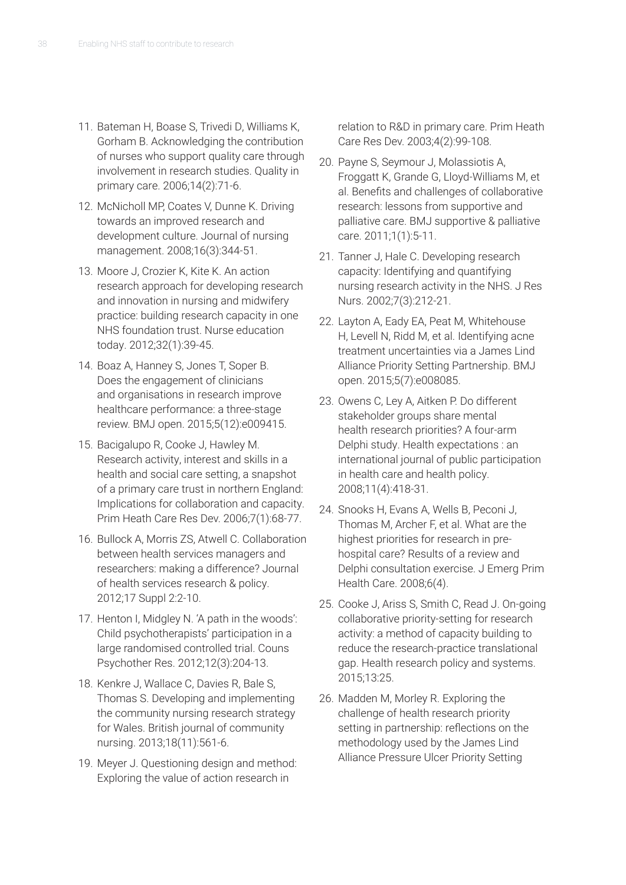11. Bateman H, Boase S, Trivedi D, Williams K, Gorham B. Acknowledging the contribution of nurses who support quality care through involvement in research studies. Quality in primary care. 2006;14(2):71-6.
12. McNicholl MP, Coates V, Dunne K. Driving towards an improved research and development culture. Journal of nursing management. 2008;16(3):344-51.
13. Moore J, Crozier K, Kite K. An action research approach for developing research and innovation in nursing and midwifery practice: building research capacity in one NHS foundation trust. Nurse education today. 2012;32(1):39-45.
14. Boaz A, Hanney S, Jones T, Soper B. Does the engagement of clinicians and organisations in research improve healthcare performance: a three-stage review. BMJ open. 2015;5(12):e009415.
15. Bacigalupo R, Cooke J, Hawley M. Research activity, interest and skills in a health and social care setting, a snapshot of a primary care trust in northern England: Implications for collaboration and capacity. Prim Heath Care Res Dev. 2006;7(1):68-77.
16. Bullock A, Morris ZS, Atwell C. Collaboration between health services managers and researchers: making a difference? Journal of health services research & policy. 2012;17 Suppl 2:2-10.
17. Henton I, Midgley N. 'A path in the woods': Child psychotherapists' participation in a large randomised controlled trial. Couns Psychother Res. 2012;12(3):204-13.
18. Kenkre J, Wallace C, Davies R, Bale S, Thomas S. Developing and implementing the community nursing research strategy for Wales. British journal of community nursing. 2013;18(11):561-6.
19. Meyer J. Questioning design and method: Exploring the value of action research in relation to R&D in primary care. Prim Heath Care Res Dev. 2003;4(2):99-108.
20. Payne S, Seymour J, Molassiotis A, Froggatt K, Grande G, Lloyd-Williams M, et al. Benefits and challenges of collaborative research: lessons from supportive and palliative care. BMJ supportive & palliative care. 2011;1(1):5-11.
21. Tanner J, Hale C. Developing research capacity: Identifying and quantifying nursing research activity in the NHS. J Res Nurs. 2002;7(3):212-21.
22. Layton A, Eady EA, Peat M, Whitehouse H, Levell N, Ridd M, et al. Identifying acne treatment uncertainties via a James Lind Alliance Priority Setting Partnership. BMJ open. 2015;5(7):e008085.
23. Owens C, Ley A, Aitken P. Do different stakeholder groups share mental health research priorities? A four-arm Delphi study. Health expectations : an international journal of public participation in health care and health policy. 2008;11(4):418-31.
24. Snooks H, Evans A, Wells B, Peconi J, Thomas M, Archer F, et al. What are the highest priorities for research in pre-hospital care? Results of a review and Delphi consultation exercise. J Emerg Prim Health Care. 2008;6(4).
25. Cooke J, Ariss S, Smith C, Read J. On-going collaborative priority-setting for research activity: a method of capacity building to reduce the research-practice translational gap. Health research policy and systems. 2015;13:25.
26. Madden M, Morley R. Exploring the challenge of health research priority setting in partnership: reflections on the methodology used by the James Lind Alliance Pressure Ulcer Priority Setting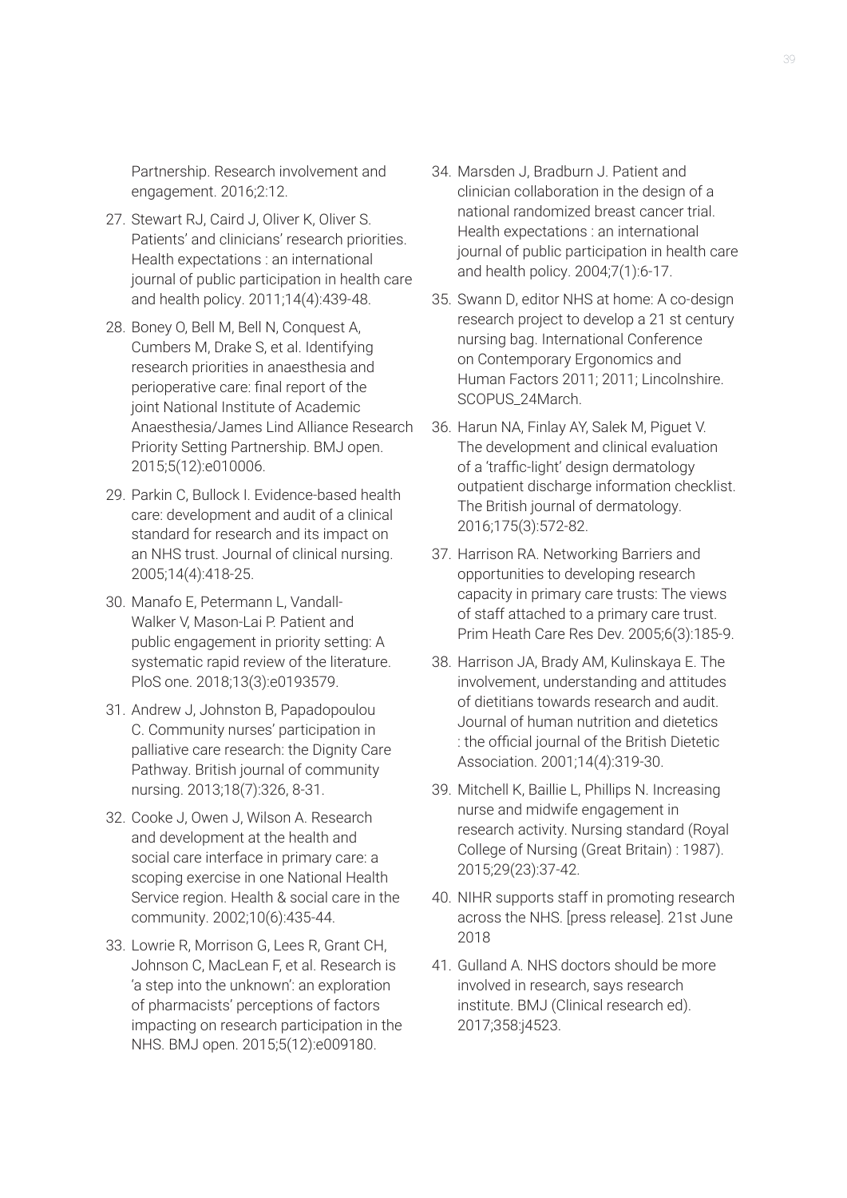Partnership. Research involvement and engagement. 2016;2:12.

27. Stewart RJ, Caird J, Oliver K, Oliver S. Patients' and clinicians' research priorities. Health expectations : an international journal of public participation in health care and health policy. 2011;14(4):439-48.
28. Boney O, Bell M, Bell N, Conquest A, Cumbers M, Drake S, et al. Identifying research priorities in anaesthesia and perioperative care: final report of the joint National Institute of Academic Anaesthesia/James Lind Alliance Research Priority Setting Partnership. BMJ open. 2015;5(12):e010006.
29. Parkin C, Bullock I. Evidence-based health care: development and audit of a clinical standard for research and its impact on an NHS trust. Journal of clinical nursing. 2005;14(4):418-25.
30. Manafo E, Petermann L, Vandall-Walker V, Mason-Lai P. Patient and public engagement in priority setting: A systematic rapid review of the literature. PloS one. 2018;13(3):e0193579.
31. Andrew J, Johnston B, Papadopoulou C. Community nurses' participation in palliative care research: the Dignity Care Pathway. British journal of community nursing. 2013;18(7):326, 8-31.
32. Cooke J, Owen J, Wilson A. Research and development at the health and social care interface in primary care: a scoping exercise in one National Health Service region. Health & social care in the community. 2002;10(6):435-44.
33. Lowrie R, Morrison G, Lees R, Grant CH, Johnson C, MacLean F, et al. Research is 'a step into the unknown': an exploration of pharmacists' perceptions of factors impacting on research participation in the NHS. BMJ open. 2015;5(12):e009180.
34. Marsden J, Bradburn J. Patient and clinician collaboration in the design of a national randomized breast cancer trial. Health expectations : an international journal of public participation in health care and health policy. 2004;7(1):6-17.
35. Swann D, editor NHS at home: A co-design research project to develop a 21 st century nursing bag. International Conference on Contemporary Ergonomics and Human Factors 2011; 2011; Lincolnshire. SCOPUS_24March.
36. Harun NA, Finlay AY, Salek M, Piguet V. The development and clinical evaluation of a 'traffic-light' design dermatology outpatient discharge information checklist. The British journal of dermatology. 2016;175(3):572-82.
37. Harrison RA. Networking Barriers and opportunities to developing research capacity in primary care trusts: The views of staff attached to a primary care trust. Prim Heath Care Res Dev. 2005;6(3):185-9.
38. Harrison JA, Brady AM, Kulinskaya E. The involvement, understanding and attitudes of dietitians towards research and audit. Journal of human nutrition and dietetics : the official journal of the British Dietetic Association. 2001;14(4):319-30.
39. Mitchell K, Baillie L, Phillips N. Increasing nurse and midwife engagement in research activity. Nursing standard (Royal College of Nursing (Great Britain) : 1987). 2015;29(23):37-42.
40. NIHR supports staff in promoting research across the NHS. [press release]. 21st June 2018
41. Gulland A. NHS doctors should be more involved in research, says research institute. BMJ (Clinical research ed). 2017;358:j4523.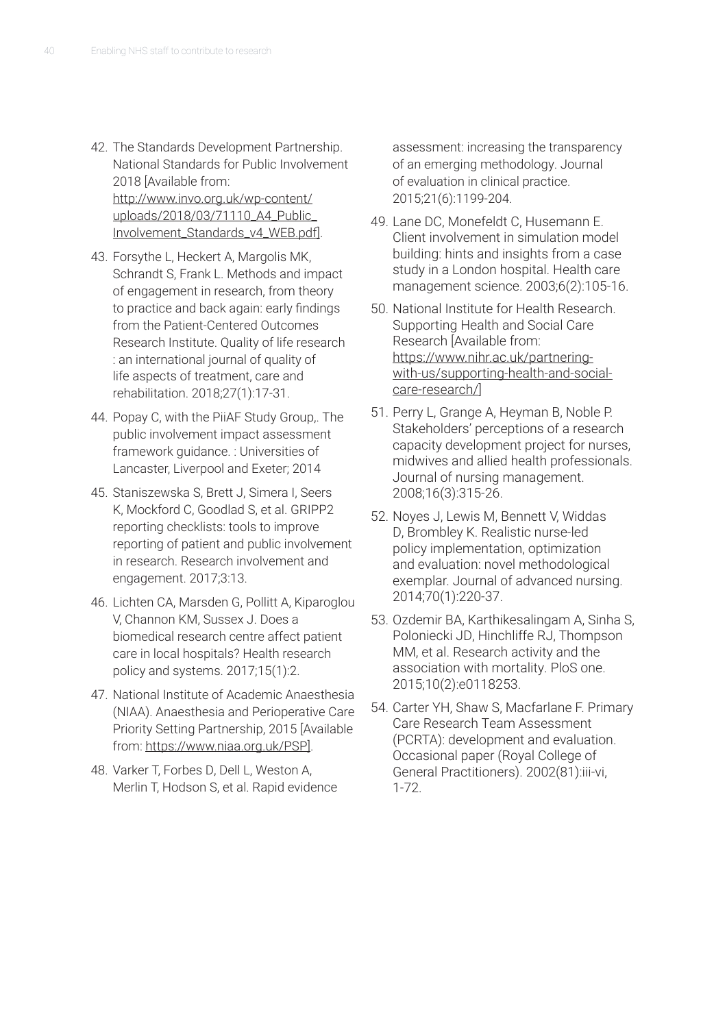42. The Standards Development Partnership. National Standards for Public Involvement 2018 [Available from: http://www.invo.org.uk/wp-content/uploads/2018/03/71110_A4_Public_Involvement_Standards_v4_WEB.pdf].

43. Forsythe L, Heckert A, Margolis MK, Schrandt S, Frank L. Methods and impact of engagement in research, from theory to practice and back again: early findings from the Patient-Centered Outcomes Research Institute. Quality of life research : an international journal of quality of life aspects of treatment, care and rehabilitation. 2018;27(1):17-31.

44. Popay C, with the PiiAF Study Group,. The public involvement impact assessment framework guidance. : Universities of Lancaster, Liverpool and Exeter; 2014

45. Staniszewska S, Brett J, Simera I, Seers K, Mockford C, Goodlad S, et al. GRIPP2 reporting checklists: tools to improve reporting of patient and public involvement in research. Research involvement and engagement. 2017;3:13.

46. Lichten CA, Marsden G, Pollitt A, Kiparoglou V, Channon KM, Sussex J. Does a biomedical research centre affect patient care in local hospitals? Health research policy and systems. 2017;15(1):2.

47. National Institute of Academic Anaesthesia (NIAA). Anaesthesia and Perioperative Care Priority Setting Partnership, 2015 [Available from: https://www.niaa.org.uk/PSP].

48. Varker T, Forbes D, Dell L, Weston A, Merlin T, Hodson S, et al. Rapid evidence assessment: increasing the transparency of an emerging methodology. Journal of evaluation in clinical practice. 2015;21(6):1199-204.

49. Lane DC, Monefeldt C, Husemann E. Client involvement in simulation model building: hints and insights from a case study in a London hospital. Health care management science. 2003;6(2):105-16.

50. National Institute for Health Research. Supporting Health and Social Care Research [Available from: https://www.nihr.ac.uk/partnering-with-us/supporting-health-and-social-care-research/]

51. Perry L, Grange A, Heyman B, Noble P. Stakeholders' perceptions of a research capacity development project for nurses, midwives and allied health professionals. Journal of nursing management. 2008;16(3):315-26.

52. Noyes J, Lewis M, Bennett V, Widdas D, Brombley K. Realistic nurse-led policy implementation, optimization and evaluation: novel methodological exemplar. Journal of advanced nursing. 2014;70(1):220-37.

53. Ozdemir BA, Karthikesalingam A, Sinha S, Poloniecki JD, Hinchliffe RJ, Thompson MM, et al. Research activity and the association with mortality. PloS one. 2015;10(2):e0118253.

54. Carter YH, Shaw S, Macfarlane F. Primary Care Research Team Assessment (PCRTA): development and evaluation. Occasional paper (Royal College of General Practitioners). 2002(81):iii-vi, 1-72.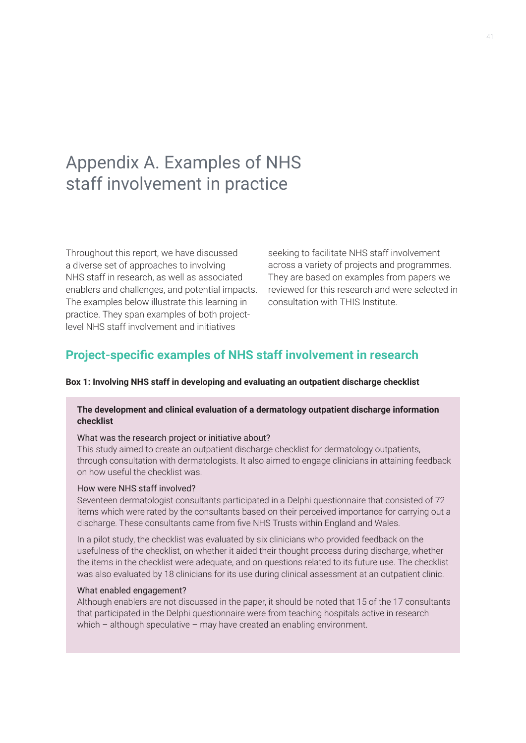# Appendix A. Examples of NHS staff involvement in practice

Throughout this report, we have discussed a diverse set of approaches to involving NHS staff in research, as well as associated enablers and challenges, and potential impacts. The examples below illustrate this learning in practice. They span examples of both project-level NHS staff involvement and initiatives seeking to facilitate NHS staff involvement across a variety of projects and programmes. They are based on examples from papers we reviewed for this research and were selected in consultation with THIS Institute.

## Project-specific examples of NHS staff involvement in research

**Box 1: Involving NHS staff in developing and evaluating an outpatient discharge checklist**

**The development and clinical evaluation of a dermatology outpatient discharge information checklist**

What was the research project or initiative about?

This study aimed to create an outpatient discharge checklist for dermatology outpatients, through consultation with dermatologists. It also aimed to engage clinicians in attaining feedback on how useful the checklist was.

How were NHS staff involved?

Seventeen dermatologist consultants participated in a Delphi questionnaire that consisted of 72 items which were rated by the consultants based on their perceived importance for carrying out a discharge. These consultants came from five NHS Trusts within England and Wales.

In a pilot study, the checklist was evaluated by six clinicians who provided feedback on the usefulness of the checklist, on whether it aided their thought process during discharge, whether the items in the checklist were adequate, and on questions related to its future use. The checklist was also evaluated by 18 clinicians for its use during clinical assessment at an outpatient clinic.

What enabled engagement?

Although enablers are not discussed in the paper, it should be noted that 15 of the 17 consultants that participated in the Delphi questionnaire were from teaching hospitals active in research which – although speculative – may have created an enabling environment.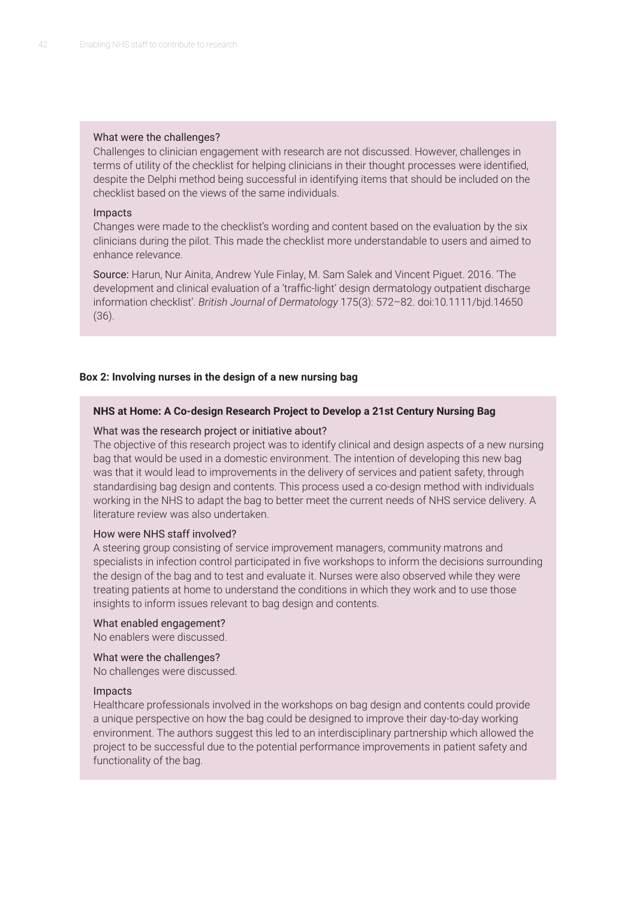What were the challenges?

Challenges to clinician engagement with research are not discussed. However, challenges in terms of utility of the checklist for helping clinicians in their thought processes were identified, despite the Delphi method being successful in identifying items that should be included on the checklist based on the views of the same individuals.

Impacts

Changes were made to the checklist's wording and content based on the evaluation by the six clinicians during the pilot. This made the checklist more understandable to users and aimed to enhance relevance.

Source: Harun, Nur Ainita, Andrew Yule Finlay, M. Sam Salek and Vincent Piguet. 2016. 'The development and clinical evaluation of a 'traffic-light' design dermatology outpatient discharge information checklist'. *British Journal of Dermatology* 175(3): 572–82. doi:10.1111/bjd.14650 (36).

**Box 2: Involving nurses in the design of a new nursing bag**

**NHS at Home: A Co-design Research Project to Develop a 21st Century Nursing Bag**

What was the research project or initiative about?

The objective of this research project was to identify clinical and design aspects of a new nursing bag that would be used in a domestic environment. The intention of developing this new bag was that it would lead to improvements in the delivery of services and patient safety, through standardising bag design and contents. This process used a co-design method with individuals working in the NHS to adapt the bag to better meet the current needs of NHS service delivery. A literature review was also undertaken.

How were NHS staff involved?

A steering group consisting of service improvement managers, community matrons and specialists in infection control participated in five workshops to inform the decisions surrounding the design of the bag and to test and evaluate it. Nurses were also observed while they were treating patients at home to understand the conditions in which they work and to use those insights to inform issues relevant to bag design and contents.

What enabled engagement?

No enablers were discussed.

What were the challenges?

No challenges were discussed.

Impacts

Healthcare professionals involved in the workshops on bag design and contents could provide a unique perspective on how the bag could be designed to improve their day-to-day working environment. The authors suggest this led to an interdisciplinary partnership which allowed the project to be successful due to the potential performance improvements in patient safety and functionality of the bag.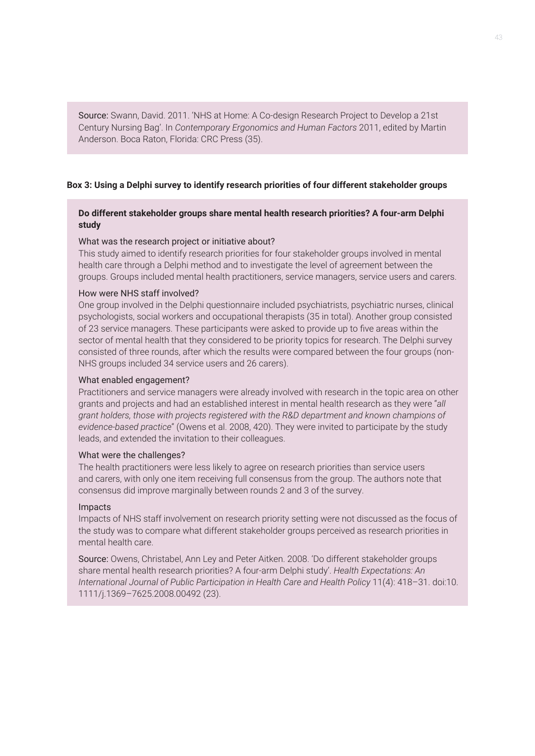Source: Swann, David. 2011. 'NHS at Home: A Co-design Research Project to Develop a 21st Century Nursing Bag'. In *Contemporary Ergonomics and Human Factors* 2011, edited by Martin Anderson. Boca Raton, Florida: CRC Press (35).

**Box 3: Using a Delphi survey to identify research priorities of four different stakeholder groups**

**Do different stakeholder groups share mental health research priorities? A four-arm Delphi study**

What was the research project or initiative about?

This study aimed to identify research priorities for four stakeholder groups involved in mental health care through a Delphi method and to investigate the level of agreement between the groups. Groups included mental health practitioners, service managers, service users and carers.

How were NHS staff involved?

One group involved in the Delphi questionnaire included psychiatrists, psychiatric nurses, clinical psychologists, social workers and occupational therapists (35 in total). Another group consisted of 23 service managers. These participants were asked to provide up to five areas within the sector of mental health that they considered to be priority topics for research. The Delphi survey consisted of three rounds, after which the results were compared between the four groups (non-NHS groups included 34 service users and 26 carers).

What enabled engagement?

Practitioners and service managers were already involved with research in the topic area on other grants and projects and had an established interest in mental health research as they were "*all grant holders, those with projects registered with the R&D department and known champions of evidence-based practice*" (Owens et al. 2008, 420). They were invited to participate by the study leads, and extended the invitation to their colleagues.

What were the challenges?

The health practitioners were less likely to agree on research priorities than service users and carers, with only one item receiving full consensus from the group. The authors note that consensus did improve marginally between rounds 2 and 3 of the survey.

Impacts

Impacts of NHS staff involvement on research priority setting were not discussed as the focus of the study was to compare what different stakeholder groups perceived as research priorities in mental health care.

Source: Owens, Christabel, Ann Ley and Peter Aitken. 2008. 'Do different stakeholder groups share mental health research priorities? A four-arm Delphi study'. *Health Expectations: An International Journal of Public Participation in Health Care and Health Policy* 11(4): 418–31. doi:10.1111/j.1369–7625.2008.00492 (23).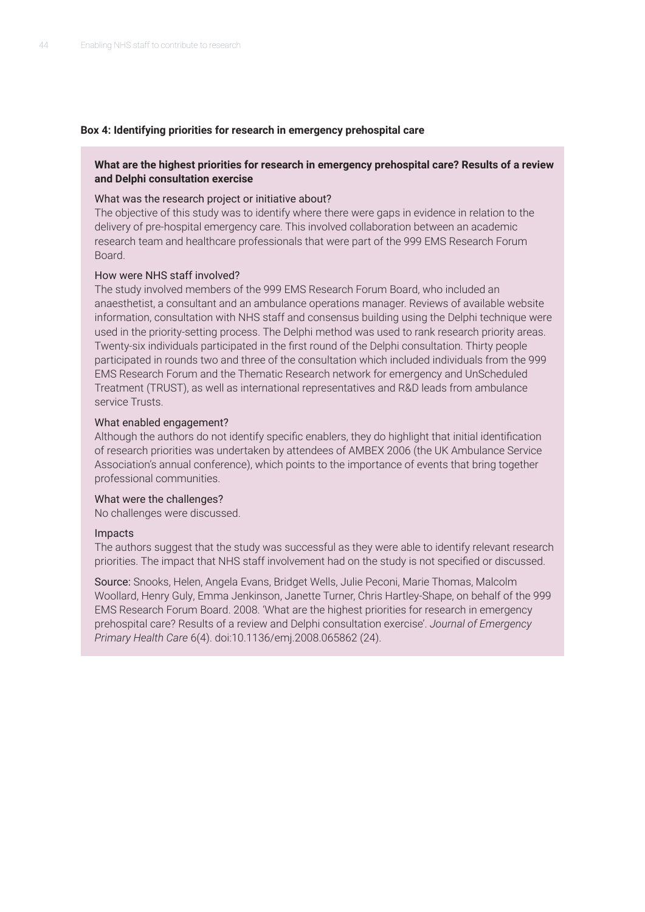**Box 4: Identifying priorities for research in emergency prehospital care**

**What are the highest priorities for research in emergency prehospital care? Results of a review and Delphi consultation exercise**

What was the research project or initiative about?

The objective of this study was to identify where there were gaps in evidence in relation to the delivery of pre-hospital emergency care. This involved collaboration between an academic research team and healthcare professionals that were part of the 999 EMS Research Forum Board.

How were NHS staff involved?

The study involved members of the 999 EMS Research Forum Board, who included an anaesthetist, a consultant and an ambulance operations manager. Reviews of available website information, consultation with NHS staff and consensus building using the Delphi technique were used in the priority-setting process. The Delphi method was used to rank research priority areas. Twenty-six individuals participated in the first round of the Delphi consultation. Thirty people participated in rounds two and three of the consultation which included individuals from the 999 EMS Research Forum and the Thematic Research network for emergency and UnScheduled Treatment (TRUST), as well as international representatives and R&D leads from ambulance service Trusts.

What enabled engagement?

Although the authors do not identify specific enablers, they do highlight that initial identification of research priorities was undertaken by attendees of AMBEX 2006 (the UK Ambulance Service Association's annual conference), which points to the importance of events that bring together professional communities.

What were the challenges?

No challenges were discussed.

Impacts

The authors suggest that the study was successful as they were able to identify relevant research priorities. The impact that NHS staff involvement had on the study is not specified or discussed.

Source: Snooks, Helen, Angela Evans, Bridget Wells, Julie Peconi, Marie Thomas, Malcolm Woollard, Henry Guly, Emma Jenkinson, Janette Turner, Chris Hartley-Shape, on behalf of the 999 EMS Research Forum Board. 2008. 'What are the highest priorities for research in emergency prehospital care? Results of a review and Delphi consultation exercise'. *Journal of Emergency Primary Health Care* 6(4). doi:10.1136/emj.2008.065862 (24).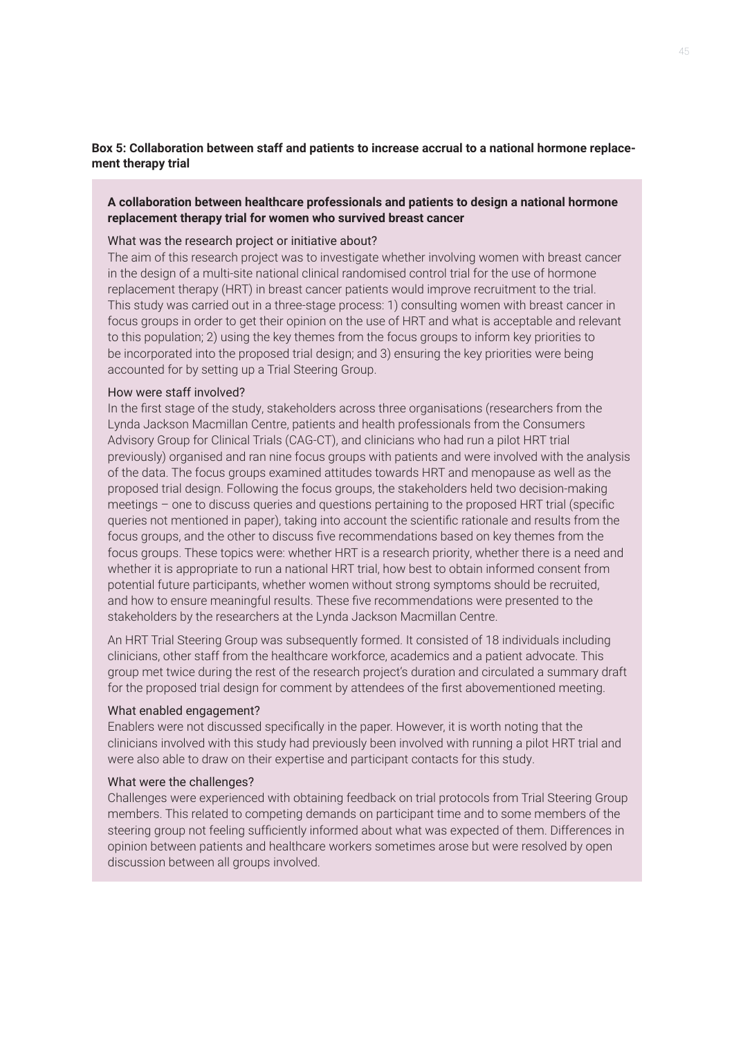**Box 5: Collaboration between staff and patients to increase accrual to a national hormone replacement therapy trial**

**A collaboration between healthcare professionals and patients to design a national hormone replacement therapy trial for women who survived breast cancer**

What was the research project or initiative about?

The aim of this research project was to investigate whether involving women with breast cancer in the design of a multi-site national clinical randomised control trial for the use of hormone replacement therapy (HRT) in breast cancer patients would improve recruitment to the trial. This study was carried out in a three-stage process: 1) consulting women with breast cancer in focus groups in order to get their opinion on the use of HRT and what is acceptable and relevant to this population; 2) using the key themes from the focus groups to inform key priorities to be incorporated into the proposed trial design; and 3) ensuring the key priorities were being accounted for by setting up a Trial Steering Group.

How were staff involved?

In the first stage of the study, stakeholders across three organisations (researchers from the Lynda Jackson Macmillan Centre, patients and health professionals from the Consumers Advisory Group for Clinical Trials (CAG-CT), and clinicians who had run a pilot HRT trial previously) organised and ran nine focus groups with patients and were involved with the analysis of the data. The focus groups examined attitudes towards HRT and menopause as well as the proposed trial design. Following the focus groups, the stakeholders held two decision-making meetings – one to discuss queries and questions pertaining to the proposed HRT trial (specific queries not mentioned in paper), taking into account the scientific rationale and results from the focus groups, and the other to discuss five recommendations based on key themes from the focus groups. These topics were: whether HRT is a research priority, whether there is a need and whether it is appropriate to run a national HRT trial, how best to obtain informed consent from potential future participants, whether women without strong symptoms should be recruited, and how to ensure meaningful results. These five recommendations were presented to the stakeholders by the researchers at the Lynda Jackson Macmillan Centre.

An HRT Trial Steering Group was subsequently formed. It consisted of 18 individuals including clinicians, other staff from the healthcare workforce, academics and a patient advocate. This group met twice during the rest of the research project's duration and circulated a summary draft for the proposed trial design for comment by attendees of the first abovementioned meeting.

What enabled engagement?

Enablers were not discussed specifically in the paper. However, it is worth noting that the clinicians involved with this study had previously been involved with running a pilot HRT trial and were also able to draw on their expertise and participant contacts for this study.

What were the challenges?

Challenges were experienced with obtaining feedback on trial protocols from Trial Steering Group members. This related to competing demands on participant time and to some members of the steering group not feeling sufficiently informed about what was expected of them. Differences in opinion between patients and healthcare workers sometimes arose but were resolved by open discussion between all groups involved.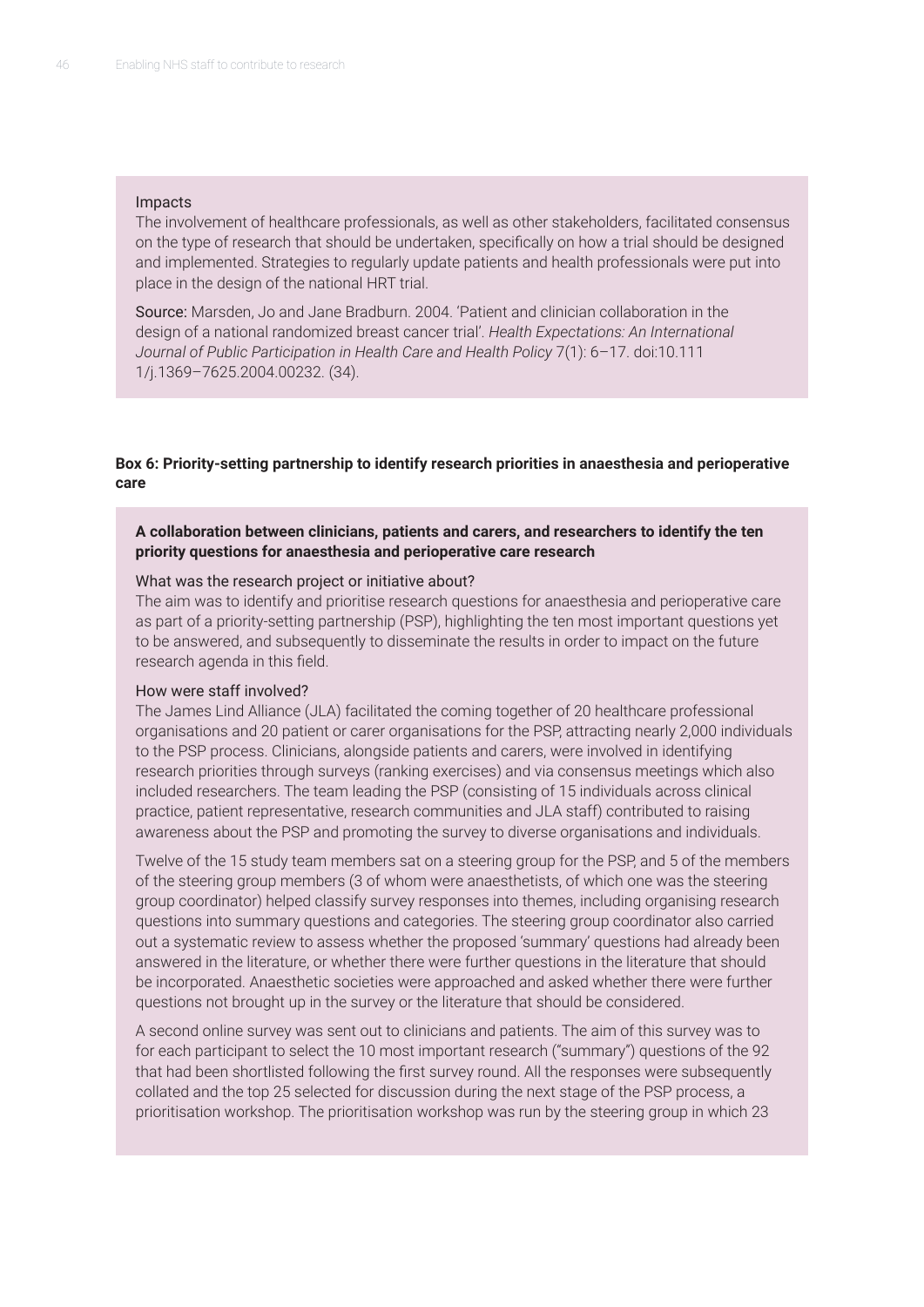Impacts

The involvement of healthcare professionals, as well as other stakeholders, facilitated consensus on the type of research that should be undertaken, specifically on how a trial should be designed and implemented. Strategies to regularly update patients and health professionals were put into place in the design of the national HRT trial.

Source: Marsden, Jo and Jane Bradburn. 2004. 'Patient and clinician collaboration in the design of a national randomized breast cancer trial'. *Health Expectations: An International Journal of Public Participation in Health Care and Health Policy* 7(1): 6–17. doi:10.111 1/j.1369–7625.2004.00232. (34).

**Box 6: Priority-setting partnership to identify research priorities in anaesthesia and perioperative care**

**A collaboration between clinicians, patients and carers, and researchers to identify the ten priority questions for anaesthesia and perioperative care research**

What was the research project or initiative about?

The aim was to identify and prioritise research questions for anaesthesia and perioperative care as part of a priority-setting partnership (PSP), highlighting the ten most important questions yet to be answered, and subsequently to disseminate the results in order to impact on the future research agenda in this field.

How were staff involved?

The James Lind Alliance (JLA) facilitated the coming together of 20 healthcare professional organisations and 20 patient or carer organisations for the PSP, attracting nearly 2,000 individuals to the PSP process. Clinicians, alongside patients and carers, were involved in identifying research priorities through surveys (ranking exercises) and via consensus meetings which also included researchers. The team leading the PSP (consisting of 15 individuals across clinical practice, patient representative, research communities and JLA staff) contributed to raising awareness about the PSP and promoting the survey to diverse organisations and individuals.

Twelve of the 15 study team members sat on a steering group for the PSP, and 5 of the members of the steering group members (3 of whom were anaesthetists, of which one was the steering group coordinator) helped classify survey responses into themes, including organising research questions into summary questions and categories. The steering group coordinator also carried out a systematic review to assess whether the proposed 'summary' questions had already been answered in the literature, or whether there were further questions in the literature that should be incorporated. Anaesthetic societies were approached and asked whether there were further questions not brought up in the survey or the literature that should be considered.

A second online survey was sent out to clinicians and patients. The aim of this survey was to for each participant to select the 10 most important research ("summary") questions of the 92 that had been shortlisted following the first survey round. All the responses were subsequently collated and the top 25 selected for discussion during the next stage of the PSP process, a prioritisation workshop. The prioritisation workshop was run by the steering group in which 23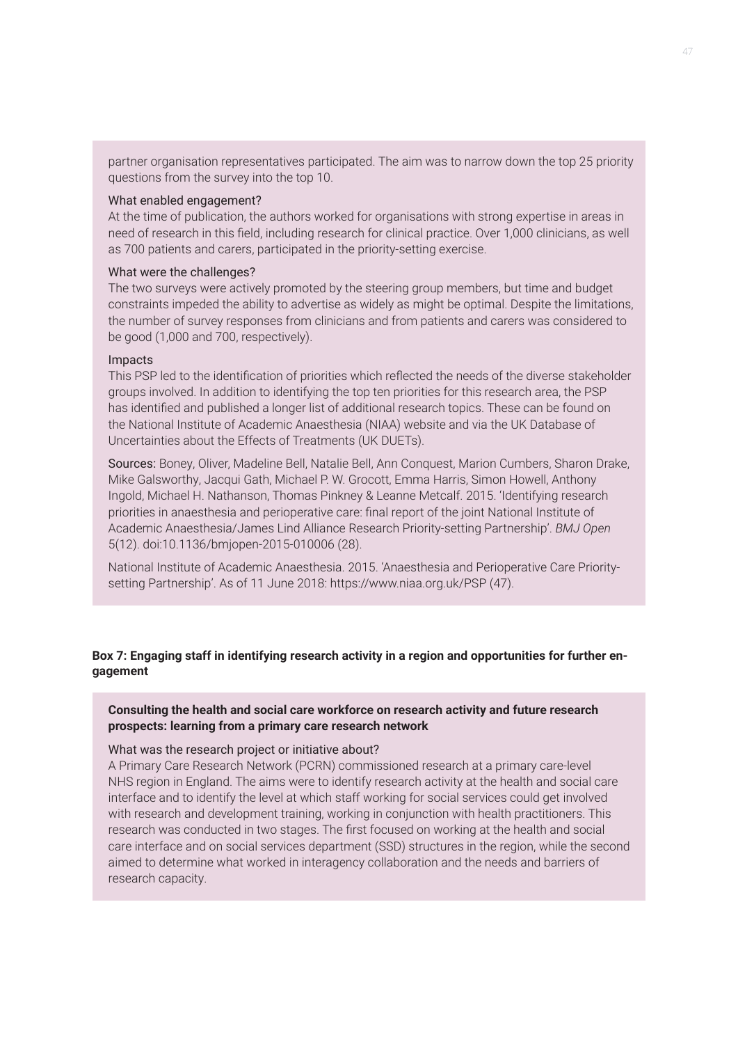partner organisation representatives participated. The aim was to narrow down the top 25 priority questions from the survey into the top 10.

What enabled engagement?

At the time of publication, the authors worked for organisations with strong expertise in areas in need of research in this field, including research for clinical practice. Over 1,000 clinicians, as well as 700 patients and carers, participated in the priority-setting exercise.

What were the challenges?

The two surveys were actively promoted by the steering group members, but time and budget constraints impeded the ability to advertise as widely as might be optimal. Despite the limitations, the number of survey responses from clinicians and from patients and carers was considered to be good (1,000 and 700, respectively).

Impacts

This PSP led to the identification of priorities which reflected the needs of the diverse stakeholder groups involved. In addition to identifying the top ten priorities for this research area, the PSP has identified and published a longer list of additional research topics. These can be found on the National Institute of Academic Anaesthesia (NIAA) website and via the UK Database of Uncertainties about the Effects of Treatments (UK DUETs).

Sources: Boney, Oliver, Madeline Bell, Natalie Bell, Ann Conquest, Marion Cumbers, Sharon Drake, Mike Galsworthy, Jacqui Gath, Michael P. W. Grocott, Emma Harris, Simon Howell, Anthony Ingold, Michael H. Nathanson, Thomas Pinkney & Leanne Metcalf. 2015. 'Identifying research priorities in anaesthesia and perioperative care: final report of the joint National Institute of Academic Anaesthesia/James Lind Alliance Research Priority-setting Partnership'. *BMJ Open* 5(12). doi:10.1136/bmjopen-2015-010006 (28).

National Institute of Academic Anaesthesia. 2015. 'Anaesthesia and Perioperative Care Priority-setting Partnership'. As of 11 June 2018: https://www.niaa.org.uk/PSP (47).

**Box 7: Engaging staff in identifying research activity in a region and opportunities for further engagement**

**Consulting the health and social care workforce on research activity and future research prospects: learning from a primary care research network**

What was the research project or initiative about?

A Primary Care Research Network (PCRN) commissioned research at a primary care-level NHS region in England. The aims were to identify research activity at the health and social care interface and to identify the level at which staff working for social services could get involved with research and development training, working in conjunction with health practitioners. This research was conducted in two stages. The first focused on working at the health and social care interface and on social services department (SSD) structures in the region, while the second aimed to determine what worked in interagency collaboration and the needs and barriers of research capacity.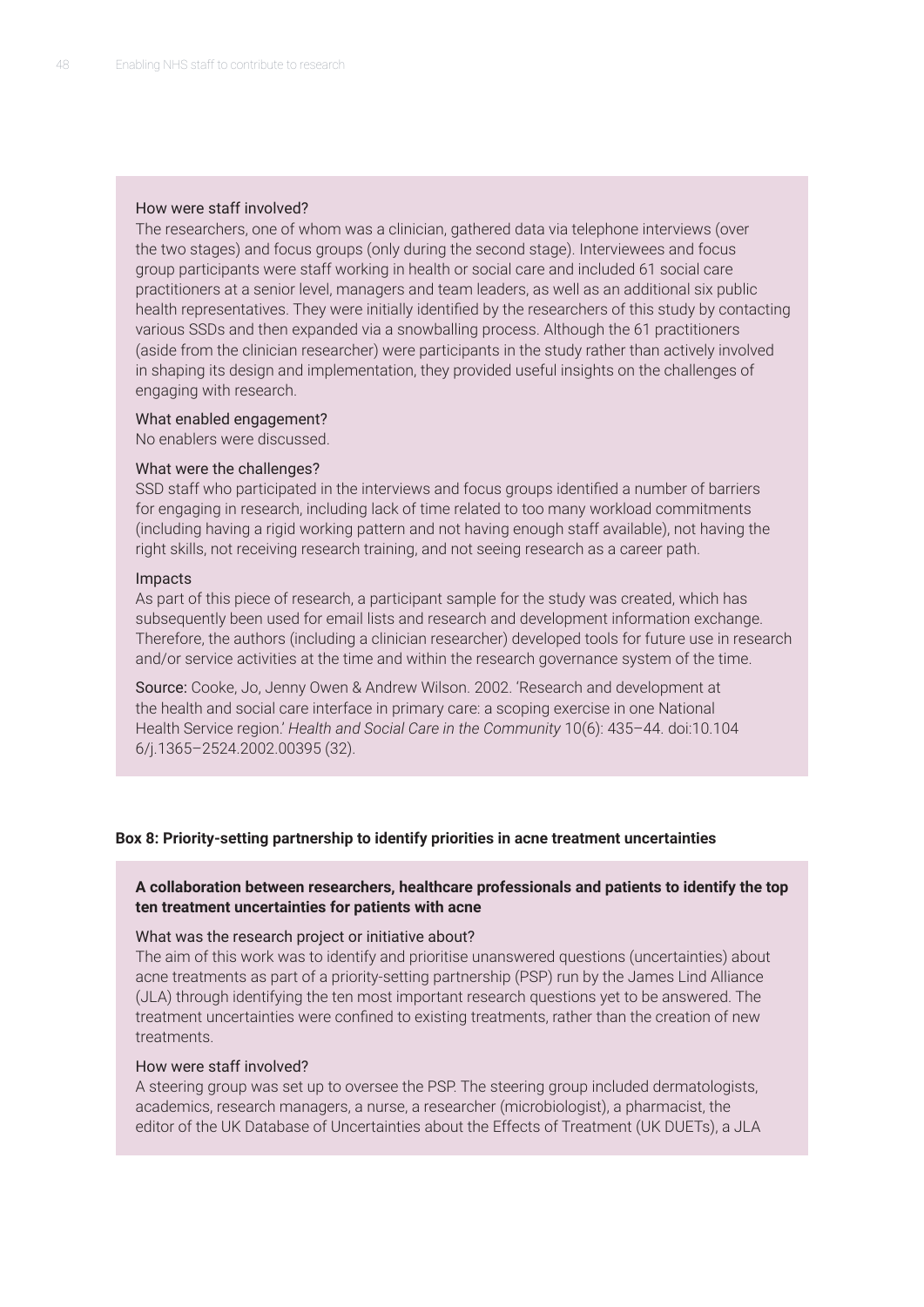How were staff involved?

The researchers, one of whom was a clinician, gathered data via telephone interviews (over the two stages) and focus groups (only during the second stage). Interviewees and focus group participants were staff working in health or social care and included 61 social care practitioners at a senior level, managers and team leaders, as well as an additional six public health representatives. They were initially identified by the researchers of this study by contacting various SSDs and then expanded via a snowballing process. Although the 61 practitioners (aside from the clinician researcher) were participants in the study rather than actively involved in shaping its design and implementation, they provided useful insights on the challenges of engaging with research.

What enabled engagement?

No enablers were discussed.

What were the challenges?

SSD staff who participated in the interviews and focus groups identified a number of barriers for engaging in research, including lack of time related to too many workload commitments (including having a rigid working pattern and not having enough staff available), not having the right skills, not receiving research training, and not seeing research as a career path.

Impacts

As part of this piece of research, a participant sample for the study was created, which has subsequently been used for email lists and research and development information exchange. Therefore, the authors (including a clinician researcher) developed tools for future use in research and/or service activities at the time and within the research governance system of the time.

Source: Cooke, Jo, Jenny Owen & Andrew Wilson. 2002. 'Research and development at the health and social care interface in primary care: a scoping exercise in one National Health Service region.' *Health and Social Care in the Community* 10(6): 435–44. doi:10.1046/j.1365–2524.2002.00395 (32).

**Box 8: Priority-setting partnership to identify priorities in acne treatment uncertainties**

**A collaboration between researchers, healthcare professionals and patients to identify the top ten treatment uncertainties for patients with acne**

What was the research project or initiative about?

The aim of this work was to identify and prioritise unanswered questions (uncertainties) about acne treatments as part of a priority-setting partnership (PSP) run by the James Lind Alliance (JLA) through identifying the ten most important research questions yet to be answered. The treatment uncertainties were confined to existing treatments, rather than the creation of new treatments.

How were staff involved?

A steering group was set up to oversee the PSP. The steering group included dermatologists, academics, research managers, a nurse, a researcher (microbiologist), a pharmacist, the editor of the UK Database of Uncertainties about the Effects of Treatment (UK DUETs), a JLA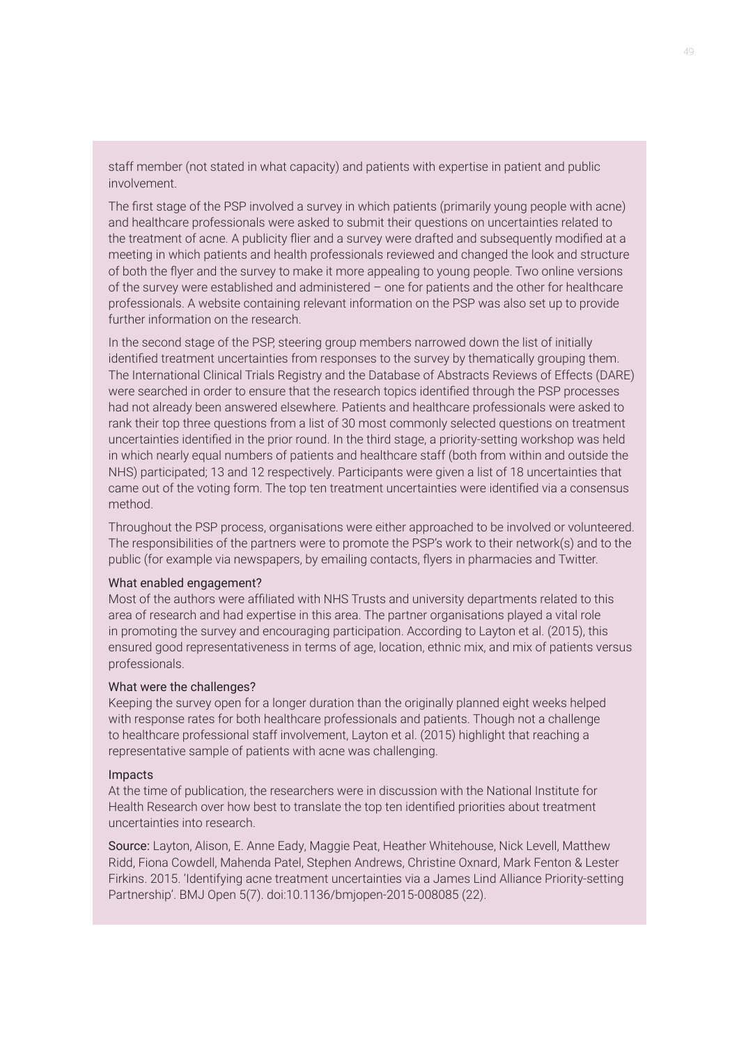staff member (not stated in what capacity) and patients with expertise in patient and public involvement.

The first stage of the PSP involved a survey in which patients (primarily young people with acne) and healthcare professionals were asked to submit their questions on uncertainties related to the treatment of acne. A publicity flier and a survey were drafted and subsequently modified at a meeting in which patients and health professionals reviewed and changed the look and structure of both the flyer and the survey to make it more appealing to young people. Two online versions of the survey were established and administered – one for patients and the other for healthcare professionals. A website containing relevant information on the PSP was also set up to provide further information on the research.

In the second stage of the PSP, steering group members narrowed down the list of initially identified treatment uncertainties from responses to the survey by thematically grouping them. The International Clinical Trials Registry and the Database of Abstracts Reviews of Effects (DARE) were searched in order to ensure that the research topics identified through the PSP processes had not already been answered elsewhere. Patients and healthcare professionals were asked to rank their top three questions from a list of 30 most commonly selected questions on treatment uncertainties identified in the prior round. In the third stage, a priority-setting workshop was held in which nearly equal numbers of patients and healthcare staff (both from within and outside the NHS) participated; 13 and 12 respectively. Participants were given a list of 18 uncertainties that came out of the voting form. The top ten treatment uncertainties were identified via a consensus method.

Throughout the PSP process, organisations were either approached to be involved or volunteered. The responsibilities of the partners were to promote the PSP's work to their network(s) and to the public (for example via newspapers, by emailing contacts, flyers in pharmacies and Twitter.

#### What enabled engagement?

Most of the authors were affiliated with NHS Trusts and university departments related to this area of research and had expertise in this area. The partner organisations played a vital role in promoting the survey and encouraging participation. According to Layton et al. (2015), this ensured good representativeness in terms of age, location, ethnic mix, and mix of patients versus professionals.

#### What were the challenges?

Keeping the survey open for a longer duration than the originally planned eight weeks helped with response rates for both healthcare professionals and patients. Though not a challenge to healthcare professional staff involvement, Layton et al. (2015) highlight that reaching a representative sample of patients with acne was challenging.

#### Impacts

At the time of publication, the researchers were in discussion with the National Institute for Health Research over how best to translate the top ten identified priorities about treatment uncertainties into research.

Source: Layton, Alison, E. Anne Eady, Maggie Peat, Heather Whitehouse, Nick Levell, Matthew Ridd, Fiona Cowdell, Mahenda Patel, Stephen Andrews, Christine Oxnard, Mark Fenton & Lester Firkins. 2015. 'Identifying acne treatment uncertainties via a James Lind Alliance Priority-setting Partnership'. BMJ Open 5(7). doi:10.1136/bmjopen-2015-008085 (22).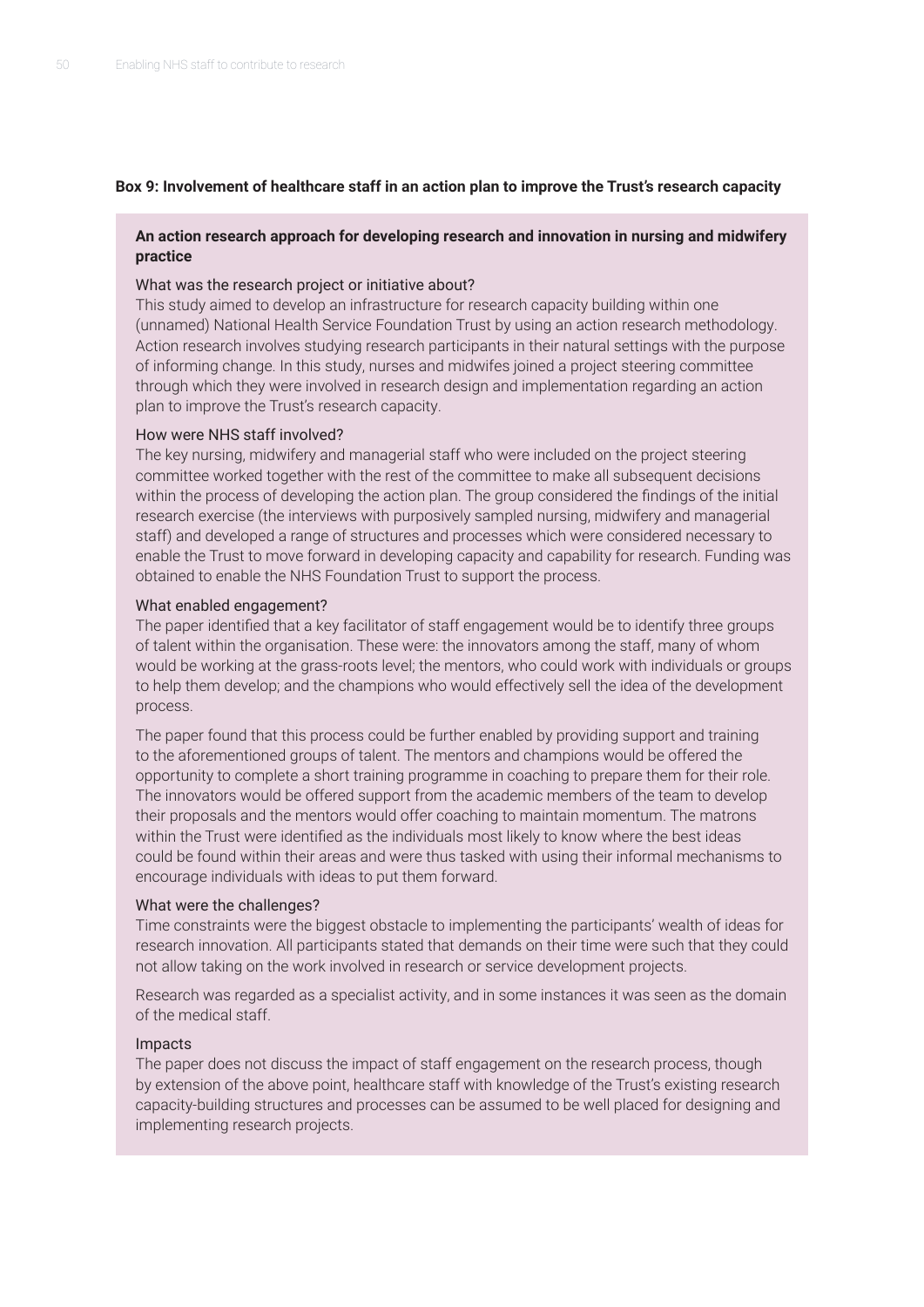**Box 9: Involvement of healthcare staff in an action plan to improve the Trust's research capacity**

**An action research approach for developing research and innovation in nursing and midwifery practice**

What was the research project or initiative about?

This study aimed to develop an infrastructure for research capacity building within one (unnamed) National Health Service Foundation Trust by using an action research methodology. Action research involves studying research participants in their natural settings with the purpose of informing change. In this study, nurses and midwifes joined a project steering committee through which they were involved in research design and implementation regarding an action plan to improve the Trust's research capacity.

How were NHS staff involved?

The key nursing, midwifery and managerial staff who were included on the project steering committee worked together with the rest of the committee to make all subsequent decisions within the process of developing the action plan. The group considered the findings of the initial research exercise (the interviews with purposively sampled nursing, midwifery and managerial staff) and developed a range of structures and processes which were considered necessary to enable the Trust to move forward in developing capacity and capability for research. Funding was obtained to enable the NHS Foundation Trust to support the process.

What enabled engagement?

The paper identified that a key facilitator of staff engagement would be to identify three groups of talent within the organisation. These were: the innovators among the staff, many of whom would be working at the grass-roots level; the mentors, who could work with individuals or groups to help them develop; and the champions who would effectively sell the idea of the development process.

The paper found that this process could be further enabled by providing support and training to the aforementioned groups of talent. The mentors and champions would be offered the opportunity to complete a short training programme in coaching to prepare them for their role. The innovators would be offered support from the academic members of the team to develop their proposals and the mentors would offer coaching to maintain momentum. The matrons within the Trust were identified as the individuals most likely to know where the best ideas could be found within their areas and were thus tasked with using their informal mechanisms to encourage individuals with ideas to put them forward.

What were the challenges?

Time constraints were the biggest obstacle to implementing the participants' wealth of ideas for research innovation. All participants stated that demands on their time were such that they could not allow taking on the work involved in research or service development projects.

Research was regarded as a specialist activity, and in some instances it was seen as the domain of the medical staff.

Impacts

The paper does not discuss the impact of staff engagement on the research process, though by extension of the above point, healthcare staff with knowledge of the Trust's existing research capacity-building structures and processes can be assumed to be well placed for designing and implementing research projects.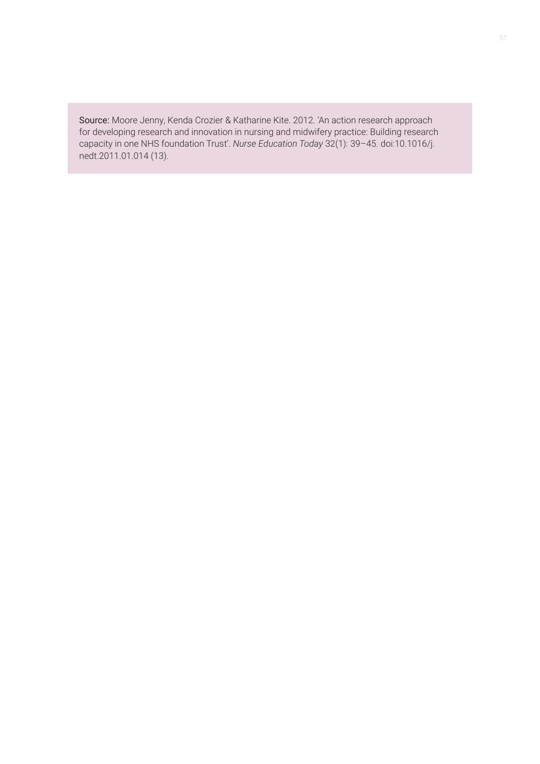**Source:** Moore Jenny, Kenda Crozier & Katharine Kite. 2012. 'An action research approach for developing research and innovation in nursing and midwifery practice: Building research capacity in one NHS foundation Trust'. *Nurse Education Today* 32(1): 39–45. doi:10.1016/j.nedt.2011.01.014 (13).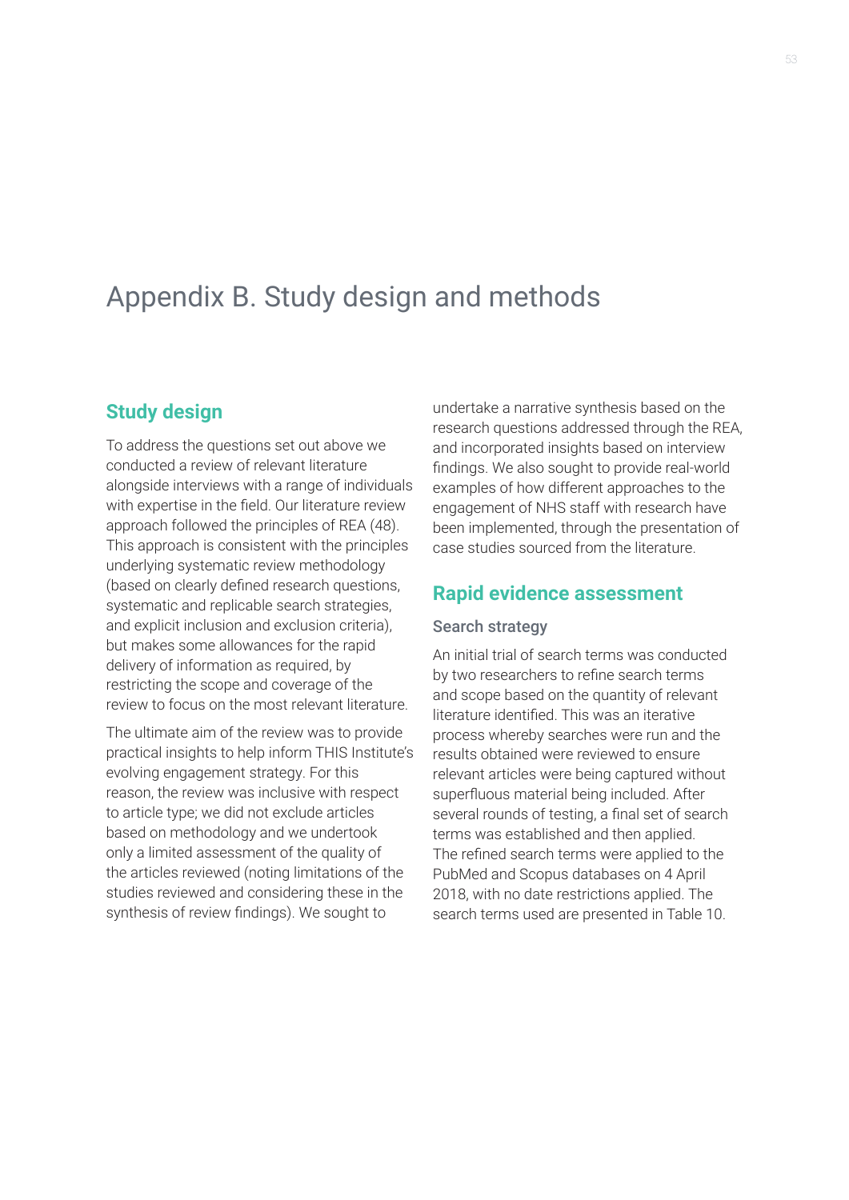# Appendix B. Study design and methods

## Study design

To address the questions set out above we conducted a review of relevant literature alongside interviews with a range of individuals with expertise in the field. Our literature review approach followed the principles of REA (48). This approach is consistent with the principles underlying systematic review methodology (based on clearly defined research questions, systematic and replicable search strategies, and explicit inclusion and exclusion criteria), but makes some allowances for the rapid delivery of information as required, by restricting the scope and coverage of the review to focus on the most relevant literature.

The ultimate aim of the review was to provide practical insights to help inform THIS Institute's evolving engagement strategy. For this reason, the review was inclusive with respect to article type; we did not exclude articles based on methodology and we undertook only a limited assessment of the quality of the articles reviewed (noting limitations of the studies reviewed and considering these in the synthesis of review findings). We sought to undertake a narrative synthesis based on the research questions addressed through the REA, and incorporated insights based on interview findings. We also sought to provide real-world examples of how different approaches to the engagement of NHS staff with research have been implemented, through the presentation of case studies sourced from the literature.

## Rapid evidence assessment

### Search strategy

An initial trial of search terms was conducted by two researchers to refine search terms and scope based on the quantity of relevant literature identified. This was an iterative process whereby searches were run and the results obtained were reviewed to ensure relevant articles were being captured without superfluous material being included. After several rounds of testing, a final set of search terms was established and then applied. The refined search terms were applied to the PubMed and Scopus databases on 4 April 2018, with no date restrictions applied. The search terms used are presented in Table 10.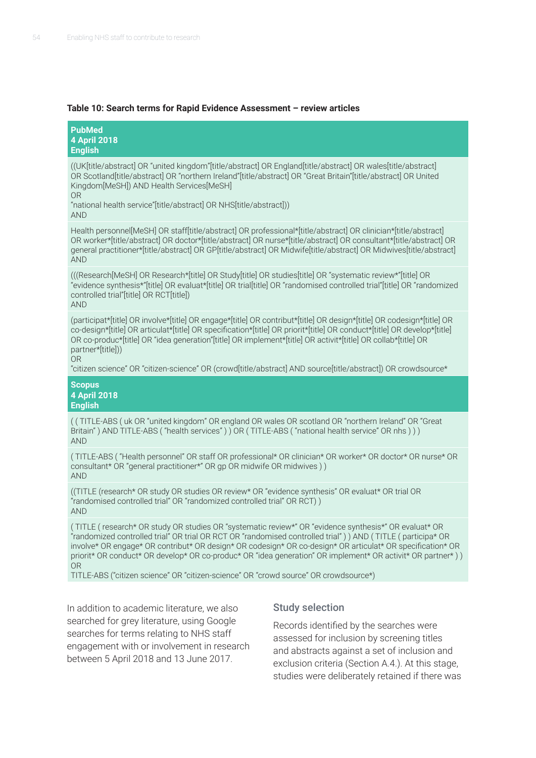**Table 10: Search terms for Rapid Evidence Assessment – review articles**

| **PubMed**<br>**4 April 2018**<br>**English** |
|---|
| ((UK[title/abstract] OR "united kingdom"[title/abstract] OR England[title/abstract] OR wales[title/abstract] OR Scotland[title/abstract] OR "northern Ireland"[title/abstract] OR "Great Britain"[title/abstract] OR United Kingdom[MeSH]) AND Health Services[MeSH]<br>OR<br>"national health service"[title/abstract] OR NHS[title/abstract]))<br>AND |
| Health personnel[MeSH] OR staff[title/abstract] OR professional*[title/abstract] OR clinician*[title/abstract] OR worker*[title/abstract] OR doctor*[title/abstract] OR nurse*[title/abstract] OR consultant*[title/abstract] OR general practitioner*[title/abstract] OR GP[title/abstract] OR Midwife[title/abstract] OR Midwives[title/abstract]<br>AND |
| (((Research[MeSH] OR Research*[title] OR Study[title] OR studies[title] OR "systematic review*"[title] OR "evidence synthesis*"[title] OR evaluat*[title] OR trial[title] OR "randomised controlled trial"[title] OR "randomized controlled trial"[title] OR RCT[title])<br>AND |
| (participat*[title] OR involve*[title] OR engage*[title] OR contribut*[title] OR design*[title] OR codesign*[title] OR co-design*[title] OR articulat*[title] OR specification*[title] OR priorit*[title] OR conduct*[title] OR develop*[title] OR co-produc*[title] OR "idea generation"[title] OR implement*[title] OR activit*[title] OR collab*[title] OR partner*[title]))<br>OR<br>"citizen science" OR "citizen-science" OR (crowd[title/abstract] AND source[title/abstract]) OR crowdsource* |
| **Scopus**<br>**4 April 2018**<br>**English** |
| ( ( TITLE-ABS ( uk OR "united kingdom" OR england OR wales OR scotland OR "northern Ireland" OR "Great Britain" ) AND TITLE-ABS ( "health services" ) ) OR ( TITLE-ABS ( "national health service" OR nhs ) ) )<br>AND |
| ( TITLE-ABS ( "Health personnel" OR staff OR professional* OR clinician* OR worker* OR doctor* OR nurse* OR consultant* OR "general practitioner*" OR gp OR midwife OR midwives ) )<br>AND |
| ((TITLE (research* OR study OR studies OR review* OR "evidence synthesis" OR evaluat* OR trial OR "randomised controlled trial" OR "randomized controlled trial" OR RCT) )<br>AND |
| ( TITLE ( research* OR study OR studies OR "systematic review*" OR "evidence synthesis*" OR evaluat* OR "randomized controlled trial" OR trial OR RCT OR "randomised controlled trial" ) ) AND ( TITLE ( participa* OR involve* OR engage* OR contribut* OR design* OR codesign* OR co-design* OR articulat* OR specification* OR priorit* OR conduct* OR develop* OR co-produc* OR "idea generation" OR implement* OR activit* OR partner* ) )<br>OR<br>TITLE-ABS ("citizen science" OR "citizen-science" OR "crowd source" OR crowdsource*) |

In addition to academic literature, we also searched for grey literature, using Google searches for terms relating to NHS staff engagement with or involvement in research between 5 April 2018 and 13 June 2017.

## Study selection

Records identified by the searches were assessed for inclusion by screening titles and abstracts against a set of inclusion and exclusion criteria (Section A.4.). At this stage, studies were deliberately retained if there was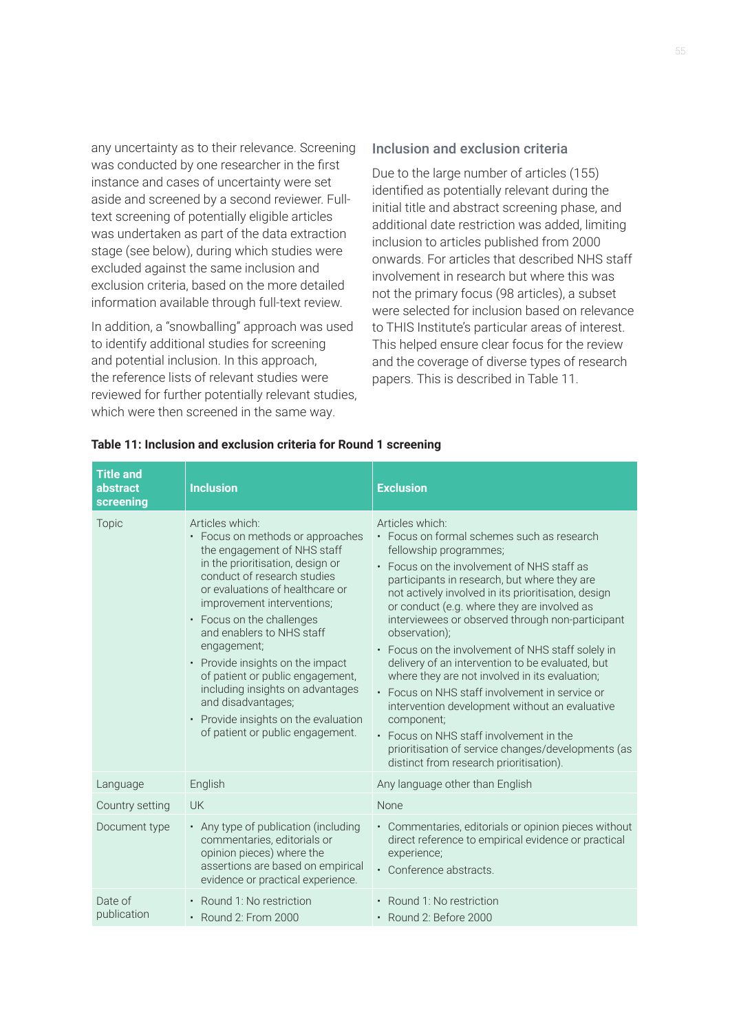any uncertainty as to their relevance. Screening was conducted by one researcher in the first instance and cases of uncertainty were set aside and screened by a second reviewer. Full-text screening of potentially eligible articles was undertaken as part of the data extraction stage (see below), during which studies were excluded against the same inclusion and exclusion criteria, based on the more detailed information available through full-text review.

In addition, a "snowballing" approach was used to identify additional studies for screening and potential inclusion. In this approach, the reference lists of relevant studies were reviewed for further potentially relevant studies, which were then screened in the same way.

### Inclusion and exclusion criteria

Due to the large number of articles (155) identified as potentially relevant during the initial title and abstract screening phase, and additional date restriction was added, limiting inclusion to articles published from 2000 onwards. For articles that described NHS staff involvement in research but where this was not the primary focus (98 articles), a subset were selected for inclusion based on relevance to THIS Institute's particular areas of interest. This helped ensure clear focus for the review and the coverage of diverse types of research papers. This is described in Table 11.

**Table 11: Inclusion and exclusion criteria for Round 1 screening**

| Title and abstract screening | Inclusion | Exclusion |
|---|---|---|
| Topic | Articles which:<br>• Focus on methods or approaches the engagement of NHS staff in the prioritisation, design or conduct of research studies or evaluations of healthcare or improvement interventions;<br>• Focus on the challenges and enablers to NHS staff engagement;<br>• Provide insights on the impact of patient or public engagement, including insights on advantages and disadvantages;<br>• Provide insights on the evaluation of patient or public engagement. | Articles which:<br>• Focus on formal schemes such as research fellowship programmes;<br>• Focus on the involvement of NHS staff as participants in research, but where they are not actively involved in its prioritisation, design or conduct (e.g. where they are involved as interviewees or observed through non-participant observation);<br>• Focus on the involvement of NHS staff solely in delivery of an intervention to be evaluated, but where they are not involved in its evaluation;<br>• Focus on NHS staff involvement in service or intervention development without an evaluative component;<br>• Focus on NHS staff involvement in the prioritisation of service changes/developments (as distinct from research prioritisation). |
| Language | English | Any language other than English |
| Country setting | UK | None |
| Document type | • Any type of publication (including commentaries, editorials or opinion pieces) where the assertions are based on empirical evidence or practical experience. | • Commentaries, editorials or opinion pieces without direct reference to empirical evidence or practical experience;<br>• Conference abstracts. |
| Date of publication | • Round 1: No restriction<br>• Round 2: From 2000 | • Round 1: No restriction<br>• Round 2: Before 2000 |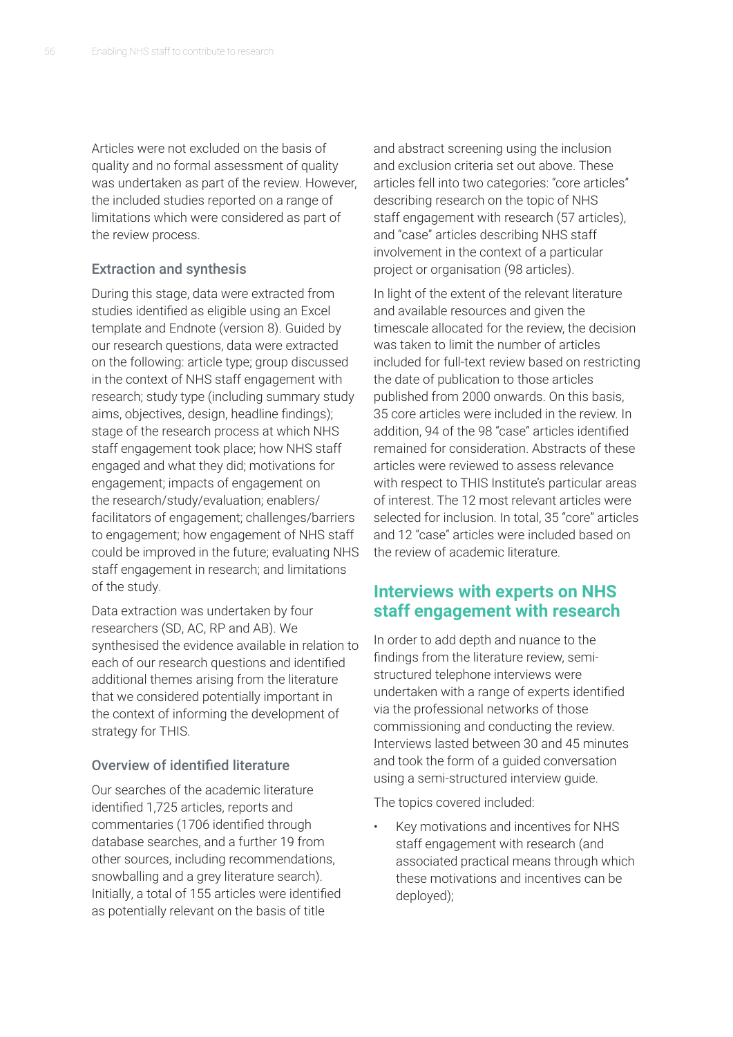Articles were not excluded on the basis of quality and no formal assessment of quality was undertaken as part of the review. However, the included studies reported on a range of limitations which were considered as part of the review process.

### Extraction and synthesis

During this stage, data were extracted from studies identified as eligible using an Excel template and Endnote (version 8). Guided by our research questions, data were extracted on the following: article type; group discussed in the context of NHS staff engagement with research; study type (including summary study aims, objectives, design, headline findings); stage of the research process at which NHS staff engagement took place; how NHS staff engaged and what they did; motivations for engagement; impacts of engagement on the research/study/evaluation; enablers/facilitators of engagement; challenges/barriers to engagement; how engagement of NHS staff could be improved in the future; evaluating NHS staff engagement in research; and limitations of the study.

Data extraction was undertaken by four researchers (SD, AC, RP and AB). We synthesised the evidence available in relation to each of our research questions and identified additional themes arising from the literature that we considered potentially important in the context of informing the development of strategy for THIS.

### Overview of identified literature

Our searches of the academic literature identified 1,725 articles, reports and commentaries (1706 identified through database searches, and a further 19 from other sources, including recommendations, snowballing and a grey literature search). Initially, a total of 155 articles were identified as potentially relevant on the basis of title and abstract screening using the inclusion and exclusion criteria set out above. These articles fell into two categories: "core articles" describing research on the topic of NHS staff engagement with research (57 articles), and "case" articles describing NHS staff involvement in the context of a particular project or organisation (98 articles).

In light of the extent of the relevant literature and available resources and given the timescale allocated for the review, the decision was taken to limit the number of articles included for full-text review based on restricting the date of publication to those articles published from 2000 onwards. On this basis, 35 core articles were included in the review. In addition, 94 of the 98 "case" articles identified remained for consideration. Abstracts of these articles were reviewed to assess relevance with respect to THIS Institute's particular areas of interest. The 12 most relevant articles were selected for inclusion. In total, 35 "core" articles and 12 "case" articles were included based on the review of academic literature.

## Interviews with experts on NHS staff engagement with research

In order to add depth and nuance to the findings from the literature review, semi-structured telephone interviews were undertaken with a range of experts identified via the professional networks of those commissioning and conducting the review. Interviews lasted between 30 and 45 minutes and took the form of a guided conversation using a semi-structured interview guide.

The topics covered included:

- Key motivations and incentives for NHS staff engagement with research (and associated practical means through which these motivations and incentives can be deployed);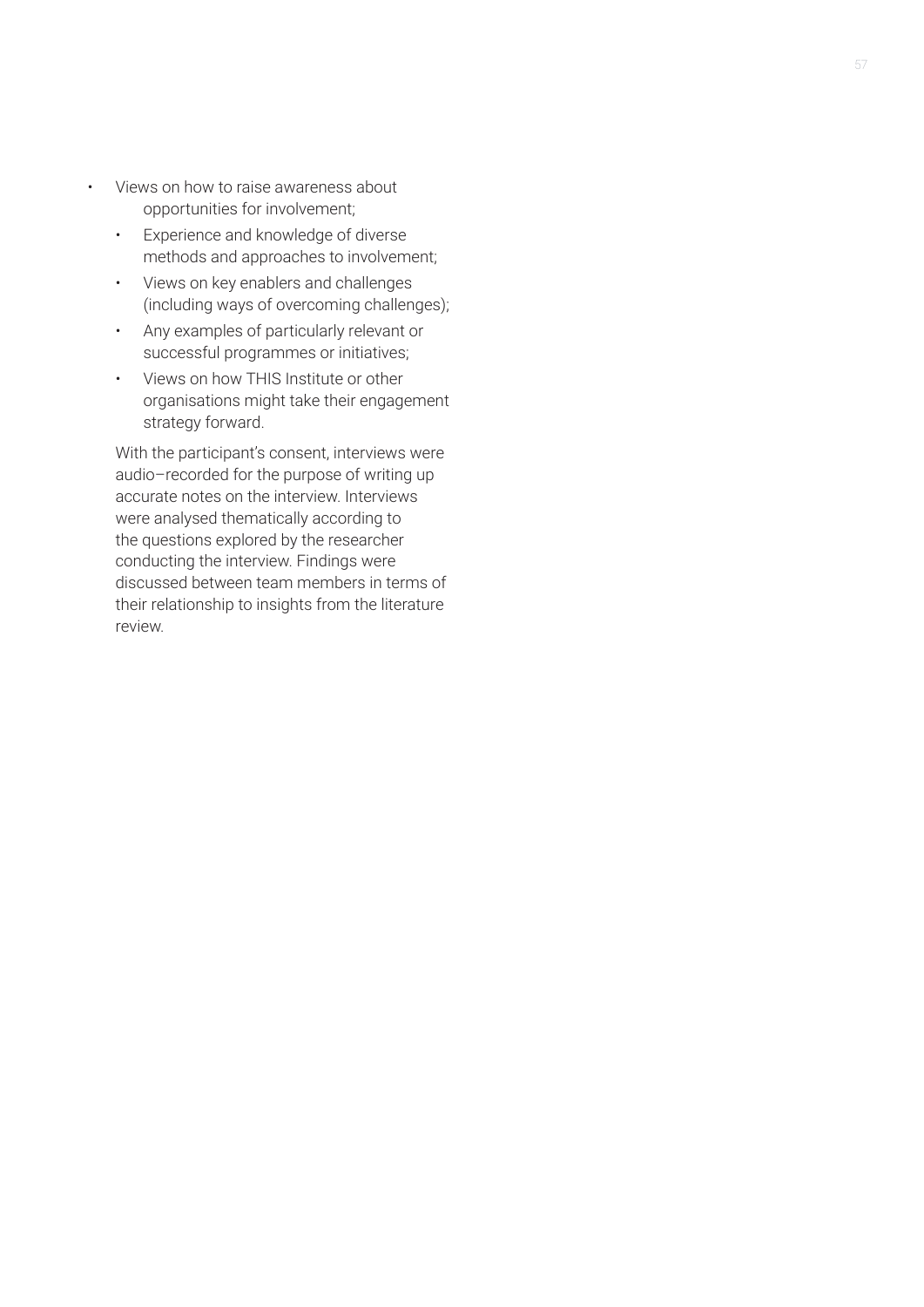- Views on how to raise awareness about opportunities for involvement;
- Experience and knowledge of diverse methods and approaches to involvement;
- Views on key enablers and challenges (including ways of overcoming challenges);
- Any examples of particularly relevant or successful programmes or initiatives;
- Views on how THIS Institute or other organisations might take their engagement strategy forward.

With the participant's consent, interviews were audio–recorded for the purpose of writing up accurate notes on the interview. Interviews were analysed thematically according to the questions explored by the researcher conducting the interview. Findings were discussed between team members in terms of their relationship to insights from the literature review.